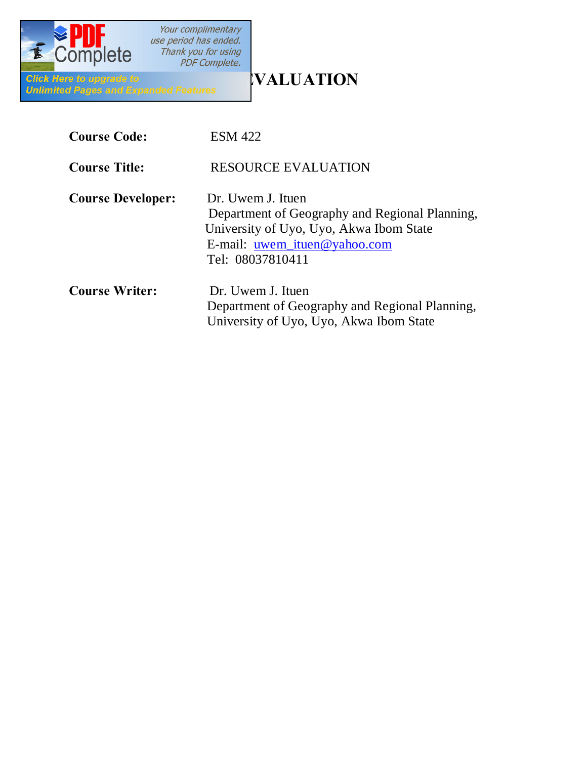# VALUATION

**Course Code:** ESM 422

**Course Title:** RESOURCE EVALUATION

**Course Developer:** Dr. Uwem J. Ituen
Department of Geography and Regional Planning,
University of Uyo, Uyo, Akwa Ibom State
E-mail: uwem_ituen@yahoo.com
Tel: 08037810411

**Course Writer:** Dr. Uwem J. Ituen
Department of Geography and Regional Planning,
University of Uyo, Uyo, Akwa Ibom State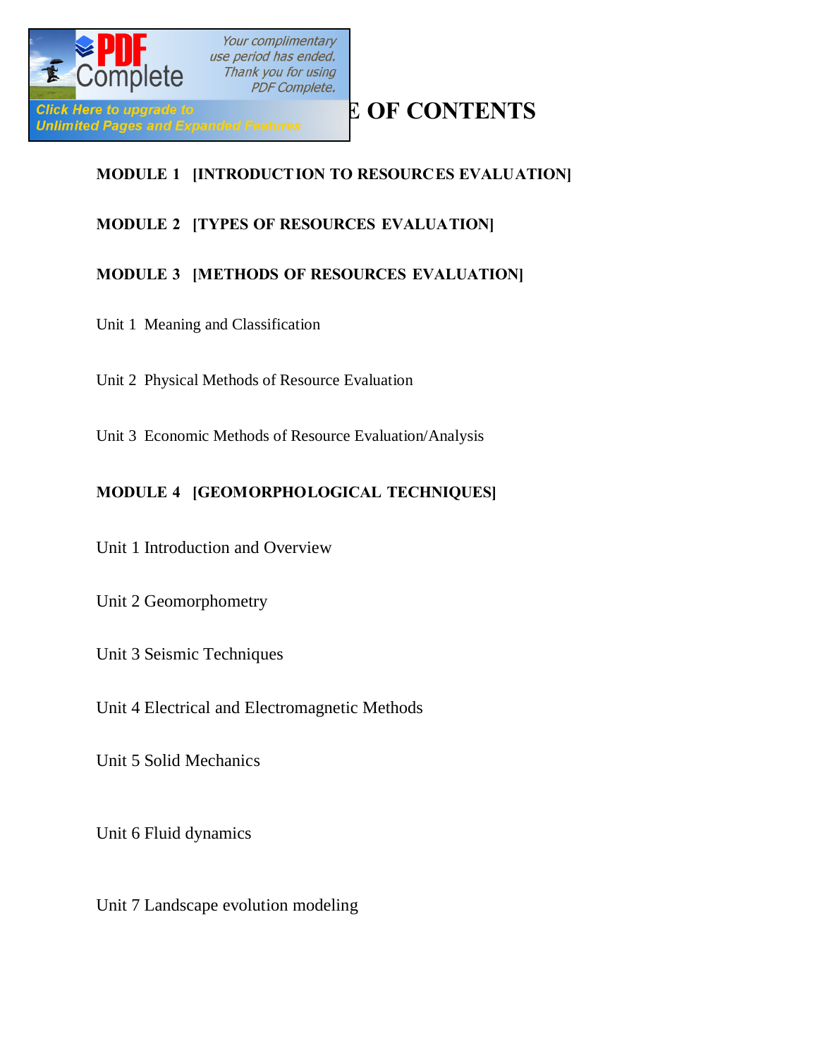# TABLE OF CONTENTS

**MODULE 1 [INTRODUCTION TO RESOURCES EVALUATION]**

**MODULE 2 [TYPES OF RESOURCES EVALUATION]**

**MODULE 3 [METHODS OF RESOURCES EVALUATION]**

Unit 1 Meaning and Classification

Unit 2 Physical Methods of Resource Evaluation

Unit 3 Economic Methods of Resource Evaluation/Analysis

**MODULE 4 [GEOMORPHOLOGICAL TECHNIQUES]**

Unit 1 Introduction and Overview

Unit 2 Geomorphometry

Unit 3 Seismic Techniques

Unit 4 Electrical and Electromagnetic Methods

Unit 5 Solid Mechanics

Unit 6 Fluid dynamics

Unit 7 Landscape evolution modeling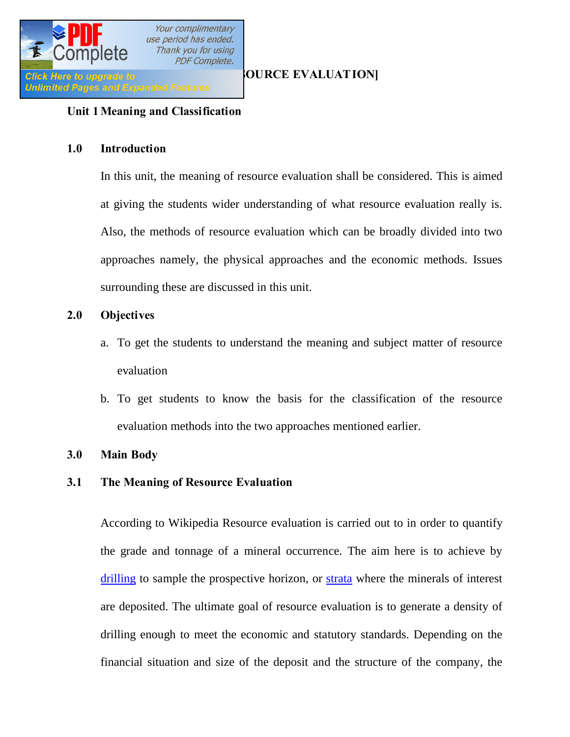## Unit 1 Meaning and Classification

### 1.0 Introduction

In this unit, the meaning of resource evaluation shall be considered. This is aimed at giving the students wider understanding of what resource evaluation really is. Also, the methods of resource evaluation which can be broadly divided into two approaches namely, the physical approaches and the economic methods. Issues surrounding these are discussed in this unit.

### 2.0 Objectives

a. To get the students to understand the meaning and subject matter of resource evaluation

b. To get students to know the basis for the classification of the resource evaluation methods into the two approaches mentioned earlier.

### 3.0 Main Body

### 3.1 The Meaning of Resource Evaluation

According to Wikipedia Resource evaluation is carried out to in order to quantify the grade and tonnage of a mineral occurrence. The aim here is to achieve by drilling to sample the prospective horizon, or strata where the minerals of interest are deposited. The ultimate goal of resource evaluation is to generate a density of drilling enough to meet the economic and statutory standards. Depending on the financial situation and size of the deposit and the structure of the company, the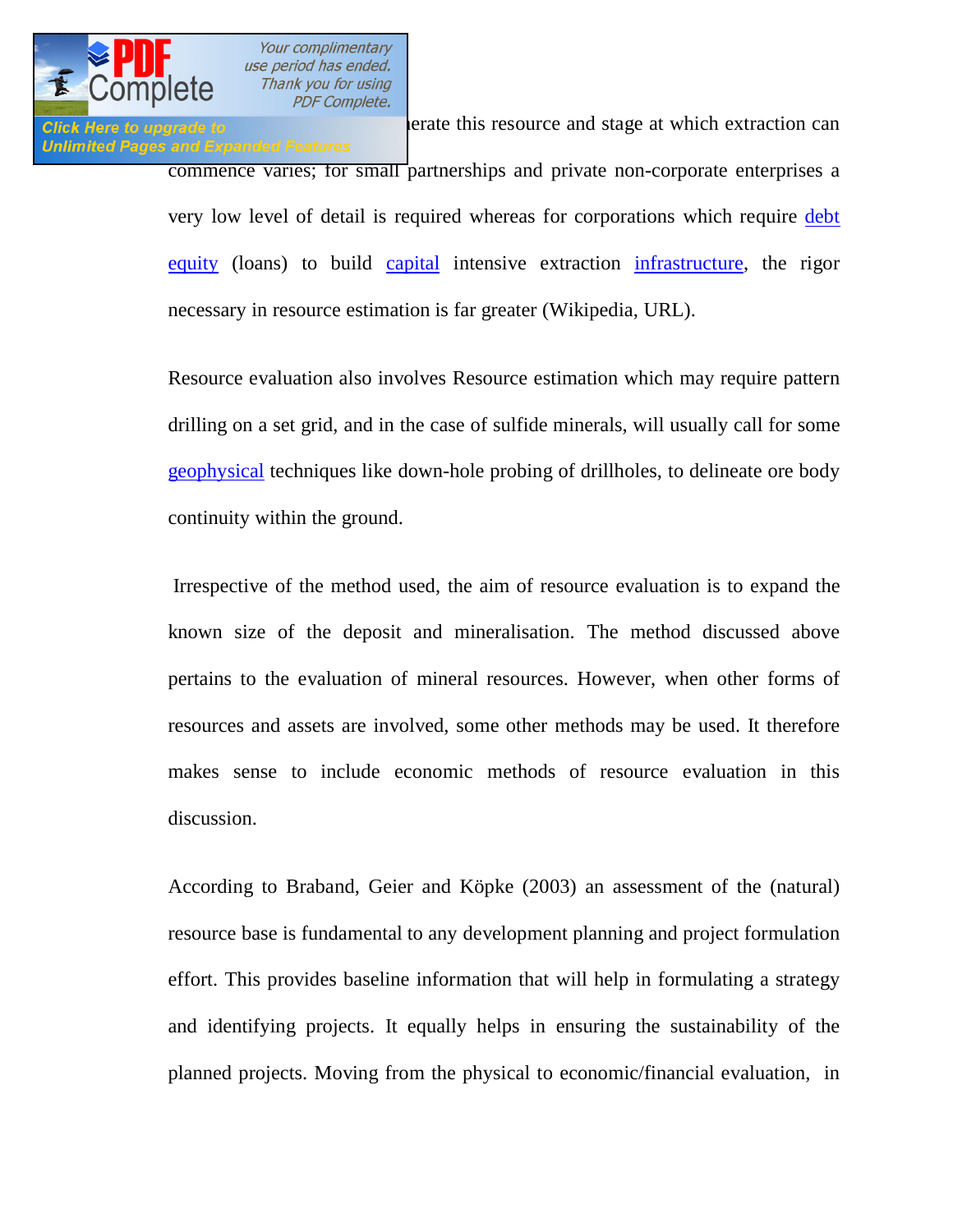...erate this resource and stage at which extraction can commence varies; for small partnerships and private non-corporate enterprises a very low level of detail is required whereas for corporations which require debt equity (loans) to build capital intensive extraction infrastructure, the rigor necessary in resource estimation is far greater (Wikipedia, URL).

Resource evaluation also involves Resource estimation which may require pattern drilling on a set grid, and in the case of sulfide minerals, will usually call for some geophysical techniques like down-hole probing of drillholes, to delineate ore body continuity within the ground.

Irrespective of the method used, the aim of resource evaluation is to expand the known size of the deposit and mineralisation. The method discussed above pertains to the evaluation of mineral resources. However, when other forms of resources and assets are involved, some other methods may be used. It therefore makes sense to include economic methods of resource evaluation in this discussion.

According to Braband, Geier and Köpke (2003) an assessment of the (natural) resource base is fundamental to any development planning and project formulation effort. This provides baseline information that will help in formulating a strategy and identifying projects. It equally helps in ensuring the sustainability of the planned projects. Moving from the physical to economic/financial evaluation, in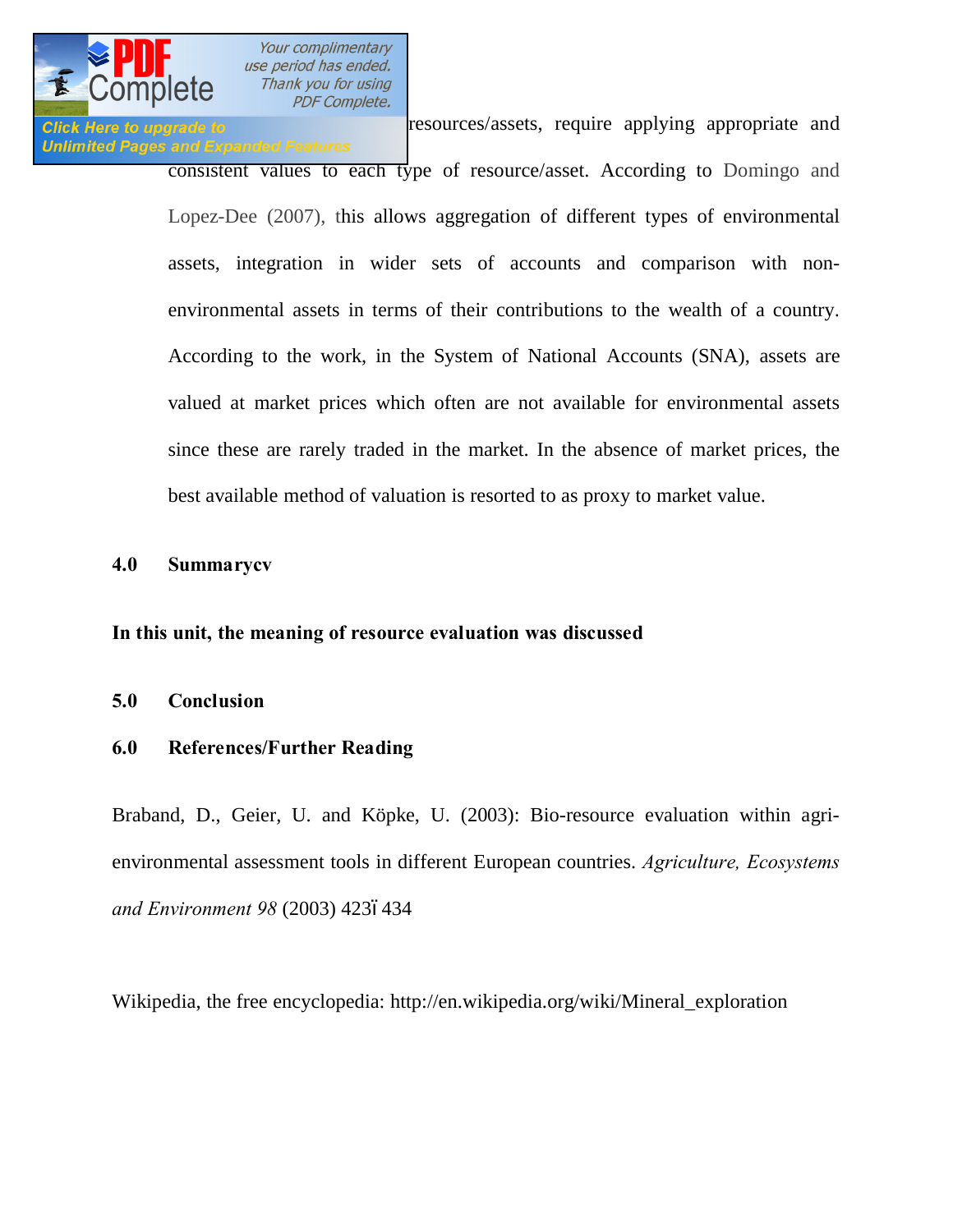resources/assets, require applying appropriate and consistent values to each type of resource/asset. According to Domingo and Lopez-Dee (2007), this allows aggregation of different types of environmental assets, integration in wider sets of accounts and comparison with non-environmental assets in terms of their contributions to the wealth of a country. According to the work, in the System of National Accounts (SNA), assets are valued at market prices which often are not available for environmental assets since these are rarely traded in the market. In the absence of market prices, the best available method of valuation is resorted to as proxy to market value.

## 4.0 Summarycv

**In this unit, the meaning of resource evaluation was discussed**

## 5.0 Conclusion

## 6.0 References/Further Reading

Braband, D., Geier, U. and Köpke, U. (2003): Bio-resource evaluation within agri-environmental assessment tools in different European countries. *Agriculture, Ecosystems and Environment 98* (2003) 423ï 434

Wikipedia, the free encyclopedia: http://en.wikipedia.org/wiki/Mineral_exploration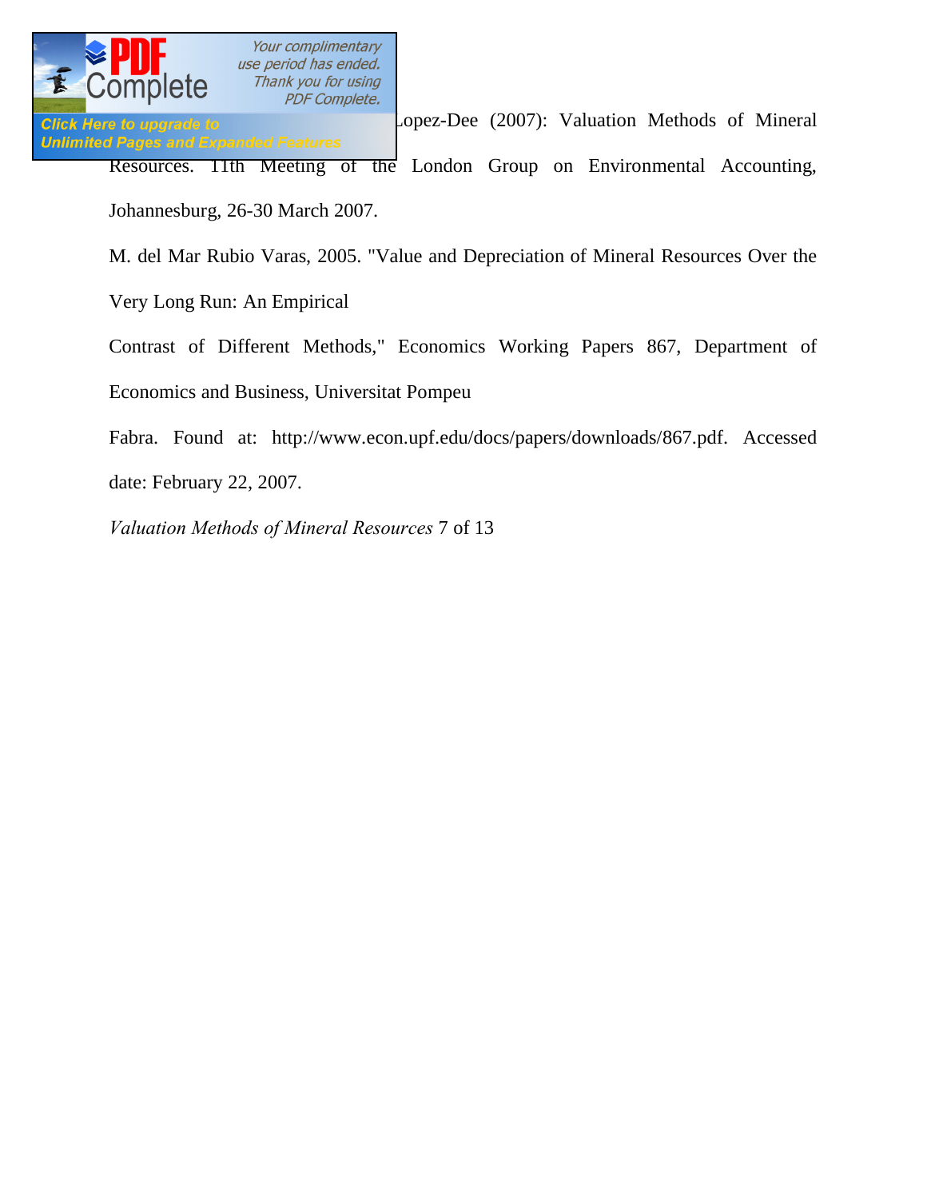Lopez-Dee (2007): Valuation Methods of Mineral Resources. 11th Meeting of the London Group on Environmental Accounting, Johannesburg, 26-30 March 2007.

M. del Mar Rubio Varas, 2005. "Value and Depreciation of Mineral Resources Over the Very Long Run: An Empirical Contrast of Different Methods," Economics Working Papers 867, Department of Economics and Business, Universitat Pompeu Fabra. Found at: http://www.econ.upf.edu/docs/papers/downloads/867.pdf. Accessed date: February 22, 2007.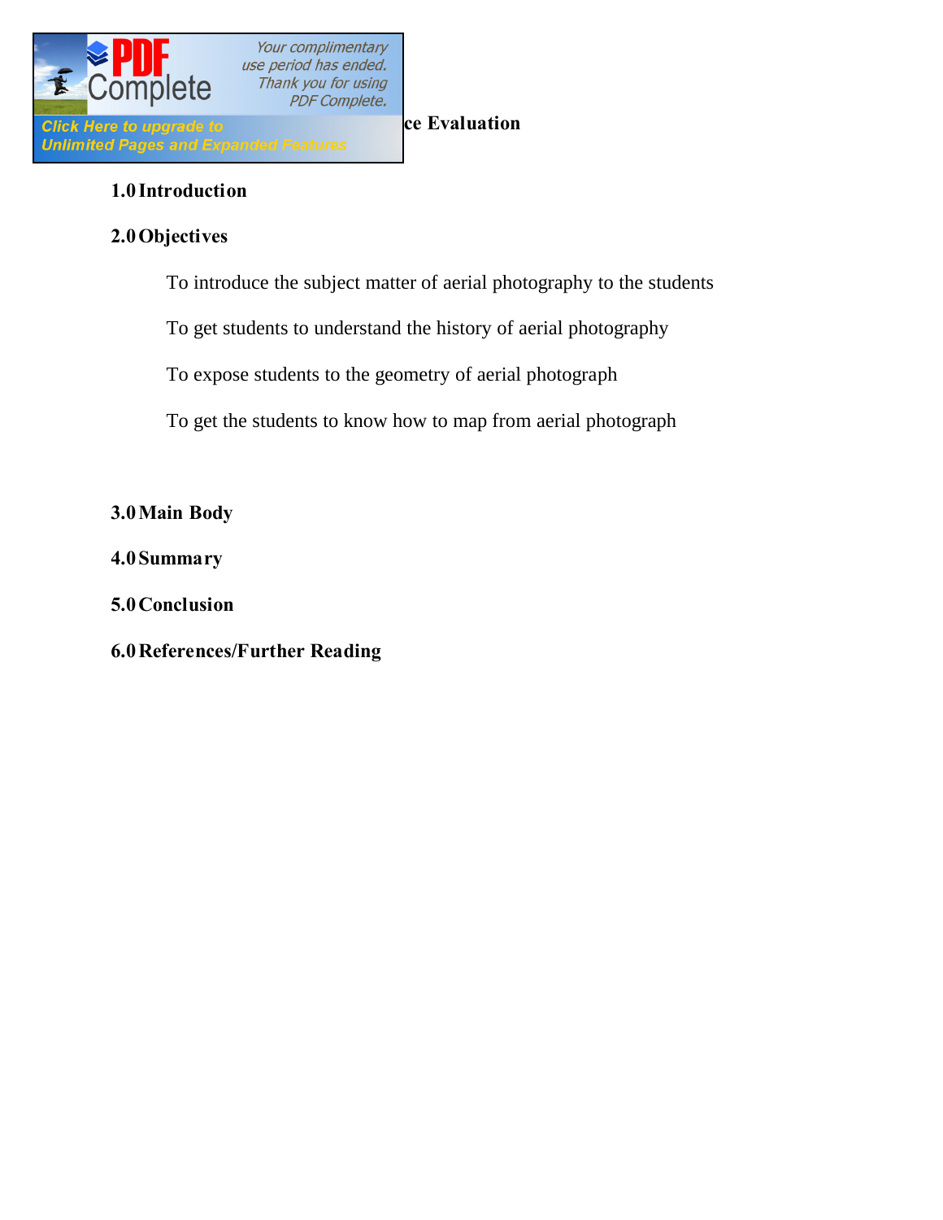ce Evaluation

**1.0 Introduction**

**2.0 Objectives**

To introduce the subject matter of aerial photography to the students

To get students to understand the history of aerial photography

To expose students to the geometry of aerial photograph

To get the students to know how to map from aerial photograph

**3.0 Main Body**

**4.0 Summary**

**5.0 Conclusion**

**6.0 References/Further Reading**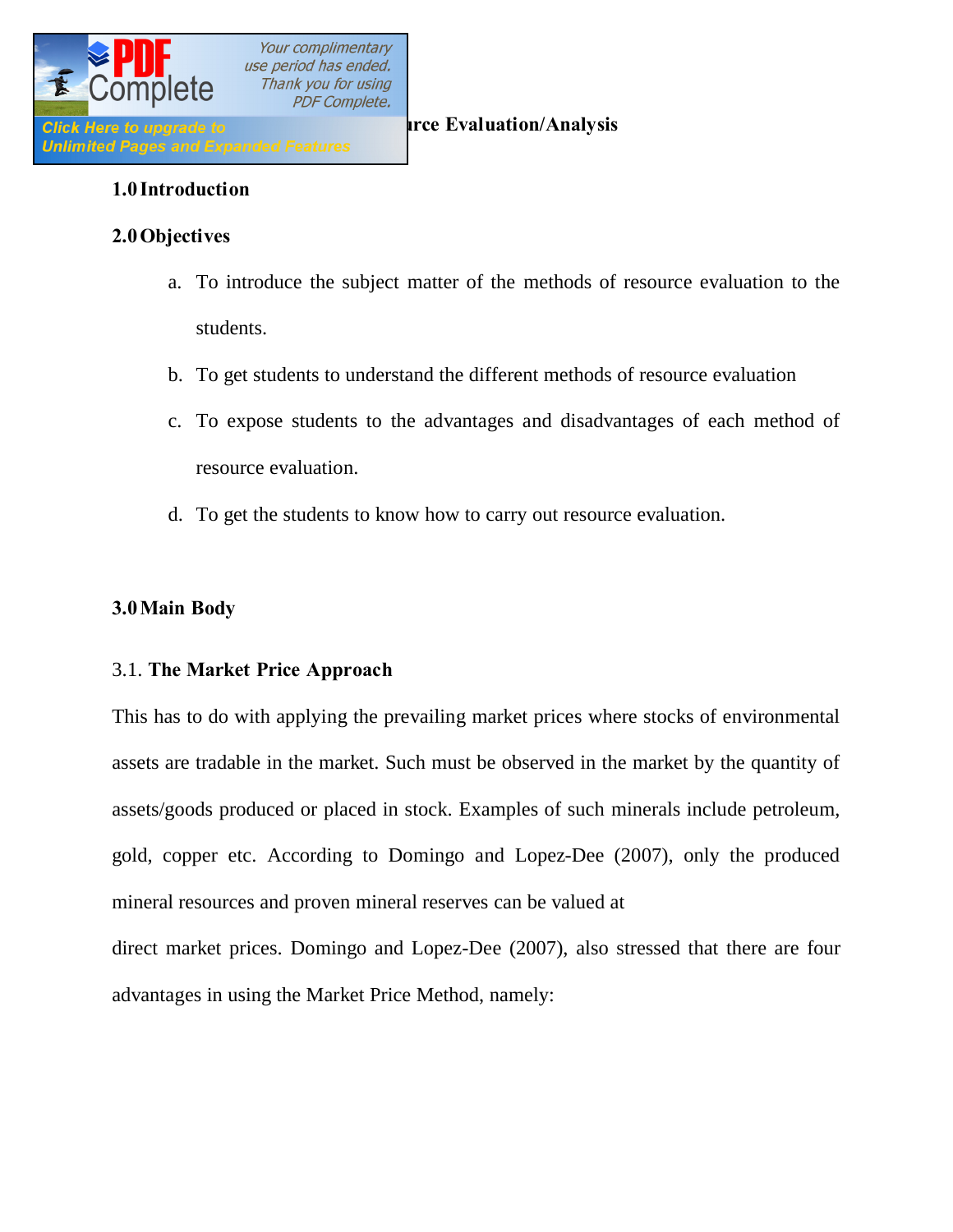...rce Evaluation/Analysis

**1.0 Introduction**

**2.0 Objectives**

a. To introduce the subject matter of the methods of resource evaluation to the students.

b. To get students to understand the different methods of resource evaluation

c. To expose students to the advantages and disadvantages of each method of resource evaluation.

d. To get the students to know how to carry out resource evaluation.

**3.0 Main Body**

3.1. **The Market Price Approach**

This has to do with applying the prevailing market prices where stocks of environmental assets are tradable in the market. Such must be observed in the market by the quantity of assets/goods produced or placed in stock. Examples of such minerals include petroleum, gold, copper etc. According to Domingo and Lopez-Dee (2007), only the produced mineral resources and proven mineral reserves can be valued at direct market prices. Domingo and Lopez-Dee (2007), also stressed that there are four advantages in using the Market Price Method, namely: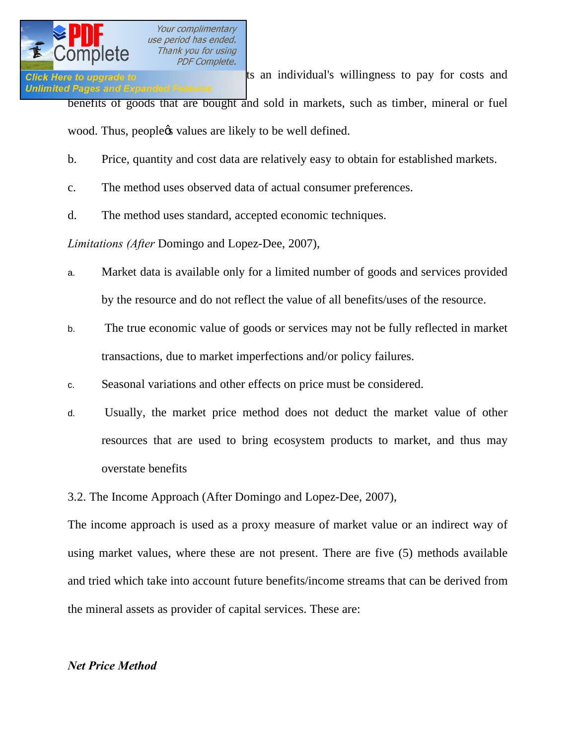ts an individual's willingness to pay for costs and benefits of goods that are bought and sold in markets, such as timber, mineral or fuel wood. Thus, people�s values are likely to be well defined.

b. Price, quantity and cost data are relatively easy to obtain for established markets.

c. The method uses observed data of actual consumer preferences.

d. The method uses standard, accepted economic techniques.

*Limitations (After* Domingo and Lopez-Dee, 2007),

a. Market data is available only for a limited number of goods and services provided by the resource and do not reflect the value of all benefits/uses of the resource.

b. The true economic value of goods or services may not be fully reflected in market transactions, due to market imperfections and/or policy failures.

c. Seasonal variations and other effects on price must be considered.

d. Usually, the market price method does not deduct the market value of other resources that are used to bring ecosystem products to market, and thus may overstate benefits

3.2. The Income Approach (After Domingo and Lopez-Dee, 2007),

The income approach is used as a proxy measure of market value or an indirect way of using market values, where these are not present. There are five (5) methods available and tried which take into account future benefits/income streams that can be derived from the mineral assets as provider of capital services. These are:

***Net Price Method***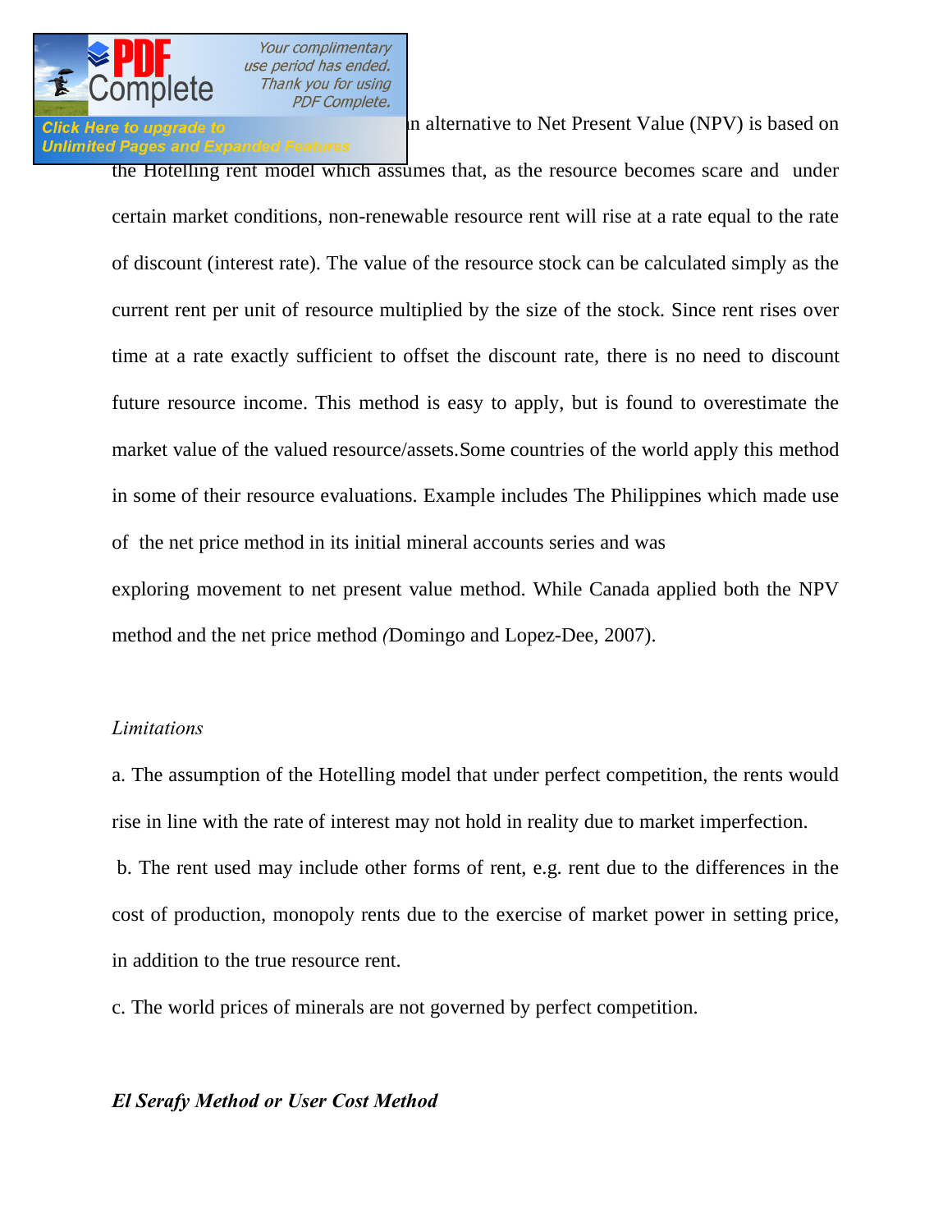n alternative to Net Present Value (NPV) is based on the Hotelling rent model which assumes that, as the resource becomes scare and under certain market conditions, non-renewable resource rent will rise at a rate equal to the rate of discount (interest rate). The value of the resource stock can be calculated simply as the current rent per unit of resource multiplied by the size of the stock. Since rent rises over time at a rate exactly sufficient to offset the discount rate, there is no need to discount future resource income. This method is easy to apply, but is found to overestimate the market value of the valued resource/assets.Some countries of the world apply this method in some of their resource evaluations. Example includes The Philippines which made use of the net price method in its initial mineral accounts series and was

exploring movement to net present value method. While Canada applied both the NPV method and the net price method (Domingo and Lopez-Dee, 2007).

*Limitations*

a. The assumption of the Hotelling model that under perfect competition, the rents would rise in line with the rate of interest may not hold in reality due to market imperfection.

b. The rent used may include other forms of rent, e.g. rent due to the differences in the cost of production, monopoly rents due to the exercise of market power in setting price, in addition to the true resource rent.

c. The world prices of minerals are not governed by perfect competition.

***El Serafy Method or User Cost Method***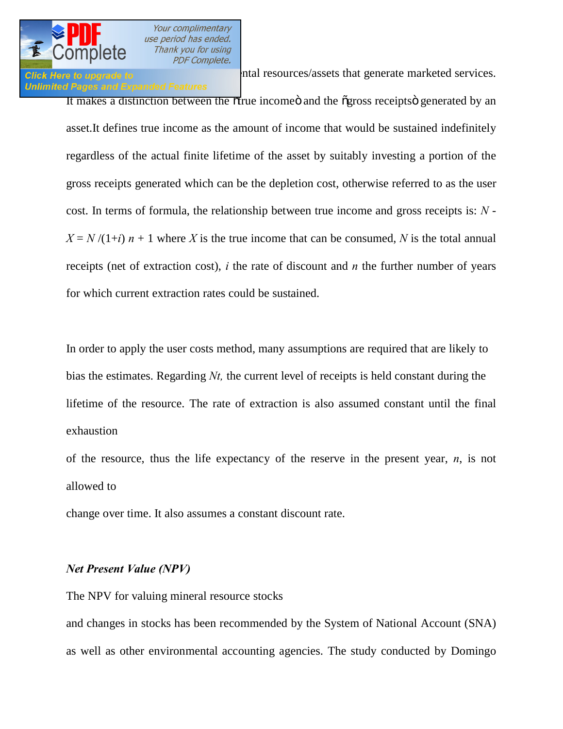ntal resources/assets that generate marketed services. It makes a distinction between the "true income" and the "gross receipts" generated by an asset.It defines true income as the amount of income that would be sustained indefinitely regardless of the actual finite lifetime of the asset by suitably investing a portion of the gross receipts generated which can be the depletion cost, otherwise referred to as the user cost. In terms of formula, the relationship between true income and gross receipts is: $N - X = N/(1+i)^{n+1}$ where $X$ is the true income that can be consumed, $N$ is the total annual receipts (net of extraction cost), $i$ the rate of discount and $n$ the further number of years for which current extraction rates could be sustained.

In order to apply the user costs method, many assumptions are required that are likely to bias the estimates. Regarding $N_t$, the current level of receipts is held constant during the lifetime of the resource. The rate of extraction is also assumed constant until the final exhaustion of the resource, thus the life expectancy of the reserve in the present year, $n$, is not allowed to change over time. It also assumes a constant discount rate.

***Net Present Value (NPV)***

The NPV for valuing mineral resource stocks and changes in stocks has been recommended by the System of National Account (SNA) as well as other environmental accounting agencies. The study conducted by Domingo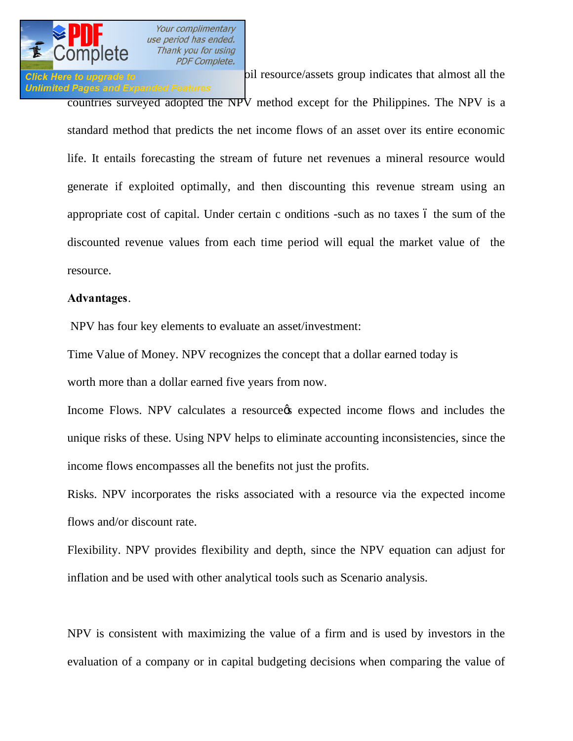oil resource/assets group indicates that almost all the countries surveyed adopted the NPV method except for the Philippines. The NPV is a standard method that predicts the net income flows of an asset over its entire economic life. It entails forecasting the stream of future net revenues a mineral resource would generate if exploited optimally, and then discounting this revenue stream using an appropriate cost of capital. Under certain c onditions -such as no taxes ó the sum of the discounted revenue values from each time period will equal the market value of the resource.

**Advantages**.

NPV has four key elements to evaluate an asset/investment:

Time Value of Money. NPV recognizes the concept that a dollar earned today is worth more than a dollar earned five years from now.

Income Flows. NPV calculates a resourceøs expected income flows and includes the unique risks of these. Using NPV helps to eliminate accounting inconsistencies, since the income flows encompasses all the benefits not just the profits.

Risks. NPV incorporates the risks associated with a resource via the expected income flows and/or discount rate.

Flexibility. NPV provides flexibility and depth, since the NPV equation can adjust for inflation and be used with other analytical tools such as Scenario analysis.

NPV is consistent with maximizing the value of a firm and is used by investors in the evaluation of a company or in capital budgeting decisions when comparing the value of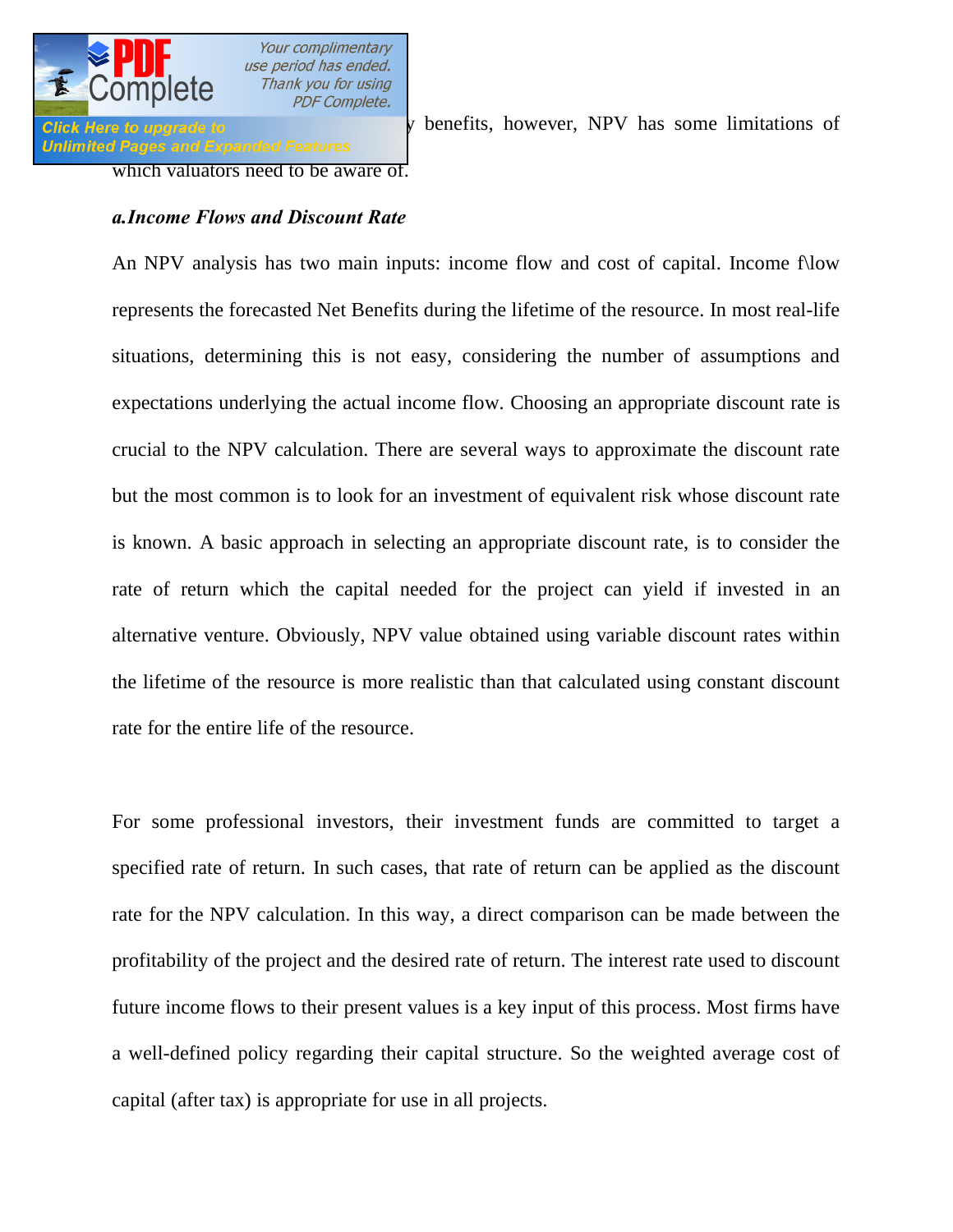y benefits, however, NPV has some limitations of which valuators need to be aware of.

***a.Income Flows and Discount Rate***

An NPV analysis has two main inputs: income flow and cost of capital. Income f\low represents the forecasted Net Benefits during the lifetime of the resource. In most real-life situations, determining this is not easy, considering the number of assumptions and expectations underlying the actual income flow. Choosing an appropriate discount rate is crucial to the NPV calculation. There are several ways to approximate the discount rate but the most common is to look for an investment of equivalent risk whose discount rate is known. A basic approach in selecting an appropriate discount rate, is to consider the rate of return which the capital needed for the project can yield if invested in an alternative venture. Obviously, NPV value obtained using variable discount rates within the lifetime of the resource is more realistic than that calculated using constant discount rate for the entire life of the resource.

For some professional investors, their investment funds are committed to target a specified rate of return. In such cases, that rate of return can be applied as the discount rate for the NPV calculation. In this way, a direct comparison can be made between the profitability of the project and the desired rate of return. The interest rate used to discount future income flows to their present values is a key input of this process. Most firms have a well-defined policy regarding their capital structure. So the weighted average cost of capital (after tax) is appropriate for use in all projects.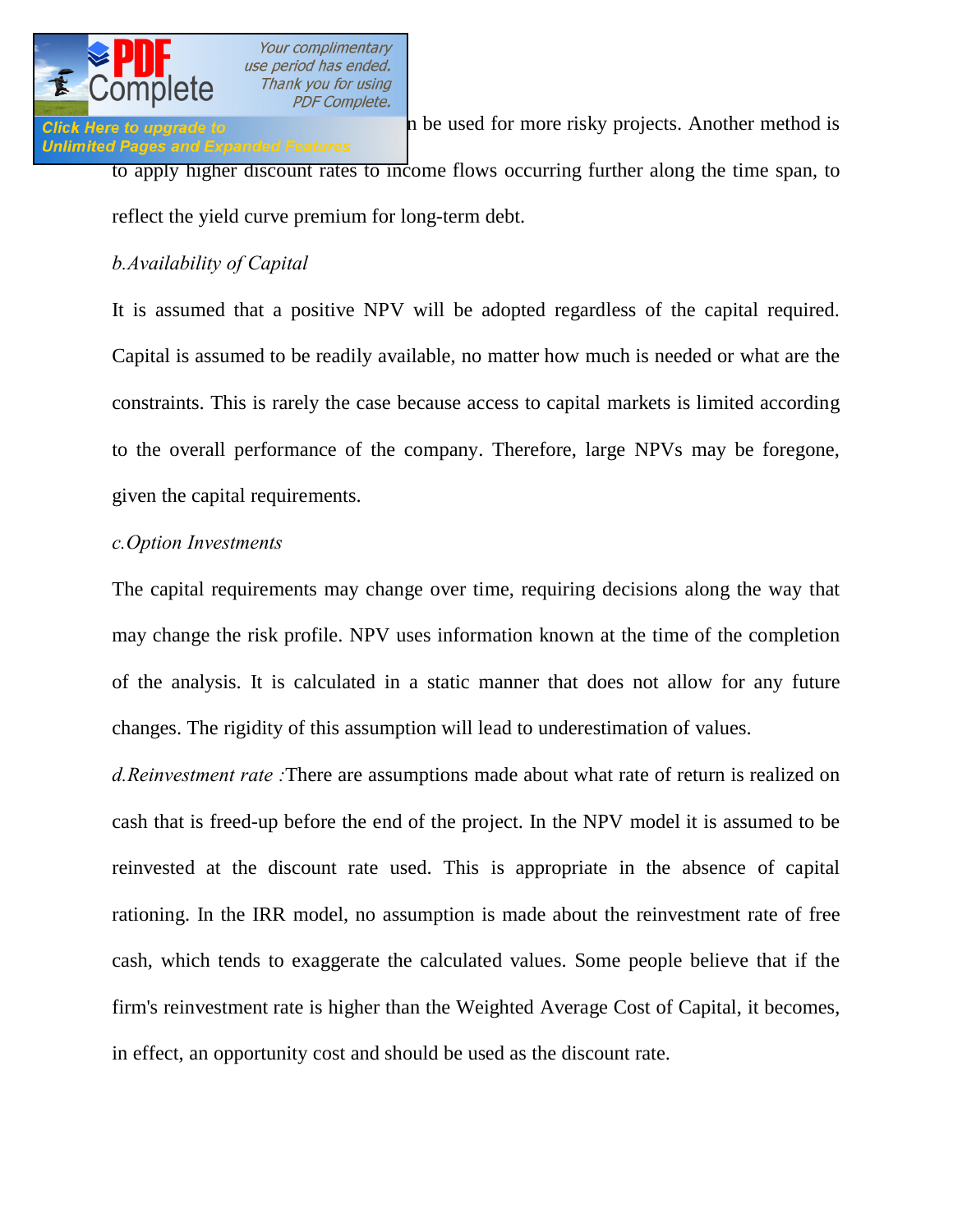n be used for more risky projects. Another method is to apply higher discount rates to income flows occurring further along the time span, to reflect the yield curve premium for long-term debt.

*b.Availability of Capital*

It is assumed that a positive NPV will be adopted regardless of the capital required. Capital is assumed to be readily available, no matter how much is needed or what are the constraints. This is rarely the case because access to capital markets is limited according to the overall performance of the company. Therefore, large NPVs may be foregone, given the capital requirements.

*c.Option Investments*

The capital requirements may change over time, requiring decisions along the way that may change the risk profile. NPV uses information known at the time of the completion of the analysis. It is calculated in a static manner that does not allow for any future changes. The rigidity of this assumption will lead to underestimation of values.

*d.Reinvestment rate :*There are assumptions made about what rate of return is realized on cash that is freed-up before the end of the project. In the NPV model it is assumed to be reinvested at the discount rate used. This is appropriate in the absence of capital rationing. In the IRR model, no assumption is made about the reinvestment rate of free cash, which tends to exaggerate the calculated values. Some people believe that if the firm's reinvestment rate is higher than the Weighted Average Cost of Capital, it becomes, in effect, an opportunity cost and should be used as the discount rate.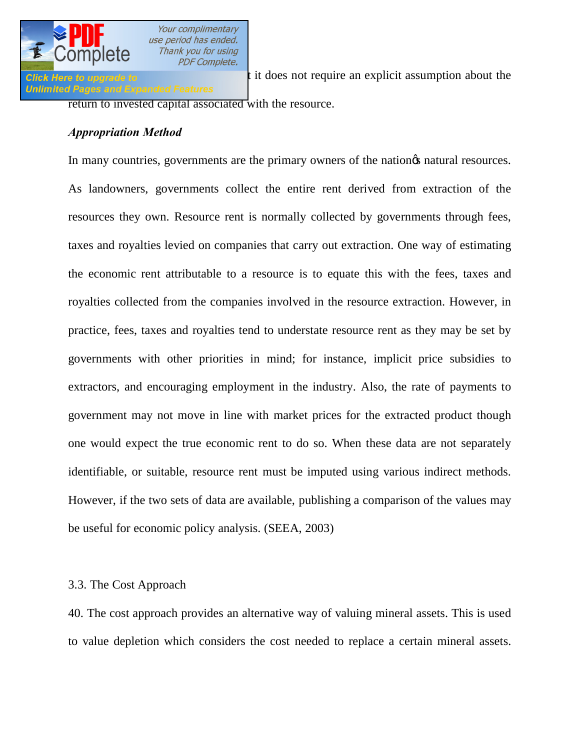t it does not require an explicit assumption about the return to invested capital associated with the resource.

***Appropriation Method***

In many countries, governments are the primary owners of the nation's natural resources. As landowners, governments collect the entire rent derived from extraction of the resources they own. Resource rent is normally collected by governments through fees, taxes and royalties levied on companies that carry out extraction. One way of estimating the economic rent attributable to a resource is to equate this with the fees, taxes and royalties collected from the companies involved in the resource extraction. However, in practice, fees, taxes and royalties tend to understate resource rent as they may be set by governments with other priorities in mind; for instance, implicit price subsidies to extractors, and encouraging employment in the industry. Also, the rate of payments to government may not move in line with market prices for the extracted product though one would expect the true economic rent to do so. When these data are not separately identifiable, or suitable, resource rent must be imputed using various indirect methods. However, if the two sets of data are available, publishing a comparison of the values may be useful for economic policy analysis. (SEEA, 2003)

### 3.3. The Cost Approach

40. The cost approach provides an alternative way of valuing mineral assets. This is used to value depletion which considers the cost needed to replace a certain mineral assets.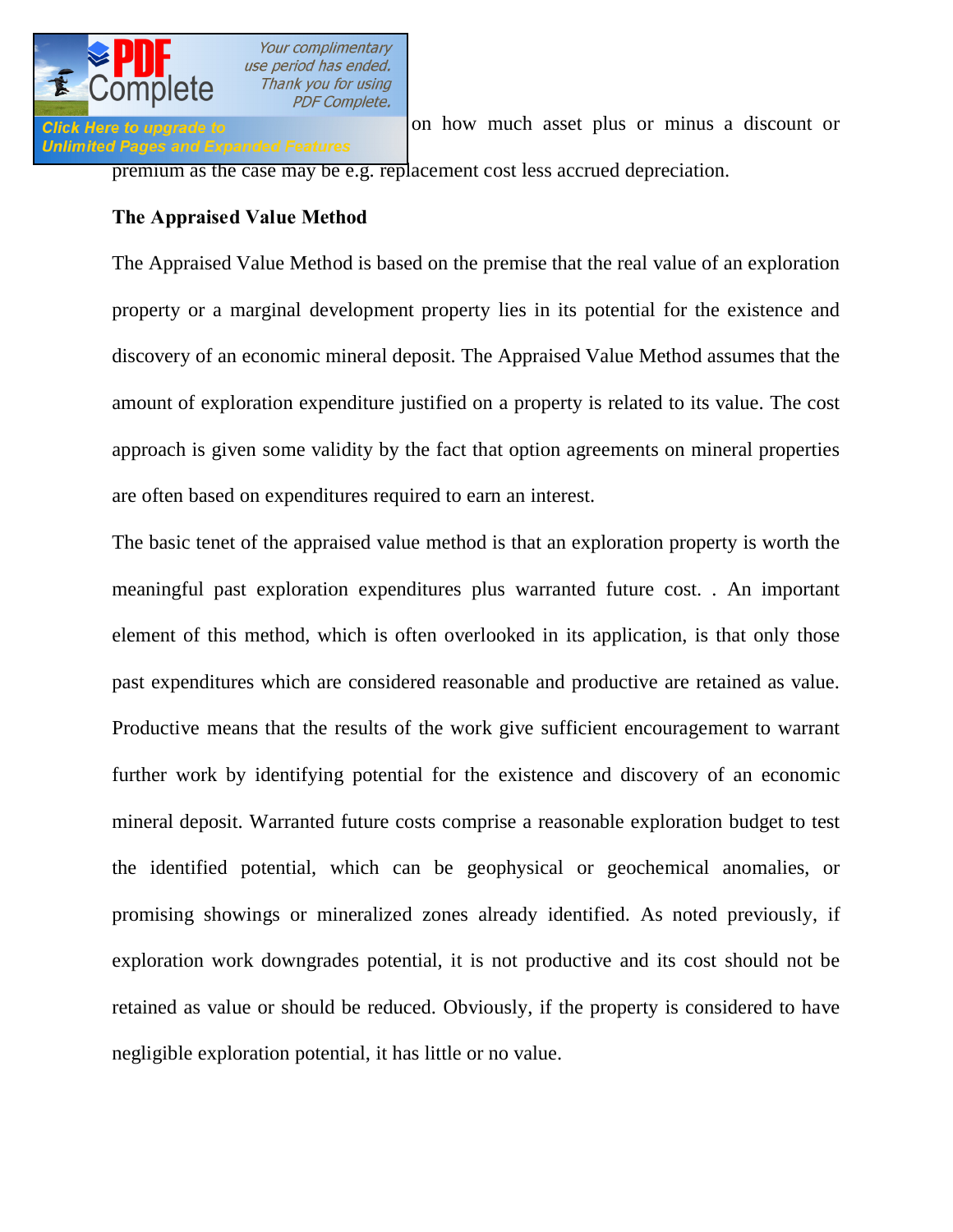on how much asset plus or minus a discount or premium as the case may be e.g. replacement cost less accrued depreciation.

**The Appraised Value Method**

The Appraised Value Method is based on the premise that the real value of an exploration property or a marginal development property lies in its potential for the existence and discovery of an economic mineral deposit. The Appraised Value Method assumes that the amount of exploration expenditure justified on a property is related to its value. The cost approach is given some validity by the fact that option agreements on mineral properties are often based on expenditures required to earn an interest.

The basic tenet of the appraised value method is that an exploration property is worth the meaningful past exploration expenditures plus warranted future cost. . An important element of this method, which is often overlooked in its application, is that only those past expenditures which are considered reasonable and productive are retained as value. Productive means that the results of the work give sufficient encouragement to warrant further work by identifying potential for the existence and discovery of an economic mineral deposit. Warranted future costs comprise a reasonable exploration budget to test the identified potential, which can be geophysical or geochemical anomalies, or promising showings or mineralized zones already identified. As noted previously, if exploration work downgrades potential, it is not productive and its cost should not be retained as value or should be reduced. Obviously, if the property is considered to have negligible exploration potential, it has little or no value.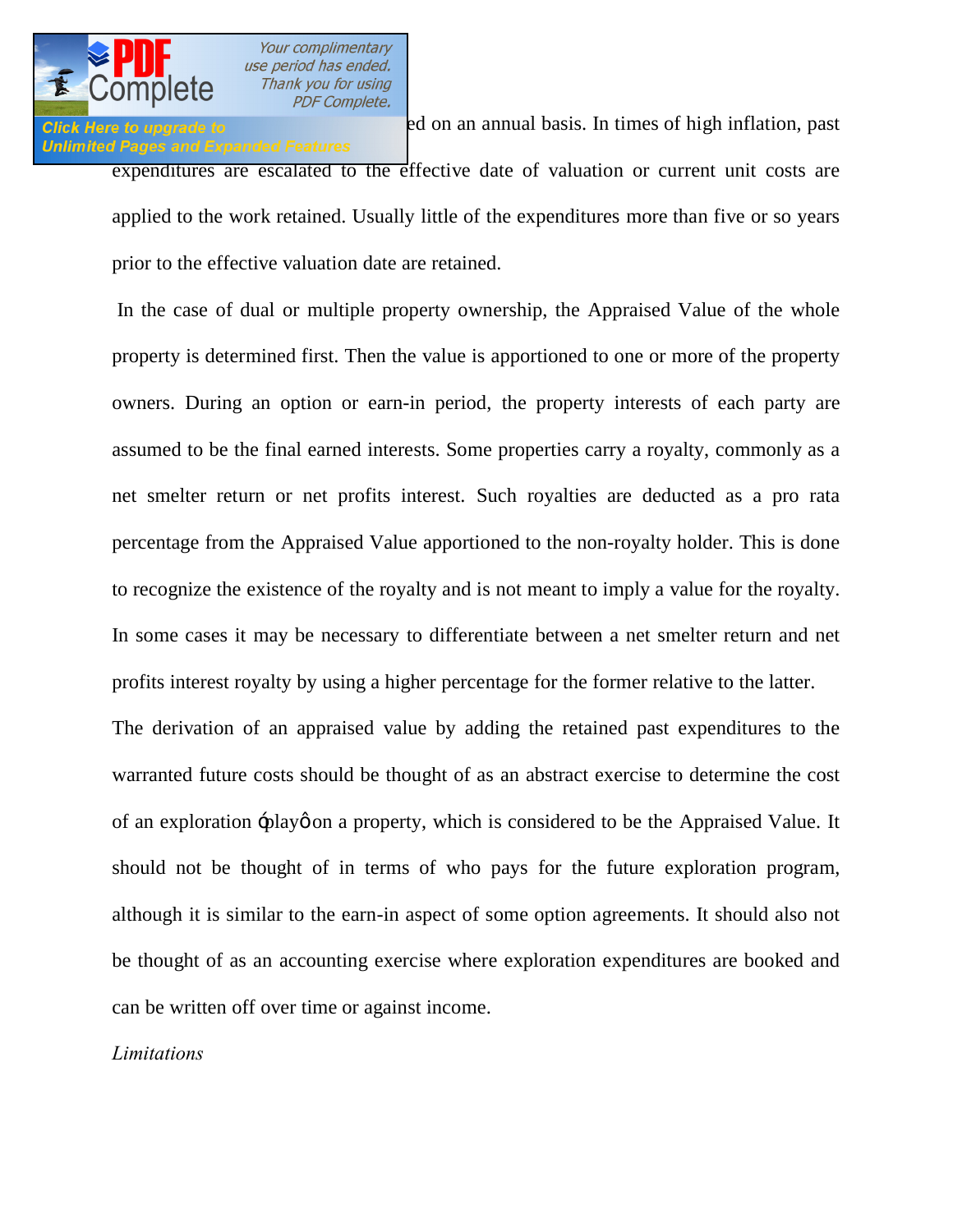ed on an annual basis. In times of high inflation, past expenditures are escalated to the effective date of valuation or current unit costs are applied to the work retained. Usually little of the expenditures more than five or so years prior to the effective valuation date are retained.

In the case of dual or multiple property ownership, the Appraised Value of the whole property is determined first. Then the value is apportioned to one or more of the property owners. During an option or earn-in period, the property interests of each party are assumed to be the final earned interests. Some properties carry a royalty, commonly as a net smelter return or net profits interest. Such royalties are deducted as a pro rata percentage from the Appraised Value apportioned to the non-royalty holder. This is done to recognize the existence of the royalty and is not meant to imply a value for the royalty. In some cases it may be necessary to differentiate between a net smelter return and net profits interest royalty by using a higher percentage for the former relative to the latter.

The derivation of an appraised value by adding the retained past expenditures to the warranted future costs should be thought of as an abstract exercise to determine the cost of an exploration "play" on a property, which is considered to be the Appraised Value. It should not be thought of in terms of who pays for the future exploration program, although it is similar to the earn-in aspect of some option agreements. It should also not be thought of as an accounting exercise where exploration expenditures are booked and can be written off over time or against income.

*Limitations*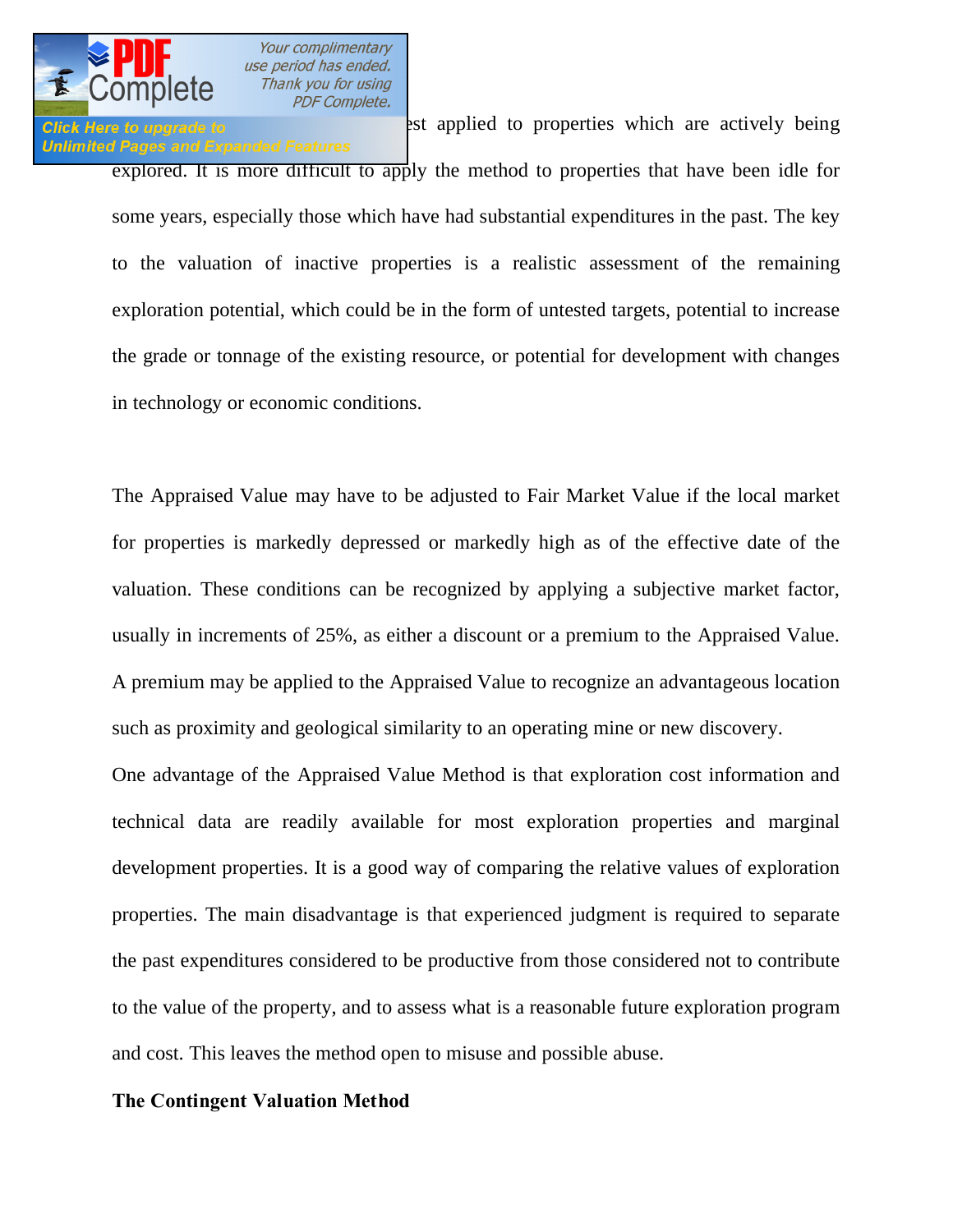est applied to properties which are actively being explored. It is more difficult to apply the method to properties that have been idle for some years, especially those which have had substantial expenditures in the past. The key to the valuation of inactive properties is a realistic assessment of the remaining exploration potential, which could be in the form of untested targets, potential to increase the grade or tonnage of the existing resource, or potential for development with changes in technology or economic conditions.

The Appraised Value may have to be adjusted to Fair Market Value if the local market for properties is markedly depressed or markedly high as of the effective date of the valuation. These conditions can be recognized by applying a subjective market factor, usually in increments of 25%, as either a discount or a premium to the Appraised Value. A premium may be applied to the Appraised Value to recognize an advantageous location such as proximity and geological similarity to an operating mine or new discovery.

One advantage of the Appraised Value Method is that exploration cost information and technical data are readily available for most exploration properties and marginal development properties. It is a good way of comparing the relative values of exploration properties. The main disadvantage is that experienced judgment is required to separate the past expenditures considered to be productive from those considered not to contribute to the value of the property, and to assess what is a reasonable future exploration program and cost. This leaves the method open to misuse and possible abuse.

**The Contingent Valuation Method**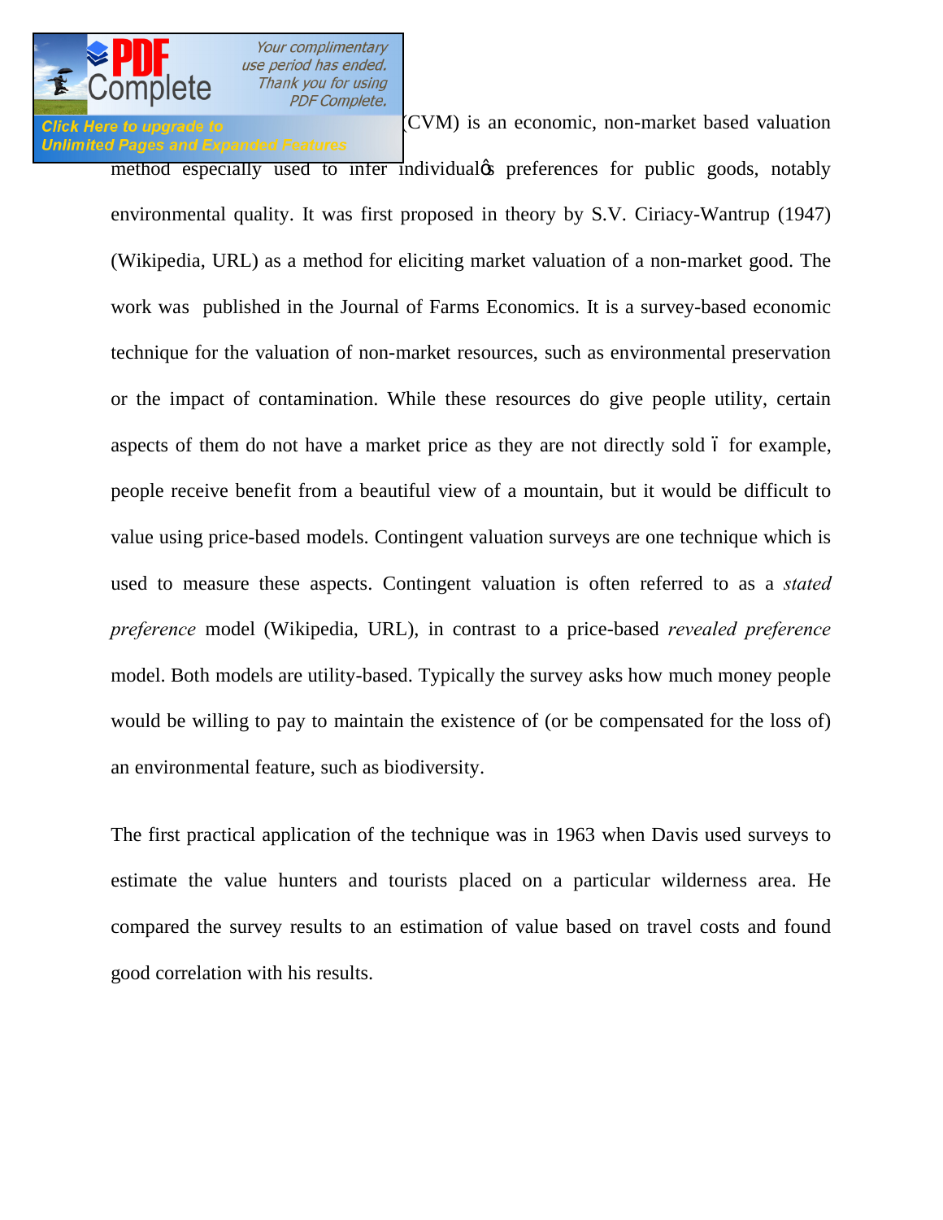(CVM) is an economic, non-market based valuation method especially used to infer individual's preferences for public goods, notably environmental quality. It was first proposed in theory by S.V. Ciriacy-Wantrup (1947) (Wikipedia, URL) as a method for eliciting market valuation of a non-market good. The work was published in the Journal of Farms Economics. It is a survey-based economic technique for the valuation of non-market resources, such as environmental preservation or the impact of contamination. While these resources do give people utility, certain aspects of them do not have a market price as they are not directly sold – for example, people receive benefit from a beautiful view of a mountain, but it would be difficult to value using price-based models. Contingent valuation surveys are one technique which is used to measure these aspects. Contingent valuation is often referred to as a *stated preference* model (Wikipedia, URL), in contrast to a price-based *revealed preference* model. Both models are utility-based. Typically the survey asks how much money people would be willing to pay to maintain the existence of (or be compensated for the loss of) an environmental feature, such as biodiversity.

The first practical application of the technique was in 1963 when Davis used surveys to estimate the value hunters and tourists placed on a particular wilderness area. He compared the survey results to an estimation of value based on travel costs and found good correlation with his results.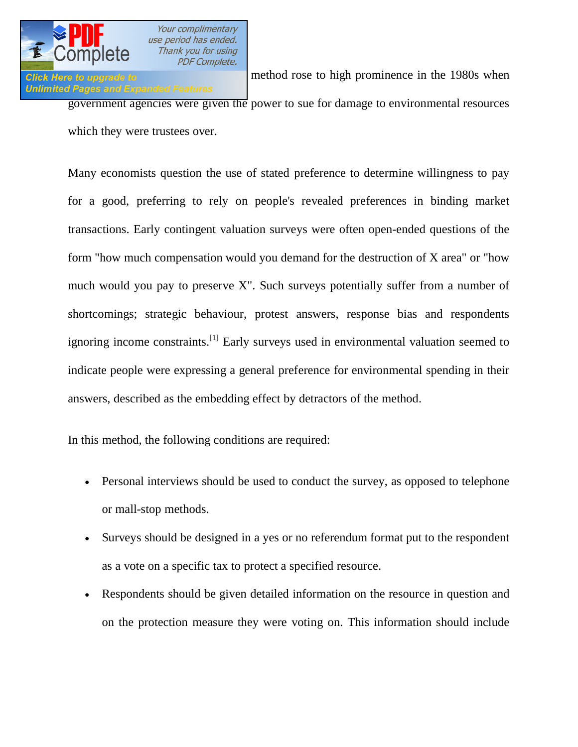method rose to high prominence in the 1980s when government agencies were given the power to sue for damage to environmental resources which they were trustees over.

Many economists question the use of stated preference to determine willingness to pay for a good, preferring to rely on people's revealed preferences in binding market transactions. Early contingent valuation surveys were often open-ended questions of the form "how much compensation would you demand for the destruction of X area" or "how much would you pay to preserve X". Such surveys potentially suffer from a number of shortcomings; strategic behaviour, protest answers, response bias and respondents ignoring income constraints.[1] Early surveys used in environmental valuation seemed to indicate people were expressing a general preference for environmental spending in their answers, described as the embedding effect by detractors of the method.

In this method, the following conditions are required:

- Personal interviews should be used to conduct the survey, as opposed to telephone or mall-stop methods.
- Surveys should be designed in a yes or no referendum format put to the respondent as a vote on a specific tax to protect a specified resource.
- Respondents should be given detailed information on the resource in question and on the protection measure they were voting on. This information should include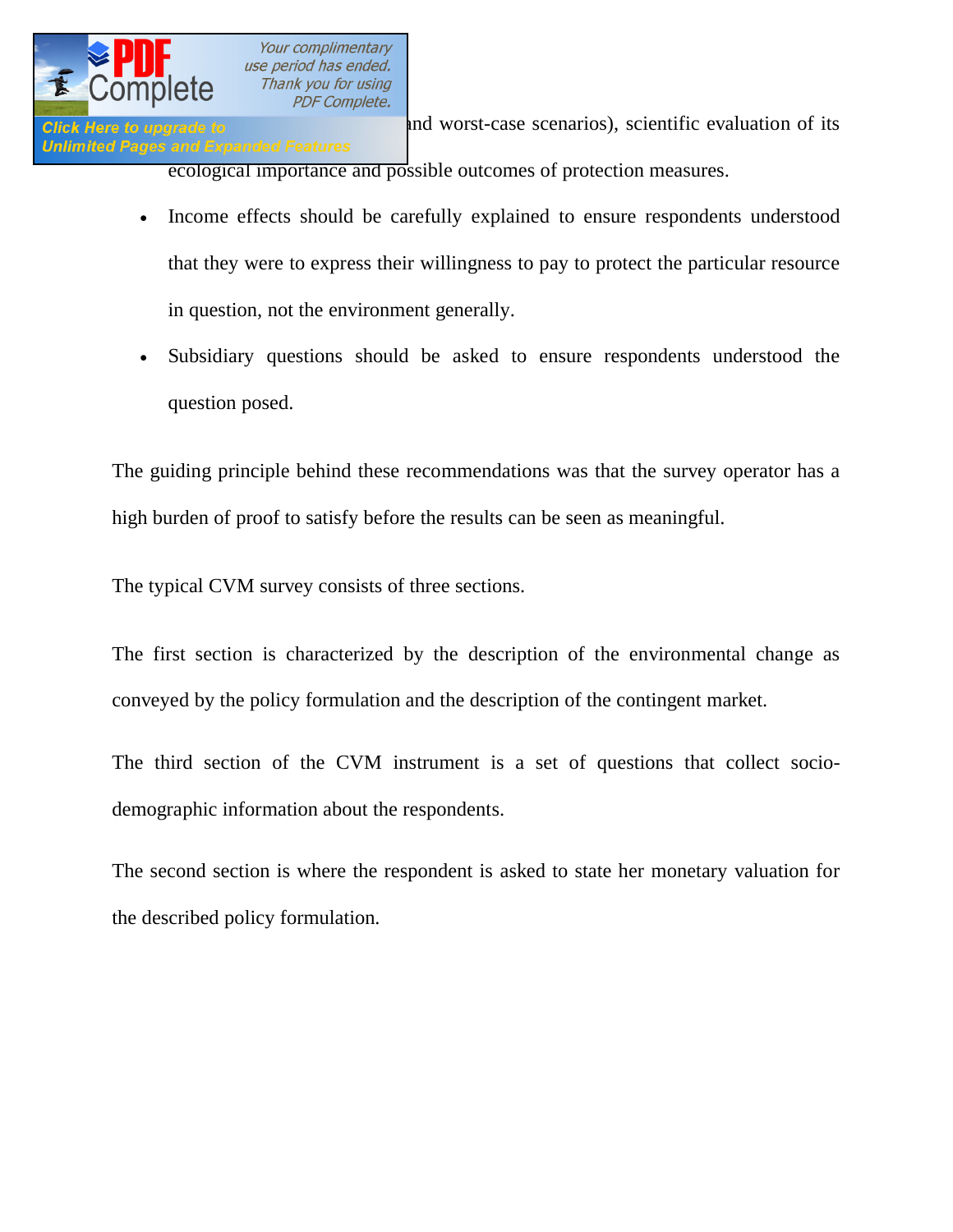and worst-case scenarios), scientific evaluation of its ecological importance and possible outcomes of protection measures.

- Income effects should be carefully explained to ensure respondents understood that they were to express their willingness to pay to protect the particular resource in question, not the environment generally.
- Subsidiary questions should be asked to ensure respondents understood the question posed.

The guiding principle behind these recommendations was that the survey operator has a high burden of proof to satisfy before the results can be seen as meaningful.

The typical CVM survey consists of three sections.

The first section is characterized by the description of the environmental change as conveyed by the policy formulation and the description of the contingent market.

The third section of the CVM instrument is a set of questions that collect socio-demographic information about the respondents.

The second section is where the respondent is asked to state her monetary valuation for the described policy formulation.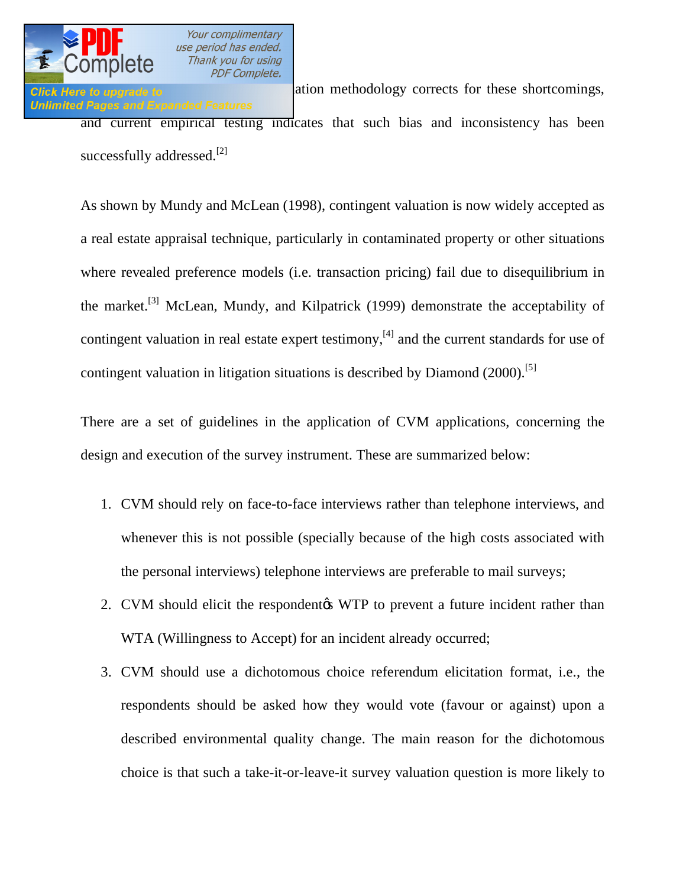ation methodology corrects for these shortcomings, and current empirical testing indicates that such bias and inconsistency has been successfully addressed.[2]

As shown by Mundy and McLean (1998), contingent valuation is now widely accepted as a real estate appraisal technique, particularly in contaminated property or other situations where revealed preference models (i.e. transaction pricing) fail due to disequilibrium in the market.[3] McLean, Mundy, and Kilpatrick (1999) demonstrate the acceptability of contingent valuation in real estate expert testimony,[4] and the current standards for use of contingent valuation in litigation situations is described by Diamond (2000).[5]

There are a set of guidelines in the application of CVM applications, concerning the design and execution of the survey instrument. These are summarized below:

1. CVM should rely on face-to-face interviews rather than telephone interviews, and whenever this is not possible (specially because of the high costs associated with the personal interviews) telephone interviews are preferable to mail surveys;
2. CVM should elicit the respondentǿs WTP to prevent a future incident rather than WTA (Willingness to Accept) for an incident already occurred;
3. CVM should use a dichotomous choice referendum elicitation format, i.e., the respondents should be asked how they would vote (favour or against) upon a described environmental quality change. The main reason for the dichotomous choice is that such a take-it-or-leave-it survey valuation question is more likely to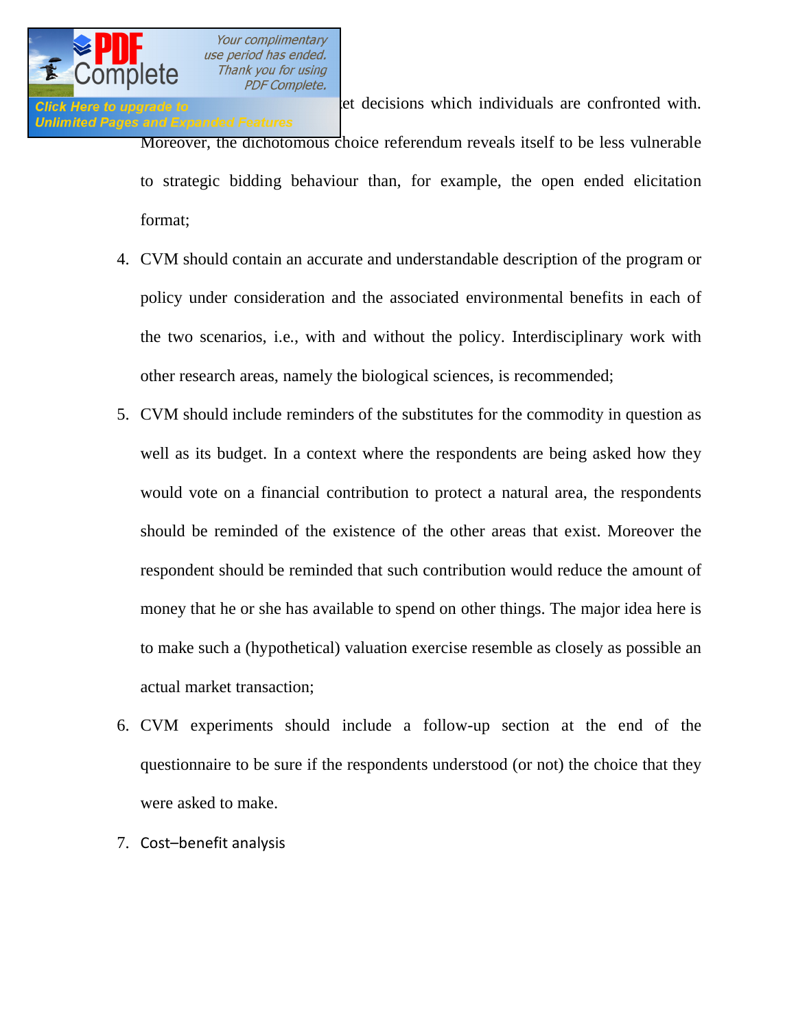...et decisions which individuals are confronted with. Moreover, the dichotomous choice referendum reveals itself to be less vulnerable to strategic bidding behaviour than, for example, the open ended elicitation format;

4. CVM should contain an accurate and understandable description of the program or policy under consideration and the associated environmental benefits in each of the two scenarios, i.e., with and without the policy. Interdisciplinary work with other research areas, namely the biological sciences, is recommended;
5. CVM should include reminders of the substitutes for the commodity in question as well as its budget. In a context where the respondents are being asked how they would vote on a financial contribution to protect a natural area, the respondents should be reminded of the existence of the other areas that exist. Moreover the respondent should be reminded that such contribution would reduce the amount of money that he or she has available to spend on other things. The major idea here is to make such a (hypothetical) valuation exercise resemble as closely as possible an actual market transaction;
6. CVM experiments should include a follow-up section at the end of the questionnaire to be sure if the respondents understood (or not) the choice that they were asked to make.
7. Cost–benefit analysis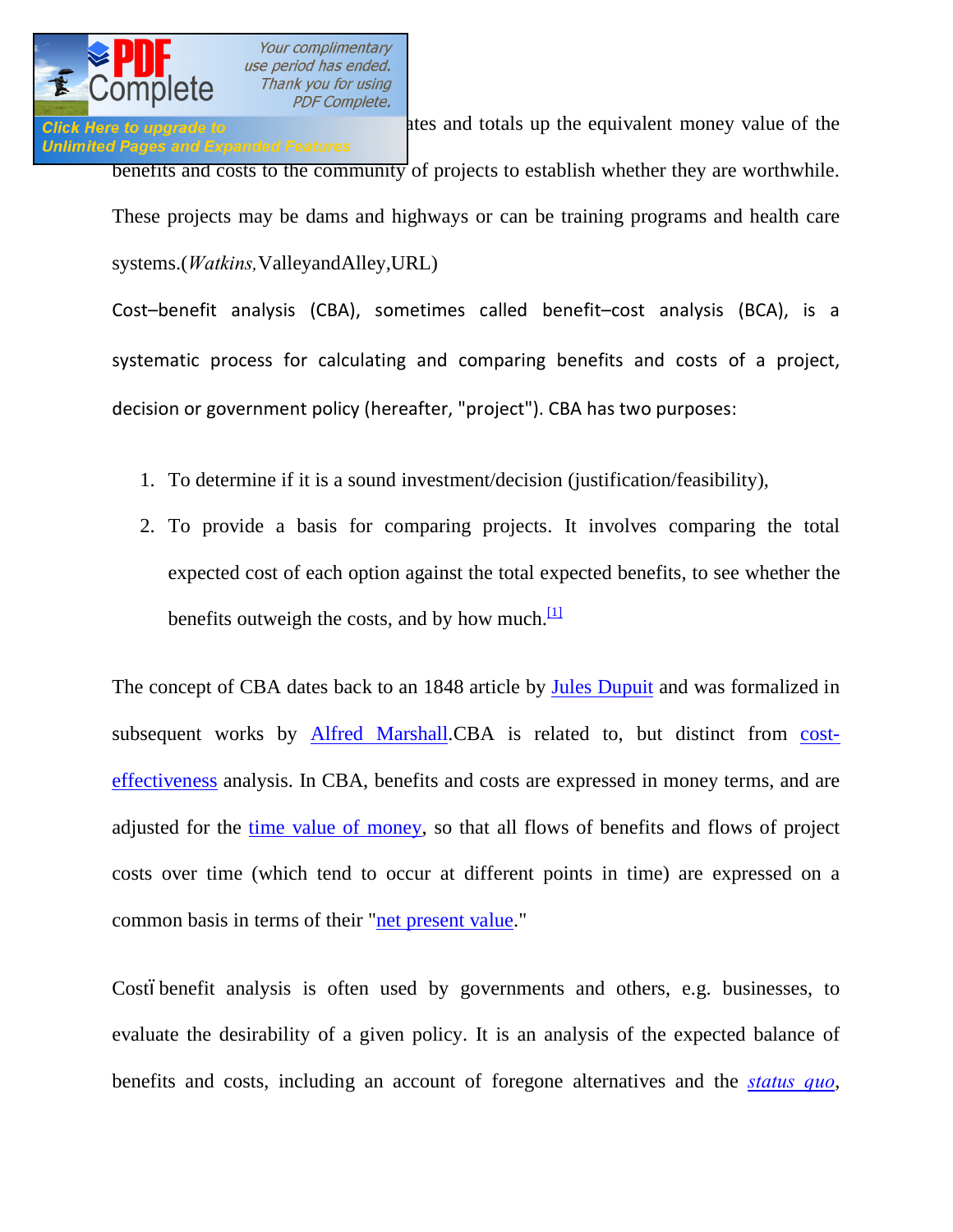ates and totals up the equivalent money value of the benefits and costs to the community of projects to establish whether they are worthwhile. These projects may be dams and highways or can be training programs and health care systems.(*Watkins,* ValleyandAlley,URL)

Cost–benefit analysis (CBA), sometimes called benefit–cost analysis (BCA), is a systematic process for calculating and comparing benefits and costs of a project, decision or government policy (hereafter, "project"). CBA has two purposes:

1. To determine if it is a sound investment/decision (justification/feasibility),
2. To provide a basis for comparing projects. It involves comparing the total expected cost of each option against the total expected benefits, to see whether the benefits outweigh the costs, and by how much.[1]

The concept of CBA dates back to an 1848 article by Jules Dupuit and was formalized in subsequent works by Alfred Marshall.CBA is related to, but distinct from cost-effectiveness analysis. In CBA, benefits and costs are expressed in money terms, and are adjusted for the time value of money, so that all flows of benefits and flows of project costs over time (which tend to occur at different points in time) are expressed on a common basis in terms of their "net present value."

Costï benefit analysis is often used by governments and others, e.g. businesses, to evaluate the desirability of a given policy. It is an analysis of the expected balance of benefits and costs, including an account of foregone alternatives and the *status quo*,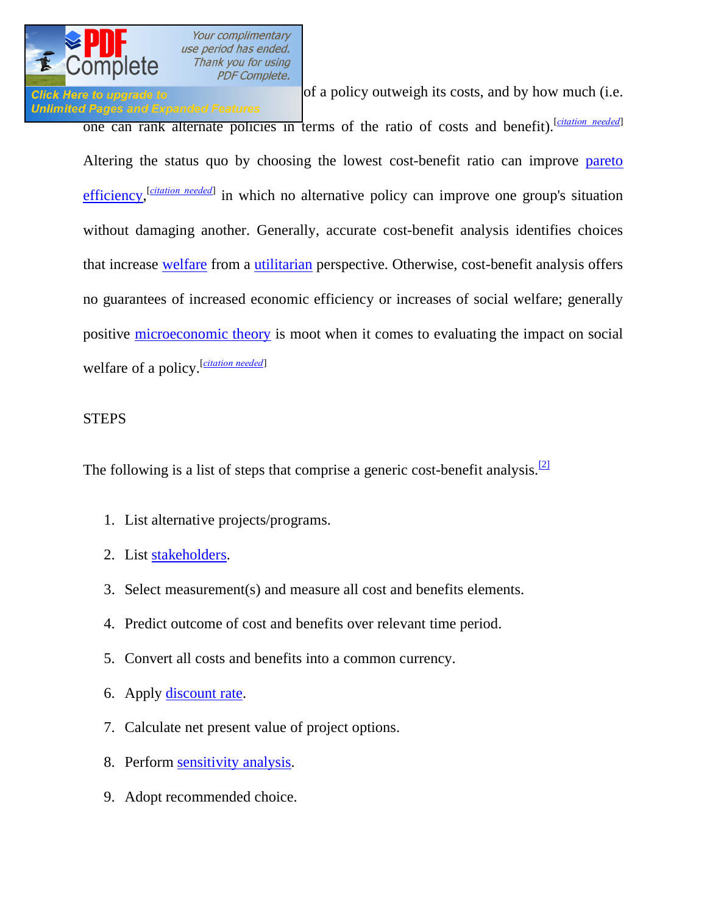of a policy outweigh its costs, and by how much (i.e. one can rank alternate policies in terms of the ratio of costs and benefit).[citation needed] Altering the status quo by choosing the lowest cost-benefit ratio can improve pareto efficiency,[citation needed] in which no alternative policy can improve one group's situation without damaging another. Generally, accurate cost-benefit analysis identifies choices that increase welfare from a utilitarian perspective. Otherwise, cost-benefit analysis offers no guarantees of increased economic efficiency or increases of social welfare; generally positive microeconomic theory is moot when it comes to evaluating the impact on social welfare of a policy.[citation needed]

## STEPS

The following is a list of steps that comprise a generic cost-benefit analysis.[2]

1. List alternative projects/programs.
2. List stakeholders.
3. Select measurement(s) and measure all cost and benefits elements.
4. Predict outcome of cost and benefits over relevant time period.
5. Convert all costs and benefits into a common currency.
6. Apply discount rate.
7. Calculate net present value of project options.
8. Perform sensitivity analysis.
9. Adopt recommended choice.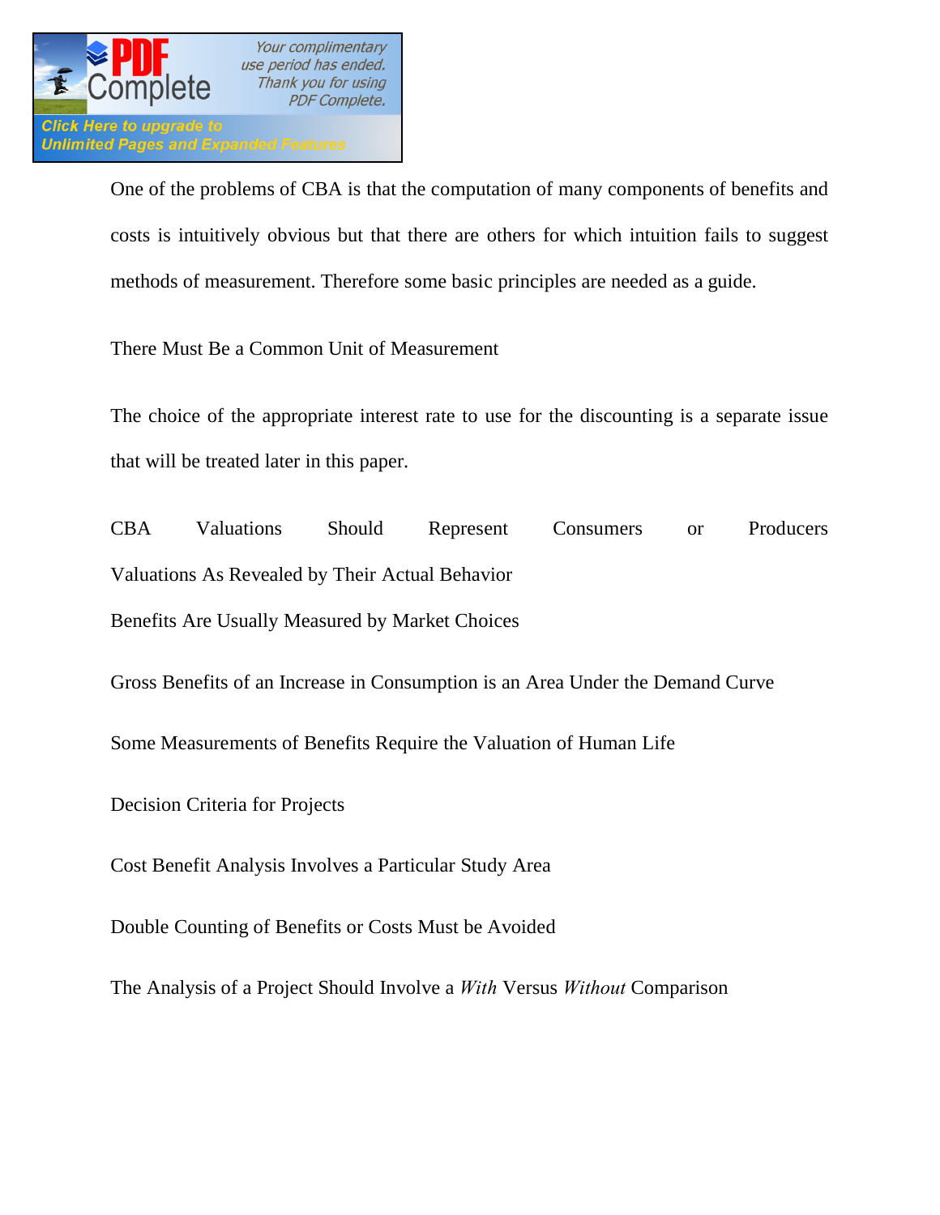One of the problems of CBA is that the computation of many components of benefits and costs is intuitively obvious but that there are others for which intuition fails to suggest methods of measurement. Therefore some basic principles are needed as a guide.

There Must Be a Common Unit of Measurement

The choice of the appropriate interest rate to use for the discounting is a separate issue that will be treated later in this paper.

CBA Valuations Should Represent Consumers or Producers Valuations As Revealed by Their Actual Behavior

Benefits Are Usually Measured by Market Choices

Gross Benefits of an Increase in Consumption is an Area Under the Demand Curve

Some Measurements of Benefits Require the Valuation of Human Life

Decision Criteria for Projects

Cost Benefit Analysis Involves a Particular Study Area

Double Counting of Benefits or Costs Must be Avoided

The Analysis of a Project Should Involve a *With* Versus *Without* Comparison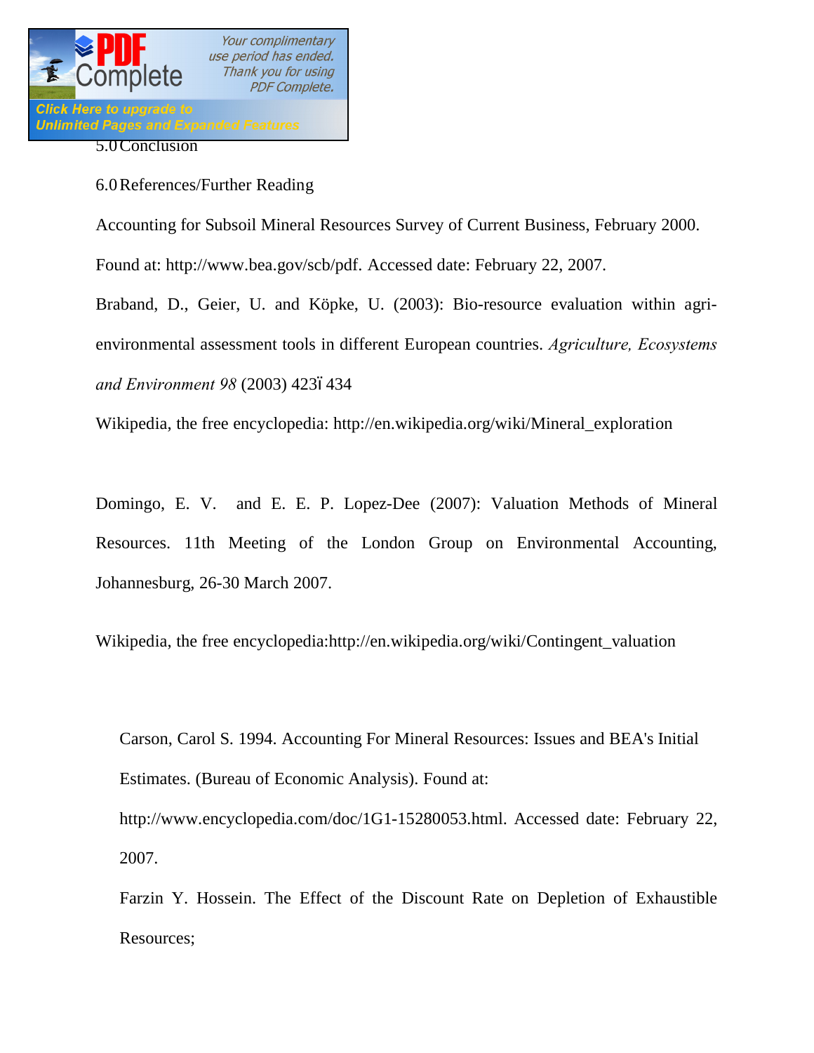5.0 Conclusion

6.0 References/Further Reading

Accounting for Subsoil Mineral Resources Survey of Current Business, February 2000. Found at: http://www.bea.gov/scb/pdf. Accessed date: February 22, 2007.

Braband, D., Geier, U. and Köpke, U. (2003): Bio-resource evaluation within agri-environmental assessment tools in different European countries. *Agriculture, Ecosystems and Environment 98* (2003) 423ï434

Wikipedia, the free encyclopedia: http://en.wikipedia.org/wiki/Mineral_exploration

Domingo, E. V. and E. E. P. Lopez-Dee (2007): Valuation Methods of Mineral Resources. 11th Meeting of the London Group on Environmental Accounting, Johannesburg, 26-30 March 2007.

Wikipedia, the free encyclopedia:http://en.wikipedia.org/wiki/Contingent_valuation

Carson, Carol S. 1994. Accounting For Mineral Resources: Issues and BEA's Initial Estimates. (Bureau of Economic Analysis). Found at: http://www.encyclopedia.com/doc/1G1-15280053.html. Accessed date: February 22, 2007.

Farzin Y. Hossein. The Effect of the Discount Rate on Depletion of Exhaustible Resources;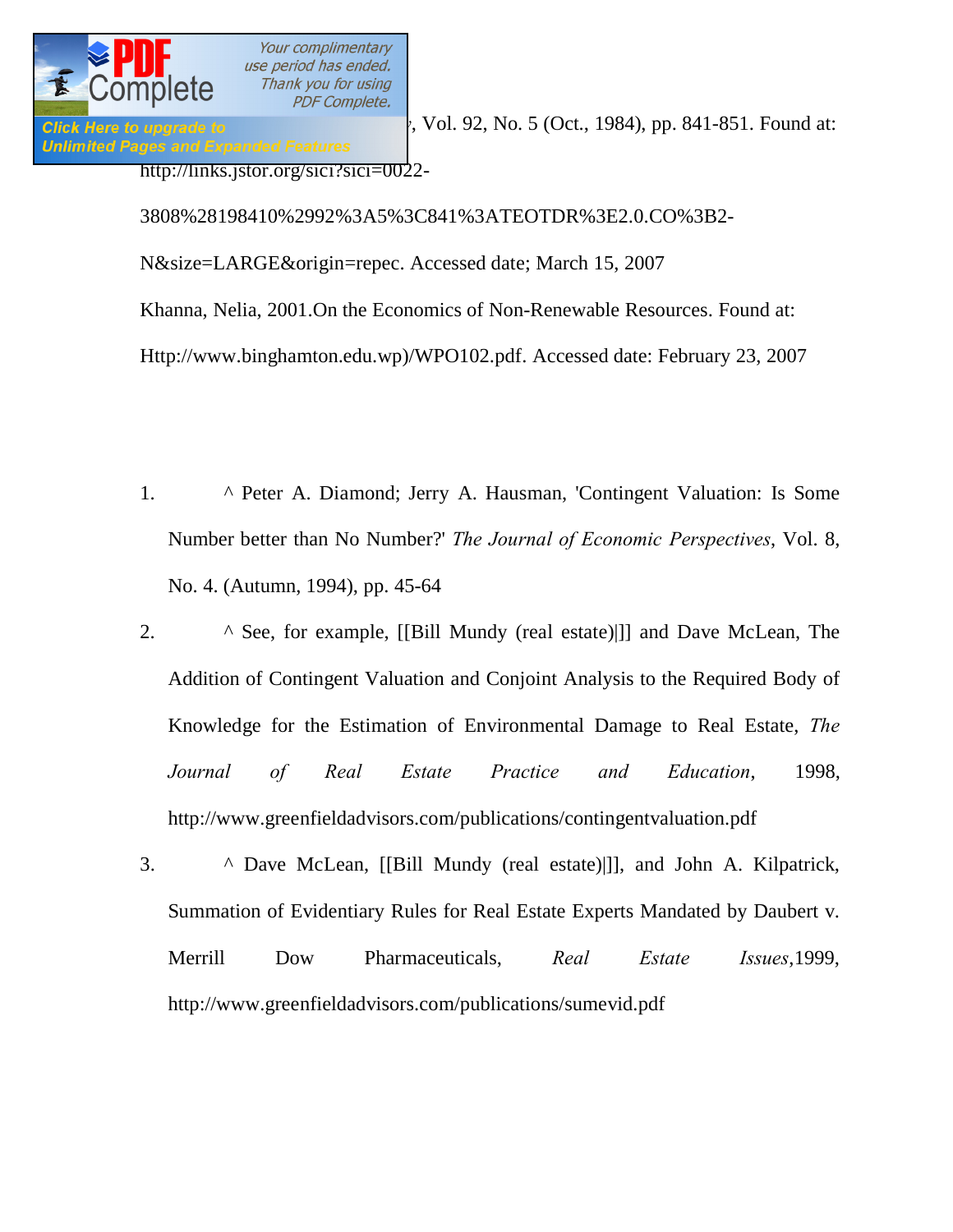, Vol. 92, No. 5 (Oct., 1984), pp. 841-851. Found at: http://links.jstor.org/sici?sici=0022-3808%28198410%2992%3A5%3C841%3ATEOTDR%3E2.0.CO%3B2-N&size=LARGE&origin=repec. Accessed date; March 15, 2007

Khanna, Nelia, 2001.On the Economics of Non-Renewable Resources. Found at: Http://www.binghamton.edu.wp)/WPO102.pdf. Accessed date: February 23, 2007

1. ^ Peter A. Diamond; Jerry A. Hausman, 'Contingent Valuation: Is Some Number better than No Number?' *The Journal of Economic Perspectives*, Vol. 8, No. 4. (Autumn, 1994), pp. 45-64
2. ^ See, for example, [[Bill Mundy (real estate)|]] and Dave McLean, The Addition of Contingent Valuation and Conjoint Analysis to the Required Body of Knowledge for the Estimation of Environmental Damage to Real Estate, *The Journal of Real Estate Practice and Education*, 1998, http://www.greenfieldadvisors.com/publications/contingentvaluation.pdf
3. ^ Dave McLean, [[Bill Mundy (real estate)|]], and John A. Kilpatrick, Summation of Evidentiary Rules for Real Estate Experts Mandated by Daubert v. Merrill Dow Pharmaceuticals, *Real Estate Issues*,1999, http://www.greenfieldadvisors.com/publications/sumevid.pdf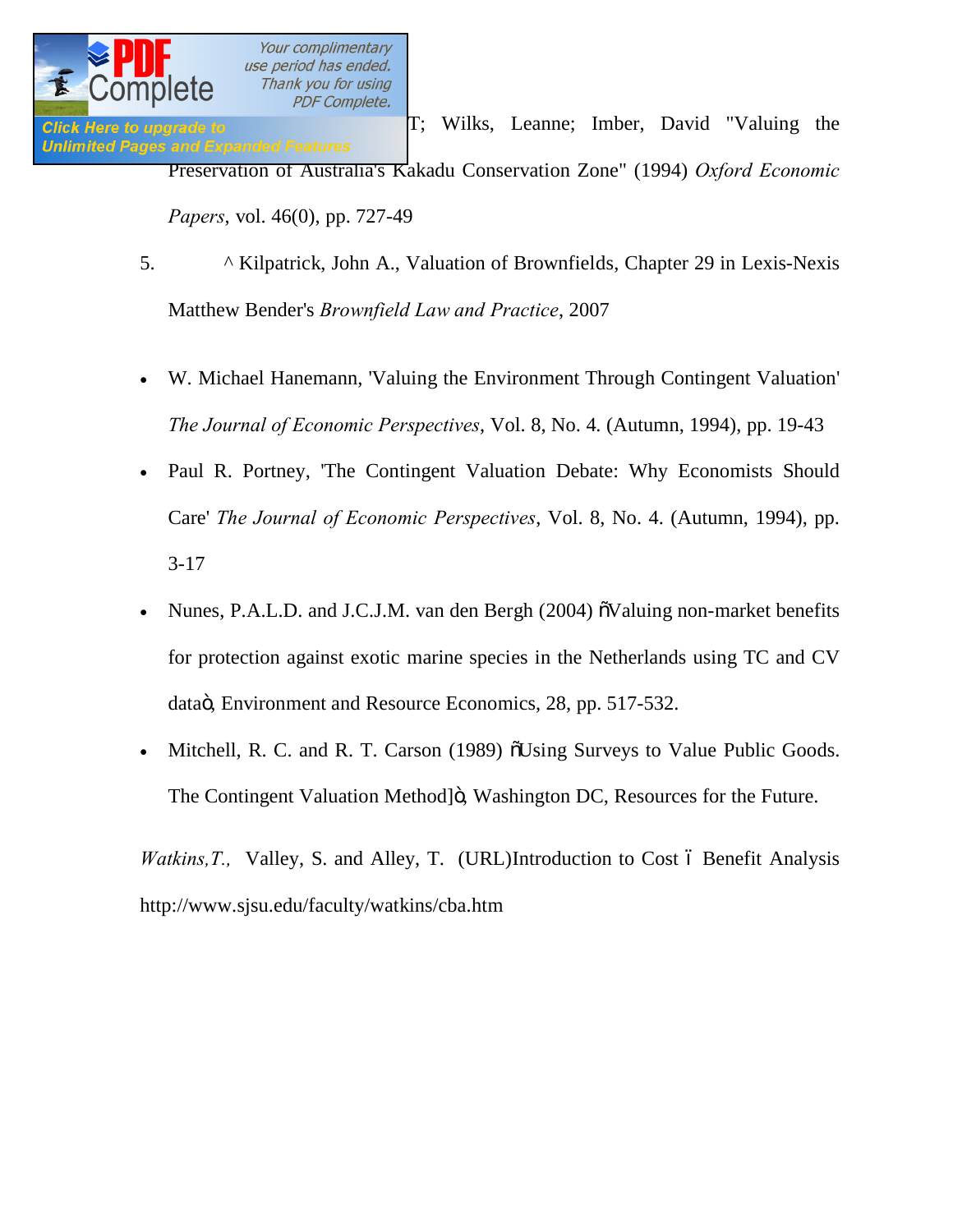T; Wilks, Leanne; Imber, David "Valuing the Preservation of Australia's Kakadu Conservation Zone" (1994) *Oxford Economic Papers*, vol. 46(0), pp. 727-49

5. ^ Kilpatrick, John A., Valuation of Brownfields, Chapter 29 in Lexis-Nexis Matthew Bender's *Brownfield Law and Practice*, 2007

- W. Michael Hanemann, 'Valuing the Environment Through Contingent Valuation' *The Journal of Economic Perspectives*, Vol. 8, No. 4. (Autumn, 1994), pp. 19-43
- Paul R. Portney, 'The Contingent Valuation Debate: Why Economists Should Care' *The Journal of Economic Perspectives*, Vol. 8, No. 4. (Autumn, 1994), pp. 3-17
- Nunes, P.A.L.D. and J.C.J.M. van den Bergh (2004) õValuing non-market benefits for protection against exotic marine species in the Netherlands using TC and CV dataö, Environment and Resource Economics, 28, pp. 517-532.
- Mitchell, R. C. and R. T. Carson (1989) õUsing Surveys to Value Public Goods. The Contingent Valuation Method]ö, Washington DC, Resources for the Future.

*Watkins,T.,* Valley, S. and Alley, T. (URL)Introduction to Cost ó Benefit Analysis http://www.sjsu.edu/faculty/watkins/cba.htm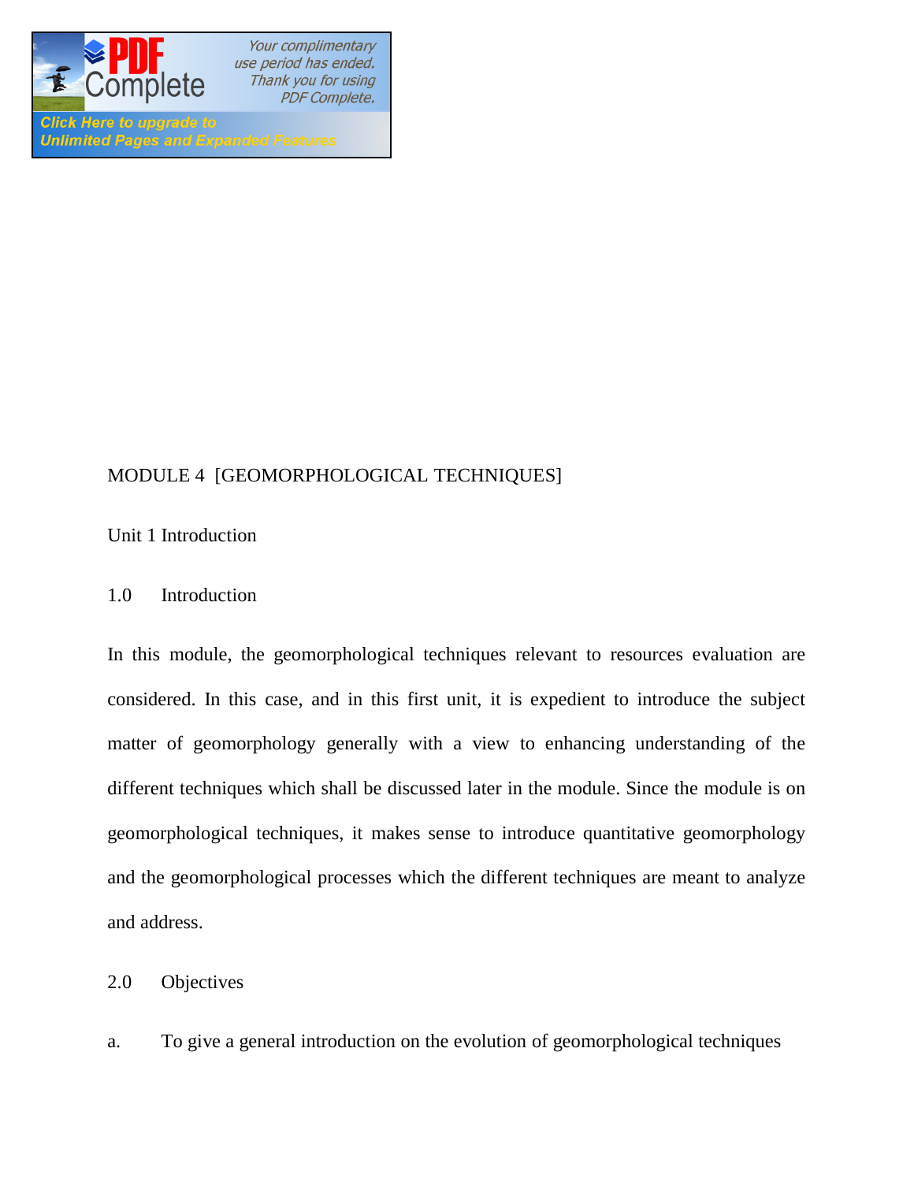# MODULE 4 [GEOMORPHOLOGICAL TECHNIQUES]

## Unit 1 Introduction

### 1.0 Introduction

In this module, the geomorphological techniques relevant to resources evaluation are considered. In this case, and in this first unit, it is expedient to introduce the subject matter of geomorphology generally with a view to enhancing understanding of the different techniques which shall be discussed later in the module. Since the module is on geomorphological techniques, it makes sense to introduce quantitative geomorphology and the geomorphological processes which the different techniques are meant to analyze and address.

### 2.0 Objectives

a. To give a general introduction on the evolution of geomorphological techniques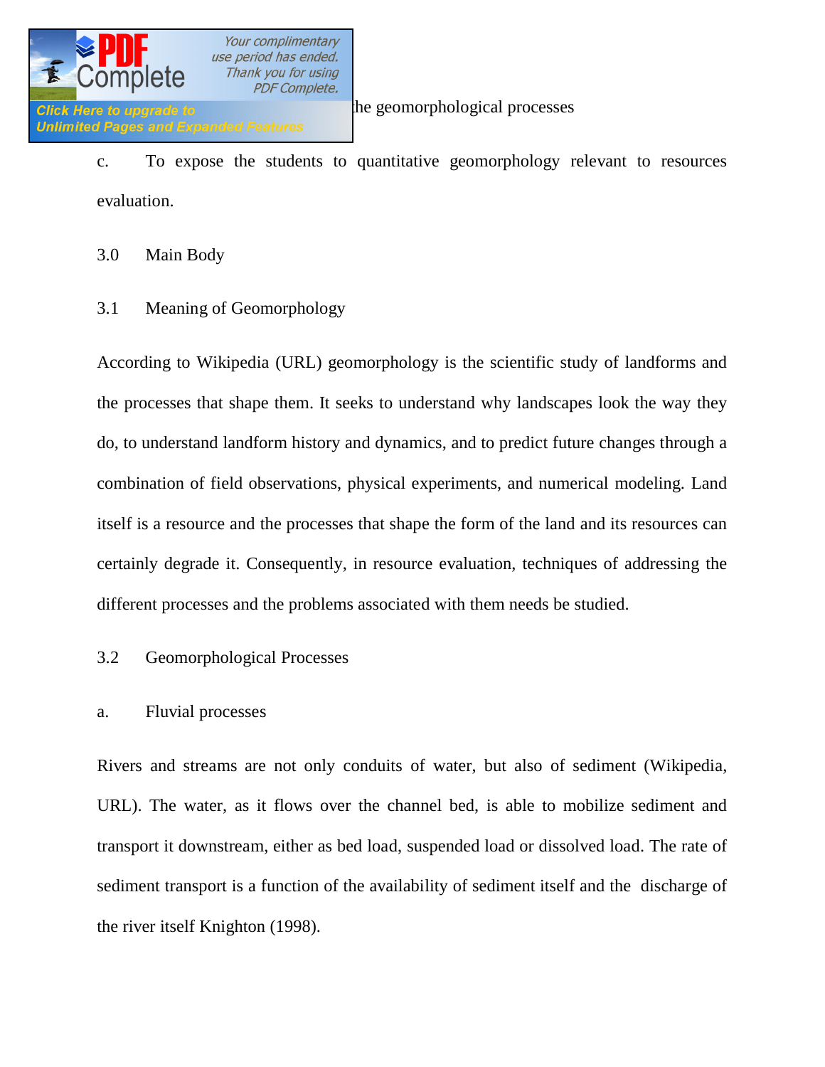the geomorphological processes

c. To expose the students to quantitative geomorphology relevant to resources evaluation.

3.0 Main Body

3.1 Meaning of Geomorphology

According to Wikipedia (URL) geomorphology is the scientific study of landforms and the processes that shape them. It seeks to understand why landscapes look the way they do, to understand landform history and dynamics, and to predict future changes through a combination of field observations, physical experiments, and numerical modeling. Land itself is a resource and the processes that shape the form of the land and its resources can certainly degrade it. Consequently, in resource evaluation, techniques of addressing the different processes and the problems associated with them needs be studied.

3.2 Geomorphological Processes

a. Fluvial processes

Rivers and streams are not only conduits of water, but also of sediment (Wikipedia, URL). The water, as it flows over the channel bed, is able to mobilize sediment and transport it downstream, either as bed load, suspended load or dissolved load. The rate of sediment transport is a function of the availability of sediment itself and the discharge of the river itself Knighton (1998).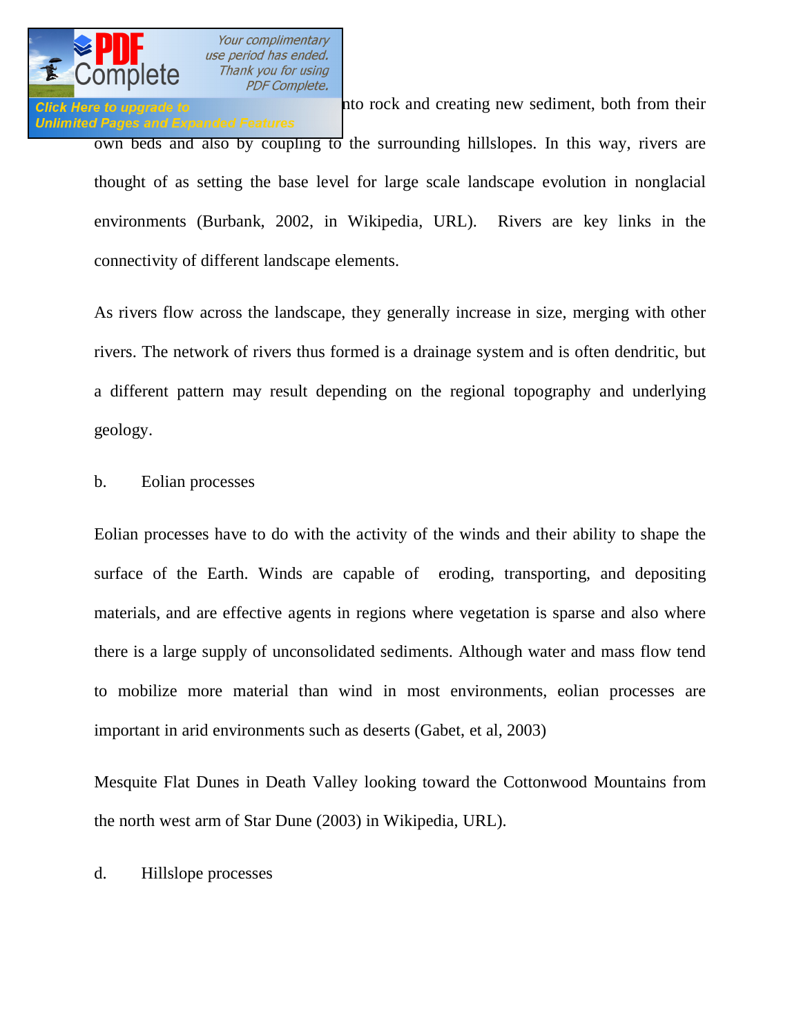nto rock and creating new sediment, both from their own beds and also by coupling to the surrounding hillslopes. In this way, rivers are thought of as setting the base level for large scale landscape evolution in nonglacial environments (Burbank, 2002, in Wikipedia, URL). Rivers are key links in the connectivity of different landscape elements.

As rivers flow across the landscape, they generally increase in size, merging with other rivers. The network of rivers thus formed is a drainage system and is often dendritic, but a different pattern may result depending on the regional topography and underlying geology.

b. Eolian processes

Eolian processes have to do with the activity of the winds and their ability to shape the surface of the Earth. Winds are capable of eroding, transporting, and depositing materials, and are effective agents in regions where vegetation is sparse and also where there is a large supply of unconsolidated sediments. Although water and mass flow tend to mobilize more material than wind in most environments, eolian processes are important in arid environments such as deserts (Gabet, et al, 2003)

Mesquite Flat Dunes in Death Valley looking toward the Cottonwood Mountains from the north west arm of Star Dune (2003) in Wikipedia, URL).

d. Hillslope processes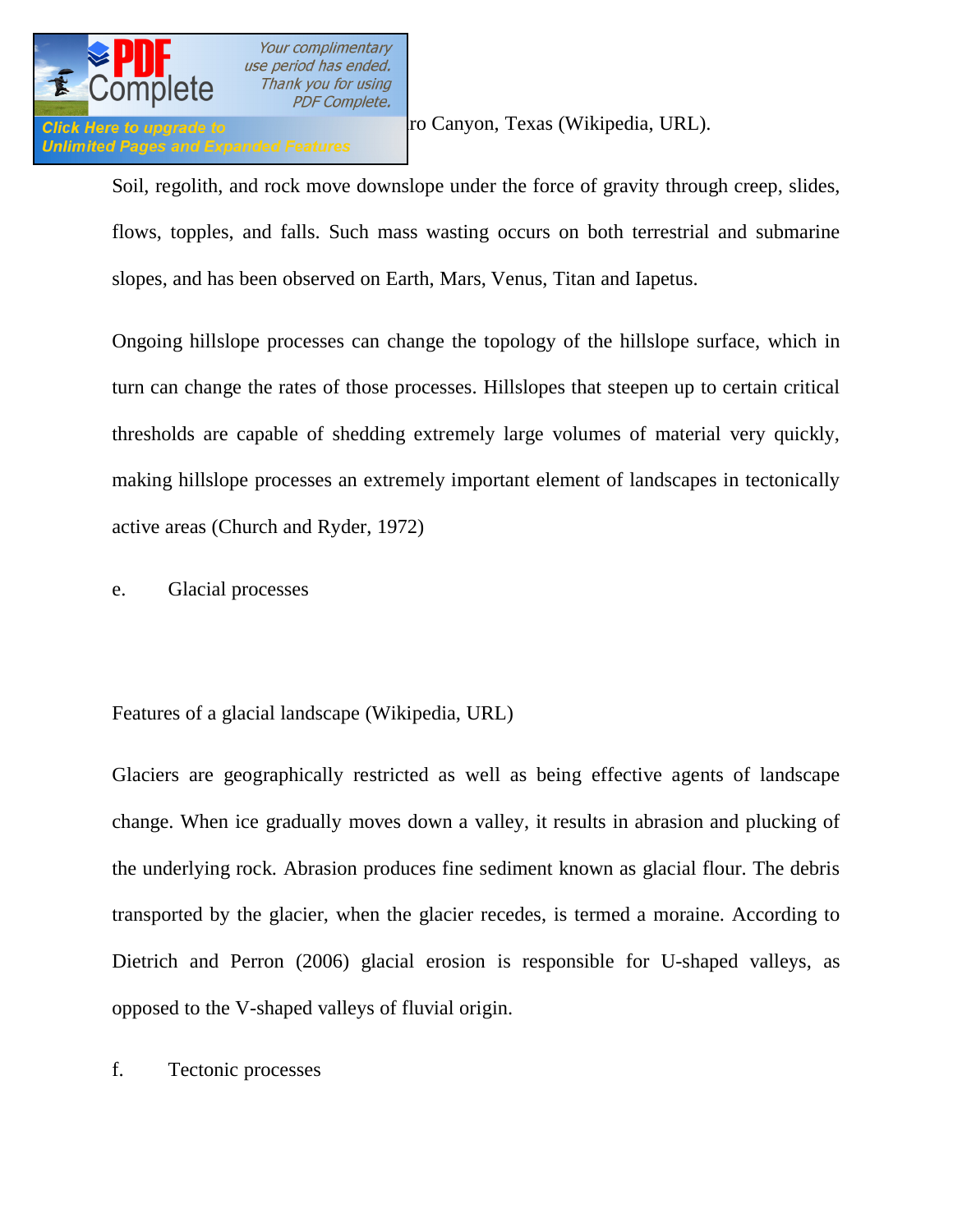ro Canyon, Texas (Wikipedia, URL).

Soil, regolith, and rock move downslope under the force of gravity through creep, slides, flows, topples, and falls. Such mass wasting occurs on both terrestrial and submarine slopes, and has been observed on Earth, Mars, Venus, Titan and Iapetus.

Ongoing hillslope processes can change the topology of the hillslope surface, which in turn can change the rates of those processes. Hillslopes that steepen up to certain critical thresholds are capable of shedding extremely large volumes of material very quickly, making hillslope processes an extremely important element of landscapes in tectonically active areas (Church and Ryder, 1972)

e. Glacial processes

Features of a glacial landscape (Wikipedia, URL)

Glaciers are geographically restricted as well as being effective agents of landscape change. When ice gradually moves down a valley, it results in abrasion and plucking of the underlying rock. Abrasion produces fine sediment known as glacial flour. The debris transported by the glacier, when the glacier recedes, is termed a moraine. According to Dietrich and Perron (2006) glacial erosion is responsible for U-shaped valleys, as opposed to the V-shaped valleys of fluvial origin.

f. Tectonic processes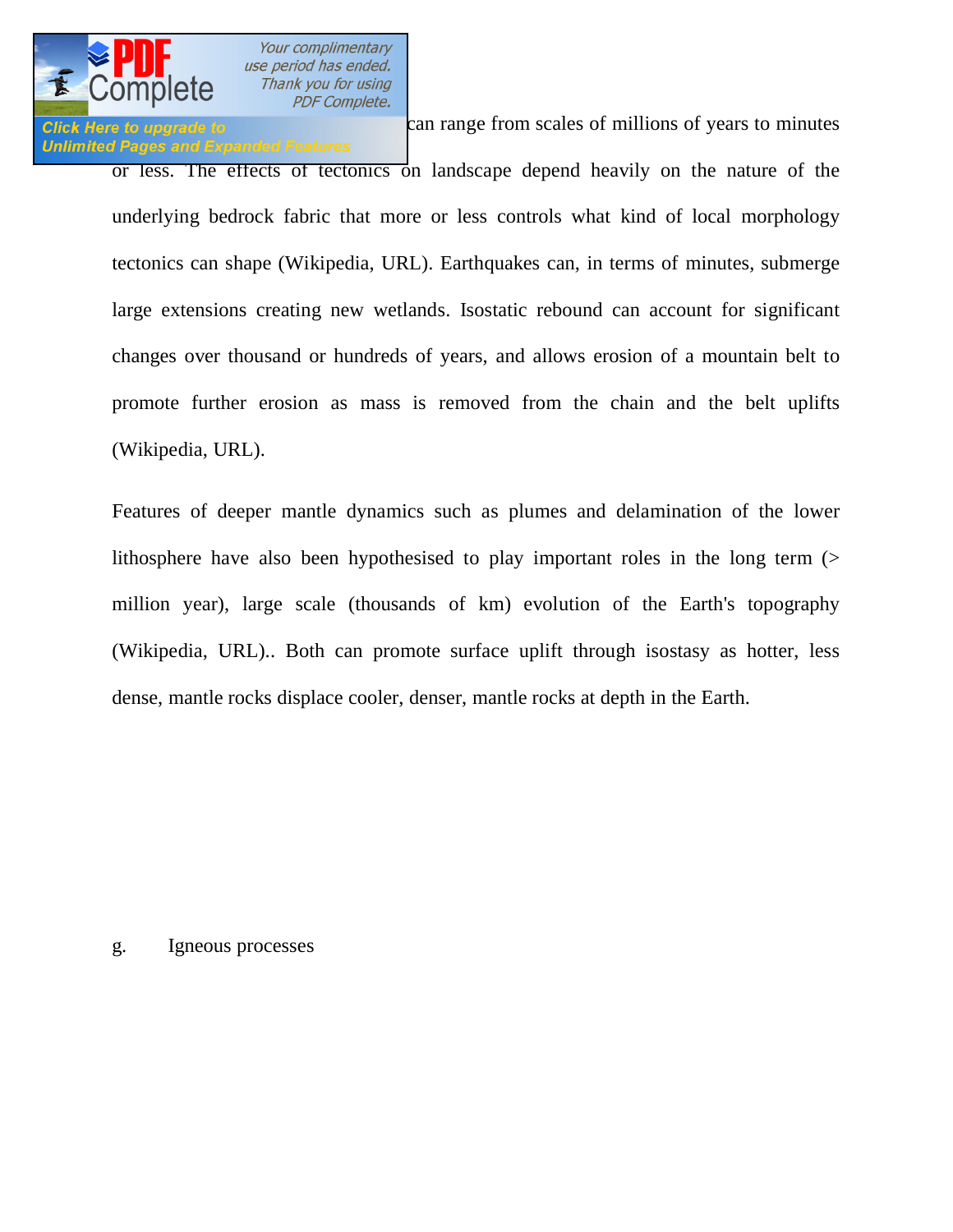can range from scales of millions of years to minutes or less. The effects of tectonics on landscape depend heavily on the nature of the underlying bedrock fabric that more or less controls what kind of local morphology tectonics can shape (Wikipedia, URL). Earthquakes can, in terms of minutes, submerge large extensions creating new wetlands. Isostatic rebound can account for significant changes over thousand or hundreds of years, and allows erosion of a mountain belt to promote further erosion as mass is removed from the chain and the belt uplifts (Wikipedia, URL).

Features of deeper mantle dynamics such as plumes and delamination of the lower lithosphere have also been hypothesised to play important roles in the long term (> million year), large scale (thousands of km) evolution of the Earth's topography (Wikipedia, URL).. Both can promote surface uplift through isostasy as hotter, less dense, mantle rocks displace cooler, denser, mantle rocks at depth in the Earth.

g. Igneous processes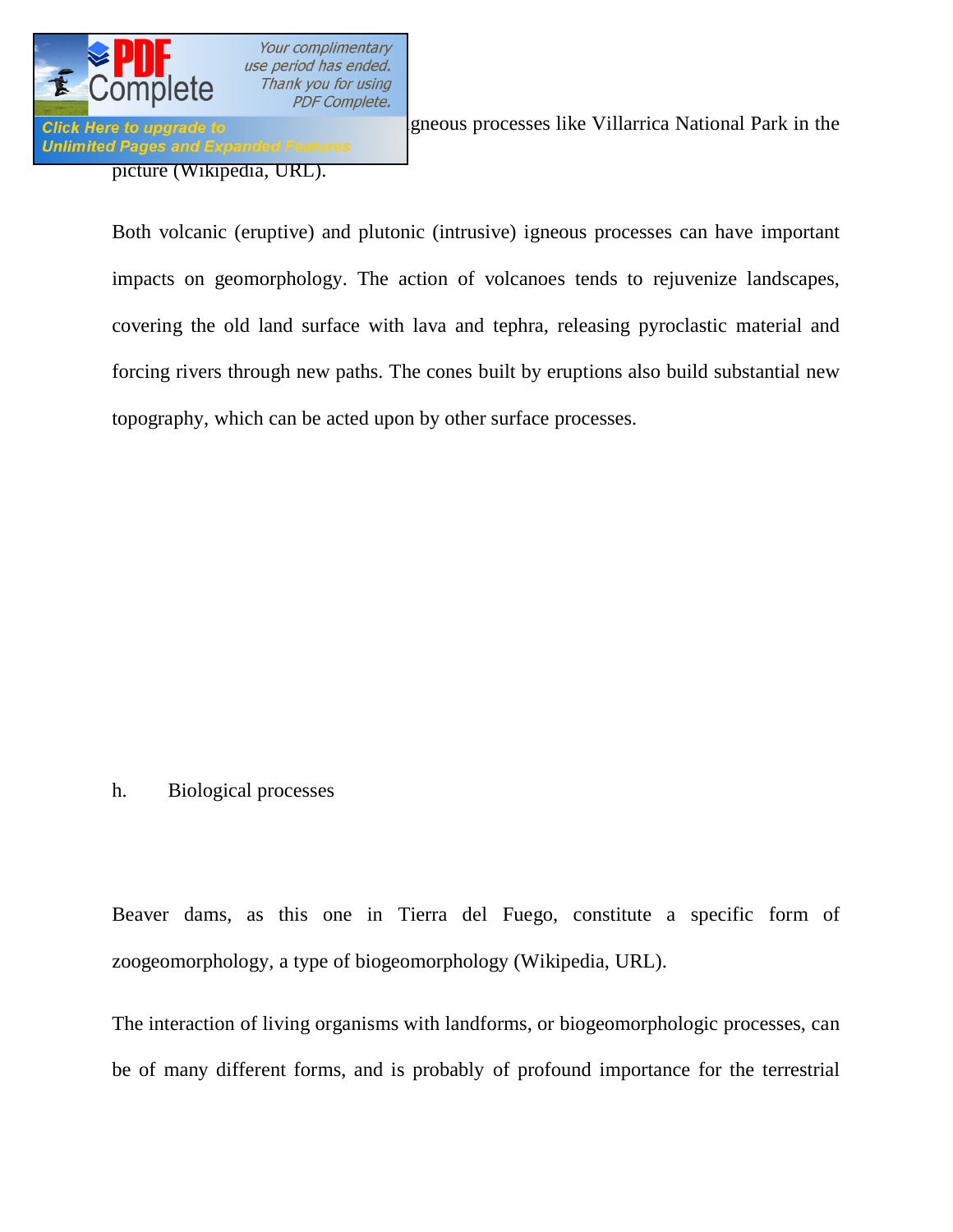gneous processes like Villarrica National Park in the picture (Wikipedia, URL).

Both volcanic (eruptive) and plutonic (intrusive) igneous processes can have important impacts on geomorphology. The action of volcanoes tends to rejuvenize landscapes, covering the old land surface with lava and tephra, releasing pyroclastic material and forcing rivers through new paths. The cones built by eruptions also build substantial new topography, which can be acted upon by other surface processes.

h. Biological processes

Beaver dams, as this one in Tierra del Fuego, constitute a specific form of zoogeomorphology, a type of biogeomorphology (Wikipedia, URL).

The interaction of living organisms with landforms, or biogeomorphologic processes, can be of many different forms, and is probably of profound importance for the terrestrial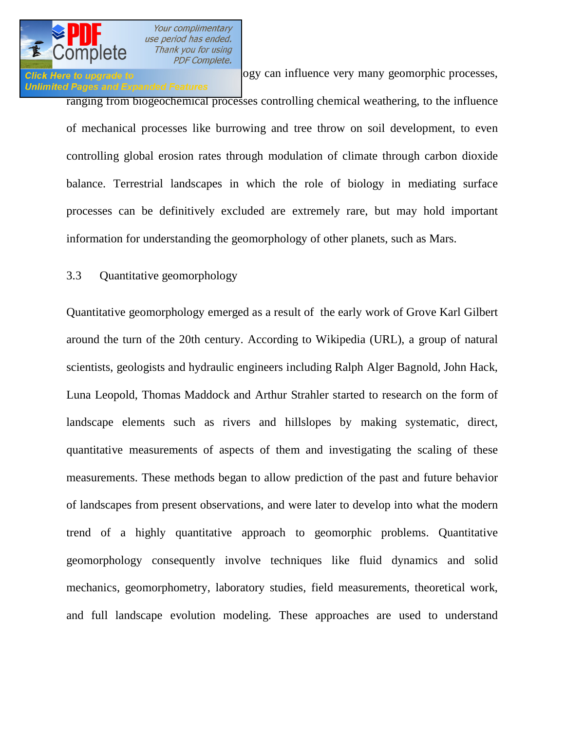ogy can influence very many geomorphic processes, ranging from biogeochemical processes controlling chemical weathering, to the influence of mechanical processes like burrowing and tree throw on soil development, to even controlling global erosion rates through modulation of climate through carbon dioxide balance. Terrestrial landscapes in which the role of biology in mediating surface processes can be definitively excluded are extremely rare, but may hold important information for understanding the geomorphology of other planets, such as Mars.

### 3.3 Quantitative geomorphology

Quantitative geomorphology emerged as a result of the early work of Grove Karl Gilbert around the turn of the 20th century. According to Wikipedia (URL), a group of natural scientists, geologists and hydraulic engineers including Ralph Alger Bagnold, John Hack, Luna Leopold, Thomas Maddock and Arthur Strahler started to research on the form of landscape elements such as rivers and hillslopes by making systematic, direct, quantitative measurements of aspects of them and investigating the scaling of these measurements. These methods began to allow prediction of the past and future behavior of landscapes from present observations, and were later to develop into what the modern trend of a highly quantitative approach to geomorphic problems. Quantitative geomorphology consequently involve techniques like fluid dynamics and solid mechanics, geomorphometry, laboratory studies, field measurements, theoretical work, and full landscape evolution modeling. These approaches are used to understand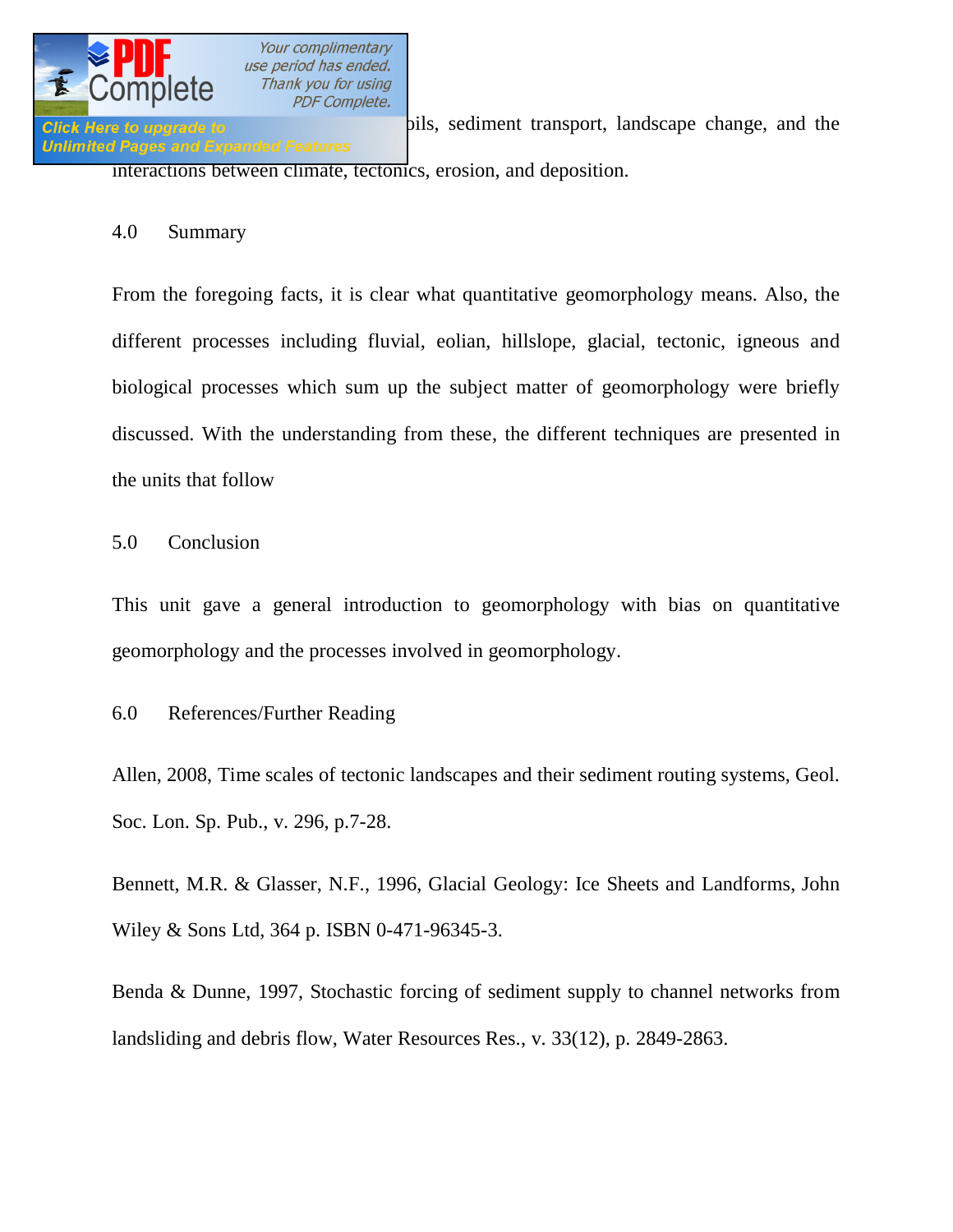...ils, sediment transport, landscape change, and the interactions between climate, tectonics, erosion, and deposition.

## 4.0 Summary

From the foregoing facts, it is clear what quantitative geomorphology means. Also, the different processes including fluvial, eolian, hillslope, glacial, tectonic, igneous and biological processes which sum up the subject matter of geomorphology were briefly discussed. With the understanding from these, the different techniques are presented in the units that follow

## 5.0 Conclusion

This unit gave a general introduction to geomorphology with bias on quantitative geomorphology and the processes involved in geomorphology.

## 6.0 References/Further Reading

Allen, 2008, Time scales of tectonic landscapes and their sediment routing systems, Geol. Soc. Lon. Sp. Pub., v. 296, p.7-28.

Bennett, M.R. & Glasser, N.F., 1996, Glacial Geology: Ice Sheets and Landforms, John Wiley & Sons Ltd, 364 p. ISBN 0-471-96345-3.

Benda & Dunne, 1997, Stochastic forcing of sediment supply to channel networks from landsliding and debris flow, Water Resources Res., v. 33(12), p. 2849-2863.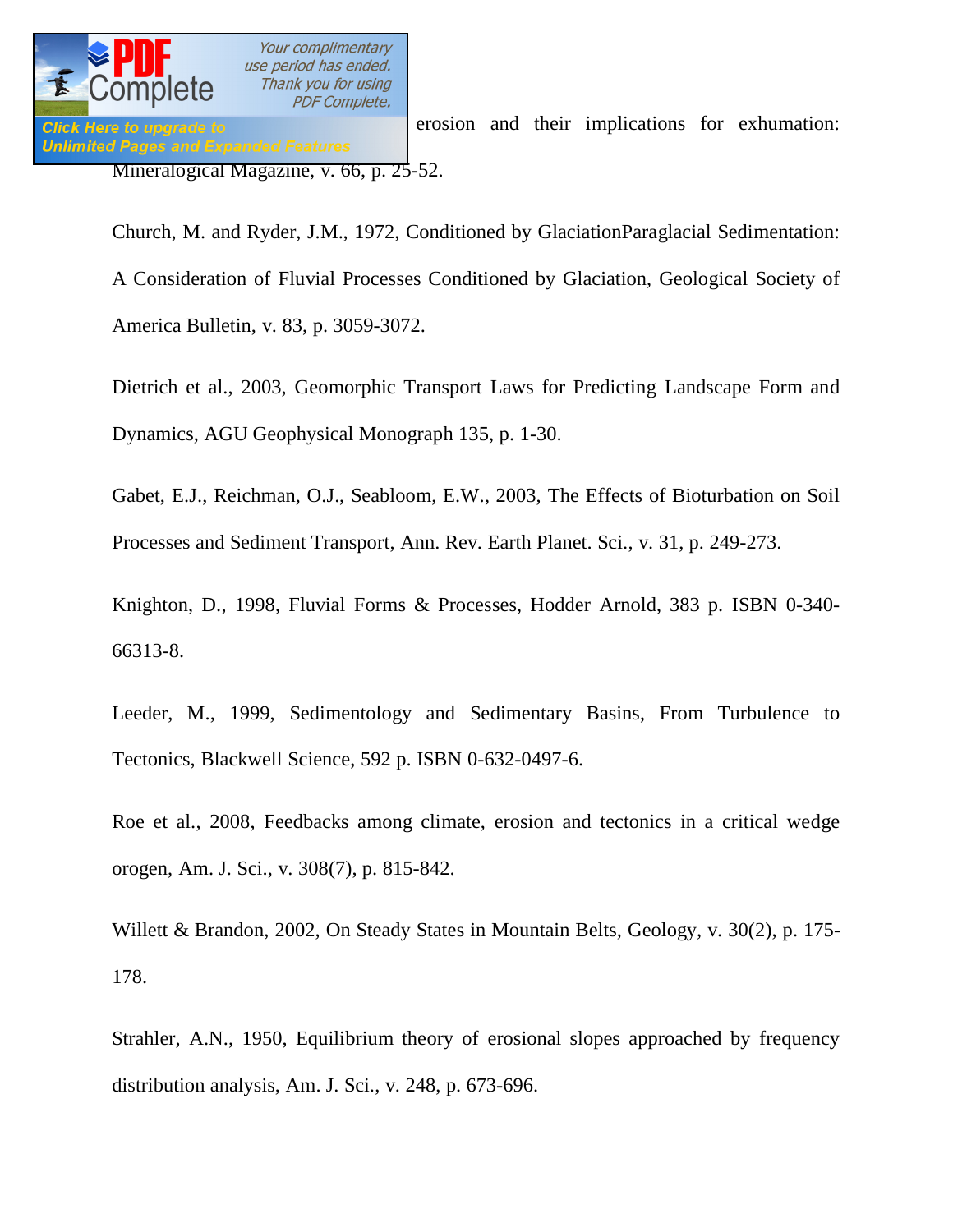erosion and their implications for exhumation: Mineralogical Magazine, v. 66, p. 25-52.

Church, M. and Ryder, J.M., 1972, Conditioned by GlaciationParaglacial Sedimentation: A Consideration of Fluvial Processes Conditioned by Glaciation, Geological Society of America Bulletin, v. 83, p. 3059-3072.

Dietrich et al., 2003, Geomorphic Transport Laws for Predicting Landscape Form and Dynamics, AGU Geophysical Monograph 135, p. 1-30.

Gabet, E.J., Reichman, O.J., Seabloom, E.W., 2003, The Effects of Bioturbation on Soil Processes and Sediment Transport, Ann. Rev. Earth Planet. Sci., v. 31, p. 249-273.

Knighton, D., 1998, Fluvial Forms & Processes, Hodder Arnold, 383 p. ISBN 0-340-66313-8.

Leeder, M., 1999, Sedimentology and Sedimentary Basins, From Turbulence to Tectonics, Blackwell Science, 592 p. ISBN 0-632-0497-6.

Roe et al., 2008, Feedbacks among climate, erosion and tectonics in a critical wedge orogen, Am. J. Sci., v. 308(7), p. 815-842.

Willett & Brandon, 2002, On Steady States in Mountain Belts, Geology, v. 30(2), p. 175-178.

Strahler, A.N., 1950, Equilibrium theory of erosional slopes approached by frequency distribution analysis, Am. J. Sci., v. 248, p. 673-696.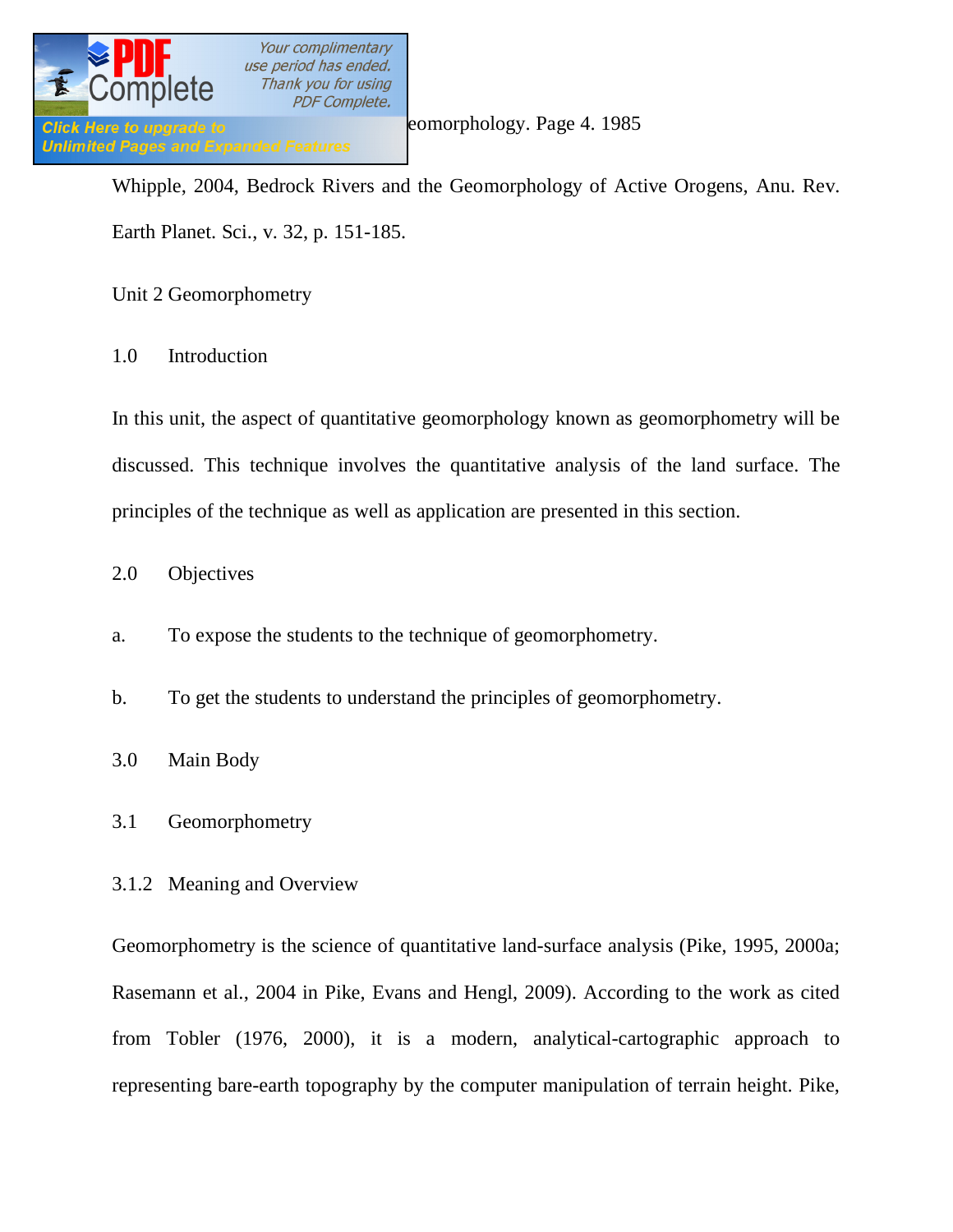eomorphology. Page 4. 1985

Whipple, 2004, Bedrock Rivers and the Geomorphology of Active Orogens, Anu. Rev. Earth Planet. Sci., v. 32, p. 151-185.

## Unit 2 Geomorphometry

### 1.0 Introduction

In this unit, the aspect of quantitative geomorphology known as geomorphometry will be discussed. This technique involves the quantitative analysis of the land surface. The principles of the technique as well as application are presented in this section.

### 2.0 Objectives

a. To expose the students to the technique of geomorphometry.

b. To get the students to understand the principles of geomorphometry.

### 3.0 Main Body

### 3.1 Geomorphometry

#### 3.1.2 Meaning and Overview

Geomorphometry is the science of quantitative land-surface analysis (Pike, 1995, 2000a; Rasemann et al., 2004 in Pike, Evans and Hengl, 2009). According to the work as cited from Tobler (1976, 2000), it is a modern, analytical-cartographic approach to representing bare-earth topography by the computer manipulation of terrain height. Pike,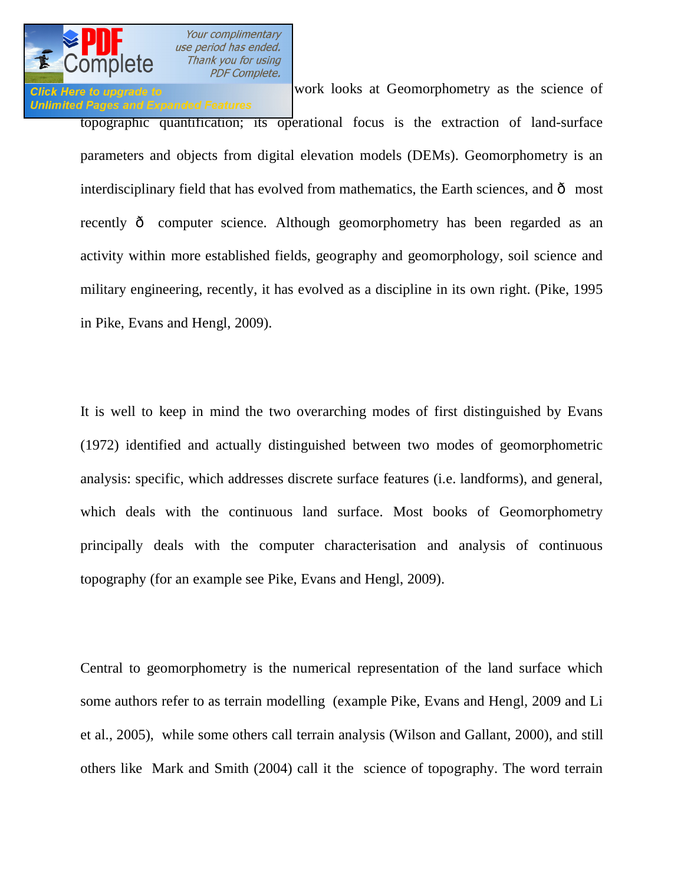work looks at Geomorphometry as the science of topographic quantification; its operational focus is the extraction of land-surface parameters and objects from digital elevation models (DEMs). Geomorphometry is an interdisciplinary field that has evolved from mathematics, the Earth sciences, and ð most recently ð computer science. Although geomorphometry has been regarded as an activity within more established fields, geography and geomorphology, soil science and military engineering, recently, it has evolved as a discipline in its own right. (Pike, 1995 in Pike, Evans and Hengl, 2009).

It is well to keep in mind the two overarching modes of first distinguished by Evans (1972) identified and actually distinguished between two modes of geomorphometric analysis: specific, which addresses discrete surface features (i.e. landforms), and general, which deals with the continuous land surface. Most books of Geomorphometry principally deals with the computer characterisation and analysis of continuous topography (for an example see Pike, Evans and Hengl, 2009).

Central to geomorphometry is the numerical representation of the land surface which some authors refer to as terrain modelling (example Pike, Evans and Hengl, 2009 and Li et al., 2005), while some others call terrain analysis (Wilson and Gallant, 2000), and still others like Mark and Smith (2004) call it the science of topography. The word terrain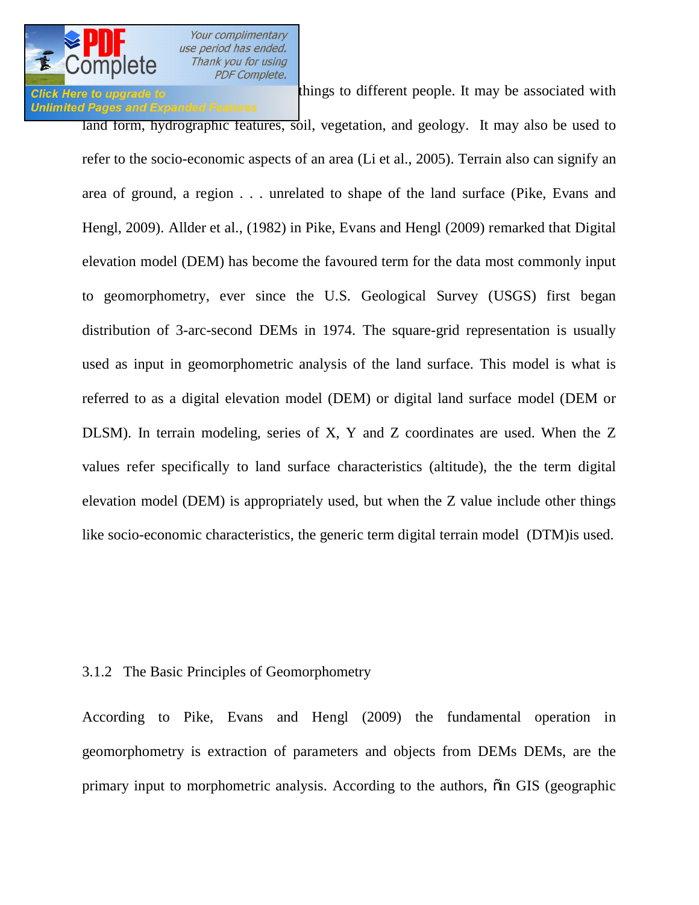things to different people. It may be associated with land form, hydrographic features, soil, vegetation, and geology. It may also be used to refer to the socio-economic aspects of an area (Li et al., 2005). Terrain also can signify an area of ground, a region . . . unrelated to shape of the land surface (Pike, Evans and Hengl, 2009). Allder et al., (1982) in Pike, Evans and Hengl (2009) remarked that Digital elevation model (DEM) has become the favoured term for the data most commonly input to geomorphometry, ever since the U.S. Geological Survey (USGS) first began distribution of 3-arc-second DEMs in 1974. The square-grid representation is usually used as input in geomorphometric analysis of the land surface. This model is what is referred to as a digital elevation model (DEM) or digital land surface model (DEM or DLSM). In terrain modeling, series of X, Y and Z coordinates are used. When the Z values refer specifically to land surface characteristics (altitude), the the term digital elevation model (DEM) is appropriately used, but when the Z value include other things like socio-economic characteristics, the generic term digital terrain model (DTM)is used.

### 3.1.2 The Basic Principles of Geomorphometry

According to Pike, Evans and Hengl (2009) the fundamental operation in geomorphometry is extraction of parameters and objects from DEMs DEMs, are the primary input to morphometric analysis. According to the authors, "in GIS (geographic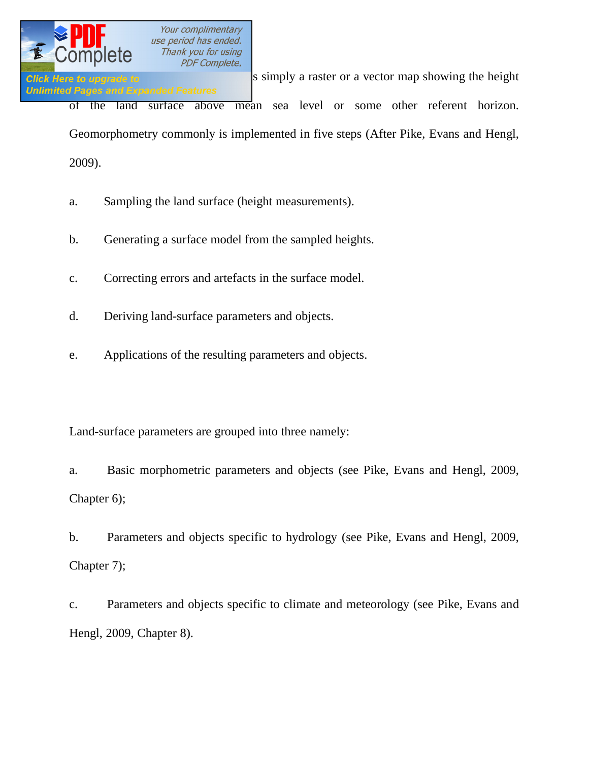s simply a raster or a vector map showing the height of the land surface above mean sea level or some other referent horizon. Geomorphometry commonly is implemented in five steps (After Pike, Evans and Hengl, 2009).

a. Sampling the land surface (height measurements).

b. Generating a surface model from the sampled heights.

c. Correcting errors and artefacts in the surface model.

d. Deriving land-surface parameters and objects.

e. Applications of the resulting parameters and objects.

Land-surface parameters are grouped into three namely:

a. Basic morphometric parameters and objects (see Pike, Evans and Hengl, 2009, Chapter 6);

b. Parameters and objects specific to hydrology (see Pike, Evans and Hengl, 2009, Chapter 7);

c. Parameters and objects specific to climate and meteorology (see Pike, Evans and Hengl, 2009, Chapter 8).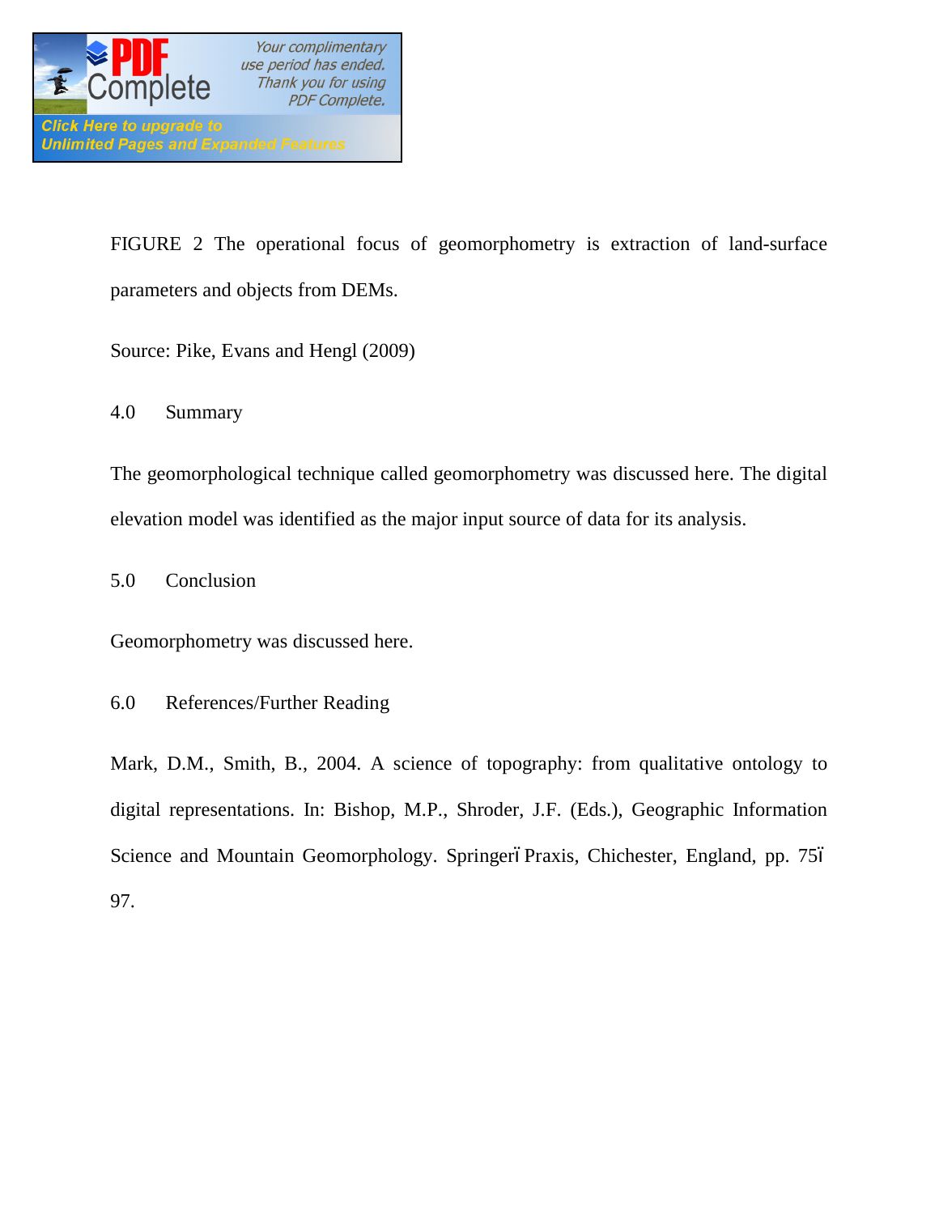FIGURE 2 The operational focus of geomorphometry is extraction of land-surface parameters and objects from DEMs.

Source: Pike, Evans and Hengl (2009)

## 4.0 Summary

The geomorphological technique called geomorphometry was discussed here. The digital elevation model was identified as the major input source of data for its analysis.

## 5.0 Conclusion

Geomorphometry was discussed here.

## 6.0 References/Further Reading

Mark, D.M., Smith, B., 2004. A science of topography: from qualitative ontology to digital representations. In: Bishop, M.P., Shroder, J.F. (Eds.), Geographic Information Science and Mountain Geomorphology. Springerï Praxis, Chichester, England, pp. 75ï 97.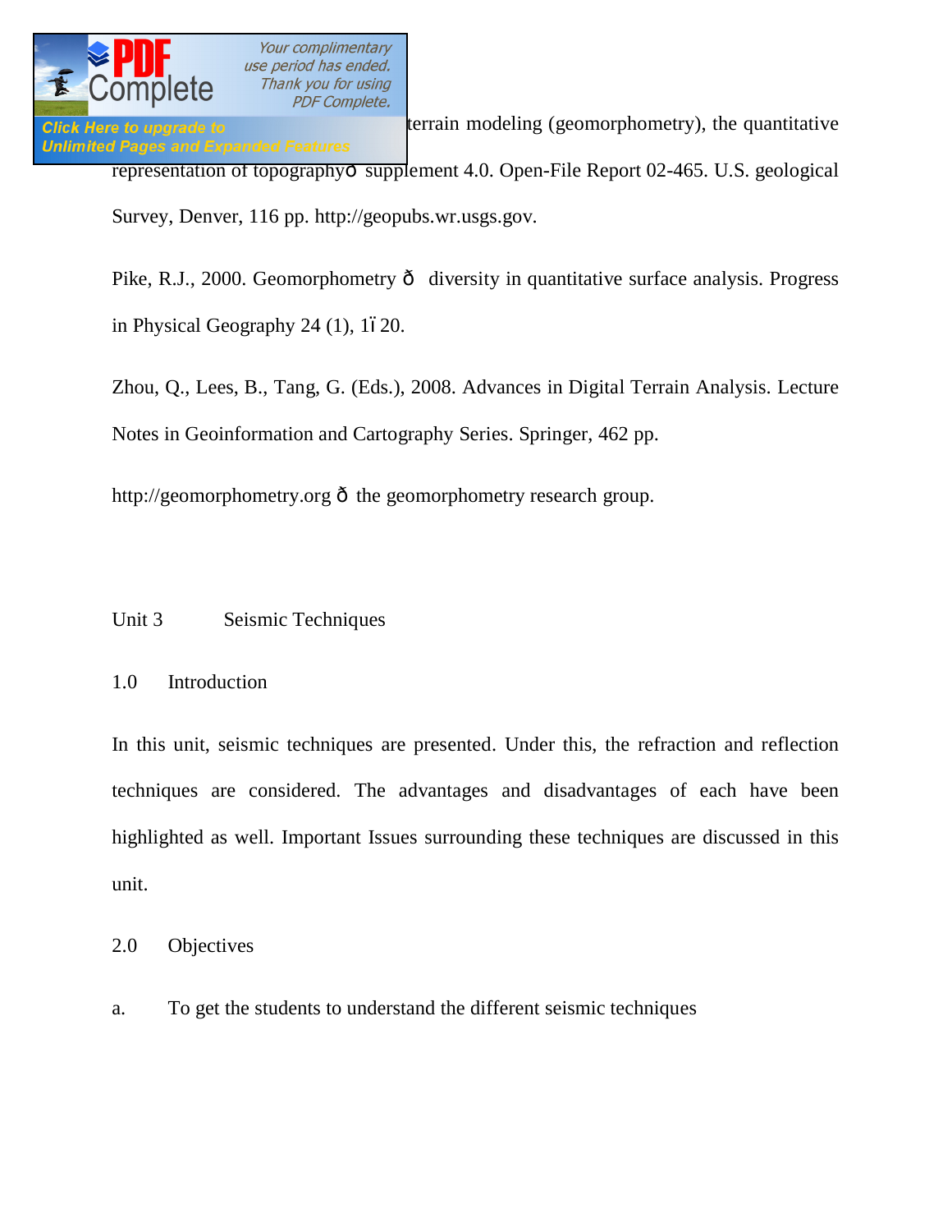terrain modeling (geomorphometry), the quantitative representation of topographyó supplement 4.0. Open-File Report 02-465. U.S. geological Survey, Denver, 116 pp. http://geopubs.wr.usgs.gov.

Pike, R.J., 2000. Geomorphometry ó diversity in quantitative surface analysis. Progress in Physical Geography 24 (1), 1ï20.

Zhou, Q., Lees, B., Tang, G. (Eds.), 2008. Advances in Digital Terrain Analysis. Lecture Notes in Geoinformation and Cartography Series. Springer, 462 pp.

http://geomorphometry.org ó the geomorphometry research group.

# Unit 3 Seismic Techniques

## 1.0 Introduction

In this unit, seismic techniques are presented. Under this, the refraction and reflection techniques are considered. The advantages and disadvantages of each have been highlighted as well. Important Issues surrounding these techniques are discussed in this unit.

## 2.0 Objectives

a. To get the students to understand the different seismic techniques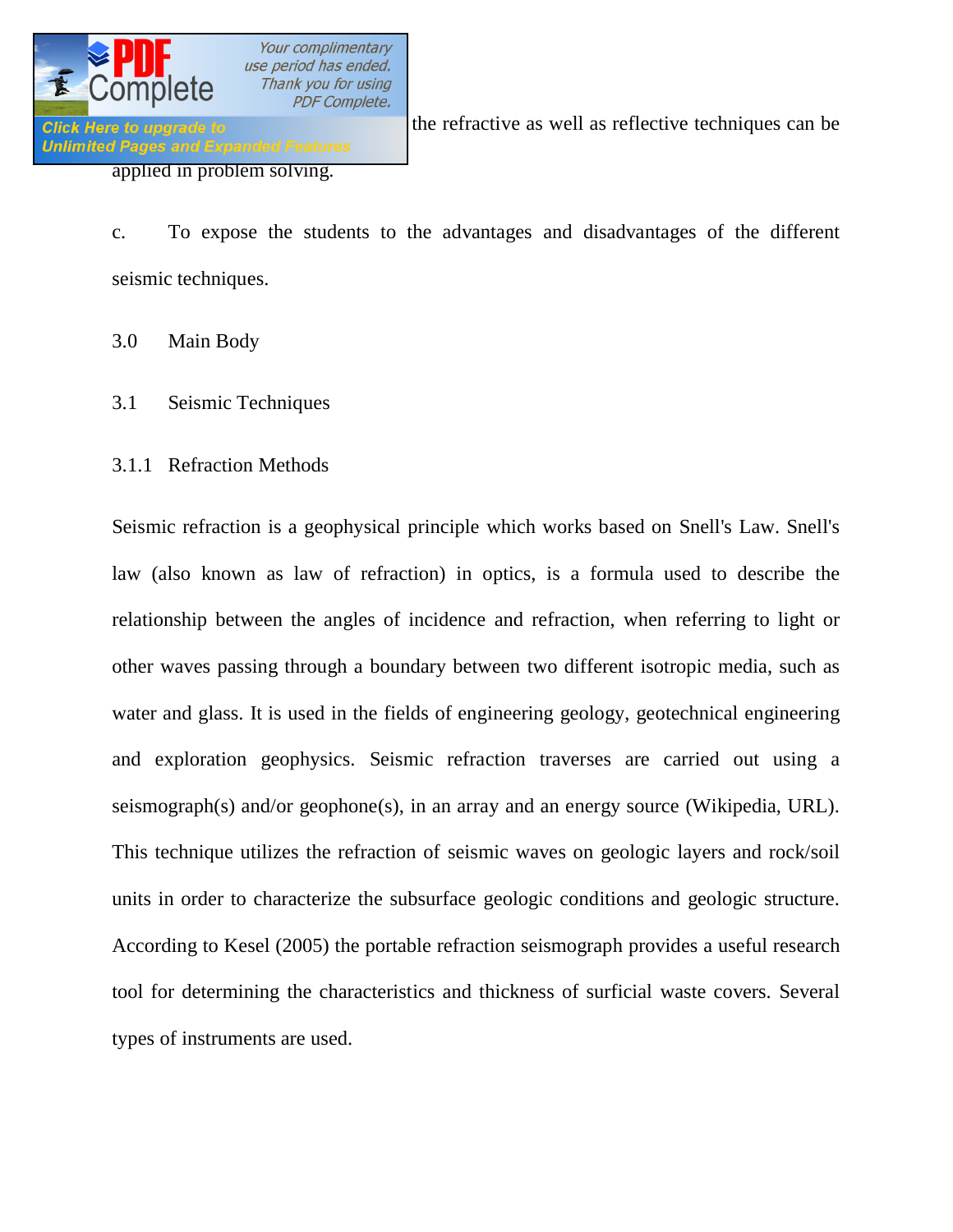the refractive as well as reflective techniques can be applied in problem solving.

c. To expose the students to the advantages and disadvantages of the different seismic techniques.

## 3.0 Main Body

### 3.1 Seismic Techniques

#### 3.1.1 Refraction Methods

Seismic refraction is a geophysical principle which works based on Snell's Law. Snell's law (also known as law of refraction) in optics, is a formula used to describe the relationship between the angles of incidence and refraction, when referring to light or other waves passing through a boundary between two different isotropic media, such as water and glass. It is used in the fields of engineering geology, geotechnical engineering and exploration geophysics. Seismic refraction traverses are carried out using a seismograph(s) and/or geophone(s), in an array and an energy source (Wikipedia, URL). This technique utilizes the refraction of seismic waves on geologic layers and rock/soil units in order to characterize the subsurface geologic conditions and geologic structure. According to Kesel (2005) the portable refraction seismograph provides a useful research tool for determining the characteristics and thickness of surficial waste covers. Several types of instruments are used.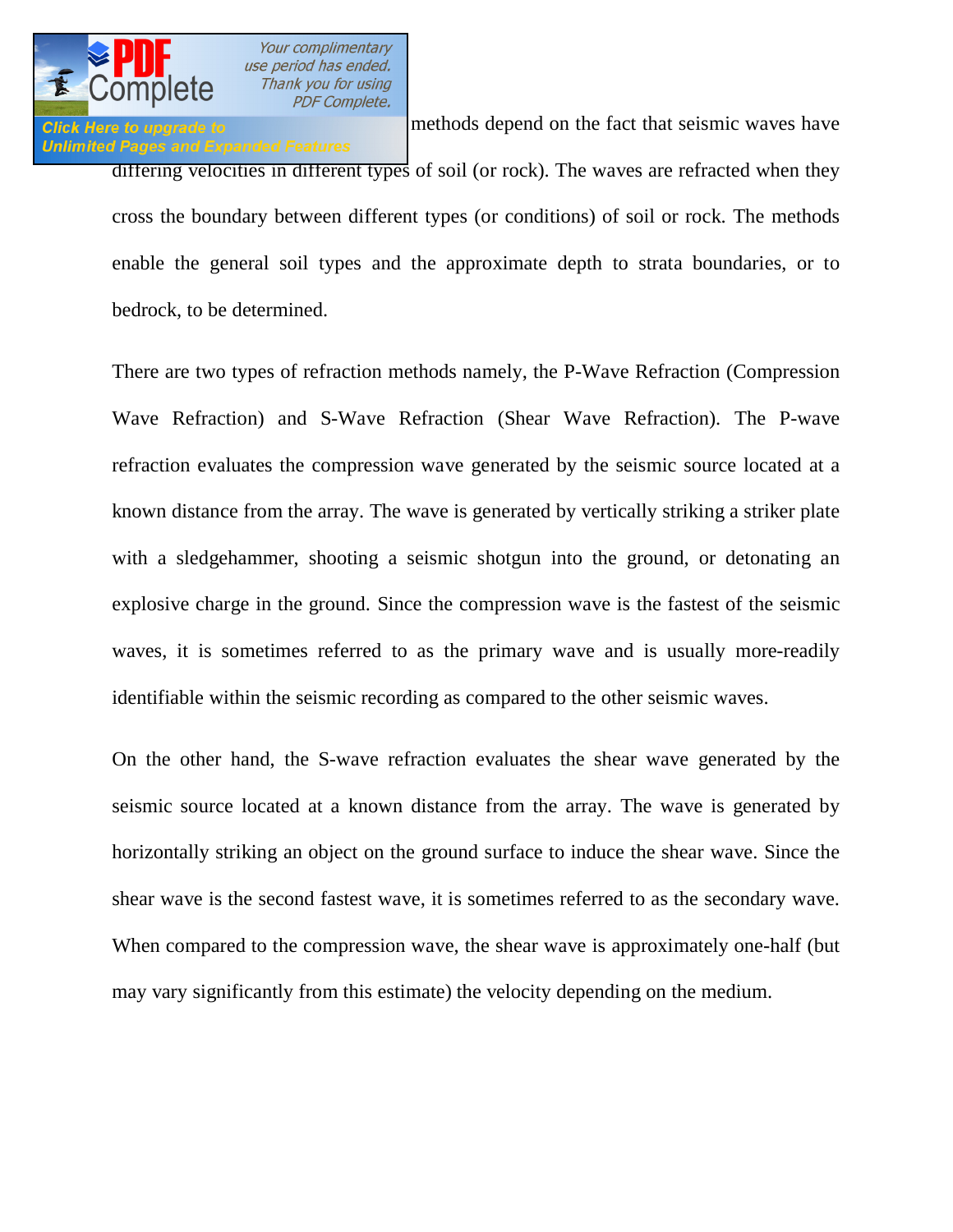methods depend on the fact that seismic waves have differing velocities in different types of soil (or rock). The waves are refracted when they cross the boundary between different types (or conditions) of soil or rock. The methods enable the general soil types and the approximate depth to strata boundaries, or to bedrock, to be determined.

There are two types of refraction methods namely, the P-Wave Refraction (Compression Wave Refraction) and S-Wave Refraction (Shear Wave Refraction). The P-wave refraction evaluates the compression wave generated by the seismic source located at a known distance from the array. The wave is generated by vertically striking a striker plate with a sledgehammer, shooting a seismic shotgun into the ground, or detonating an explosive charge in the ground. Since the compression wave is the fastest of the seismic waves, it is sometimes referred to as the primary wave and is usually more-readily identifiable within the seismic recording as compared to the other seismic waves.

On the other hand, the S-wave refraction evaluates the shear wave generated by the seismic source located at a known distance from the array. The wave is generated by horizontally striking an object on the ground surface to induce the shear wave. Since the shear wave is the second fastest wave, it is sometimes referred to as the secondary wave. When compared to the compression wave, the shear wave is approximately one-half (but may vary significantly from this estimate) the velocity depending on the medium.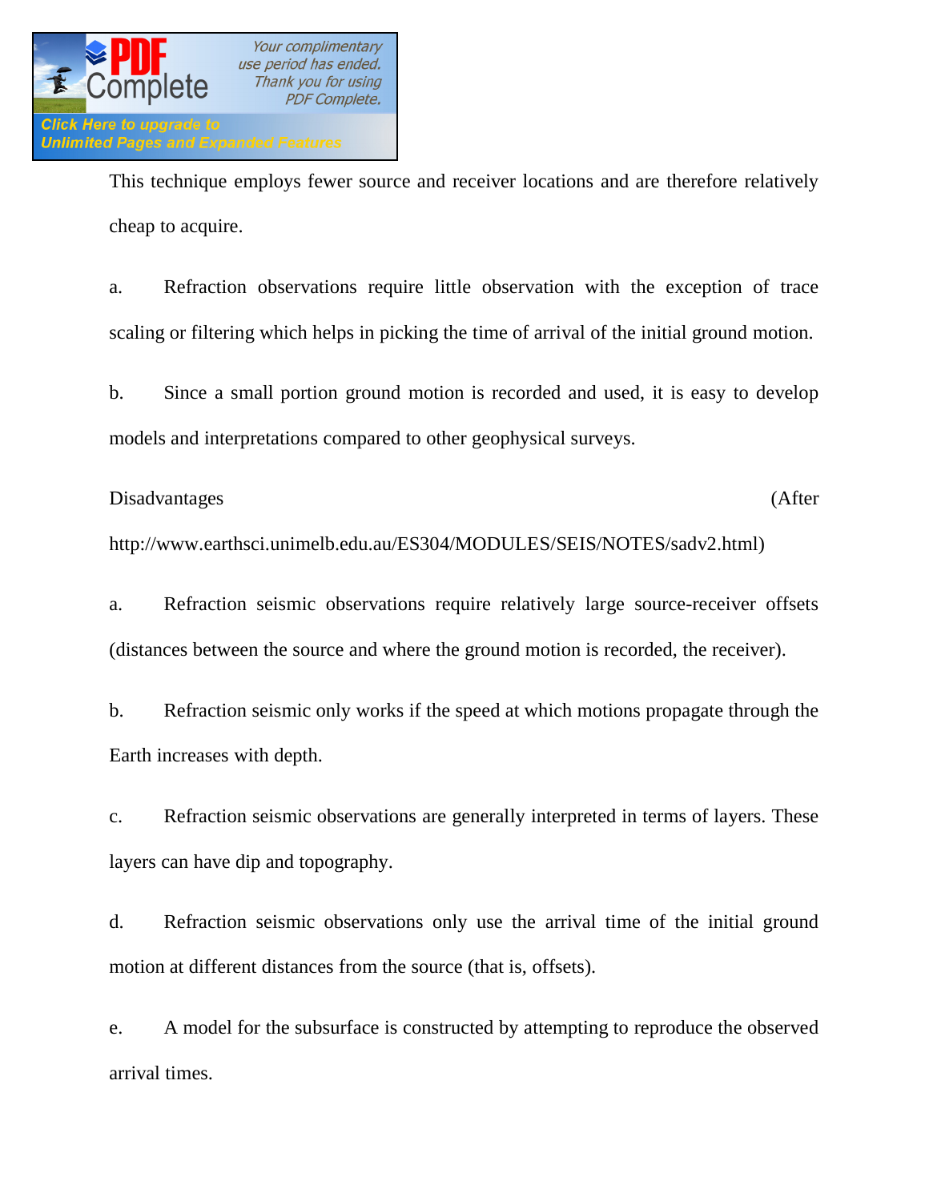This technique employs fewer source and receiver locations and are therefore relatively cheap to acquire.

a. Refraction observations require little observation with the exception of trace scaling or filtering which helps in picking the time of arrival of the initial ground motion.

b. Since a small portion ground motion is recorded and used, it is easy to develop models and interpretations compared to other geophysical surveys.

Disadvantages (After http://www.earthsci.unimelb.edu.au/ES304/MODULES/SEIS/NOTES/sadv2.html)

a. Refraction seismic observations require relatively large source-receiver offsets (distances between the source and where the ground motion is recorded, the receiver).

b. Refraction seismic only works if the speed at which motions propagate through the Earth increases with depth.

c. Refraction seismic observations are generally interpreted in terms of layers. These layers can have dip and topography.

d. Refraction seismic observations only use the arrival time of the initial ground motion at different distances from the source (that is, offsets).

e. A model for the subsurface is constructed by attempting to reproduce the observed arrival times.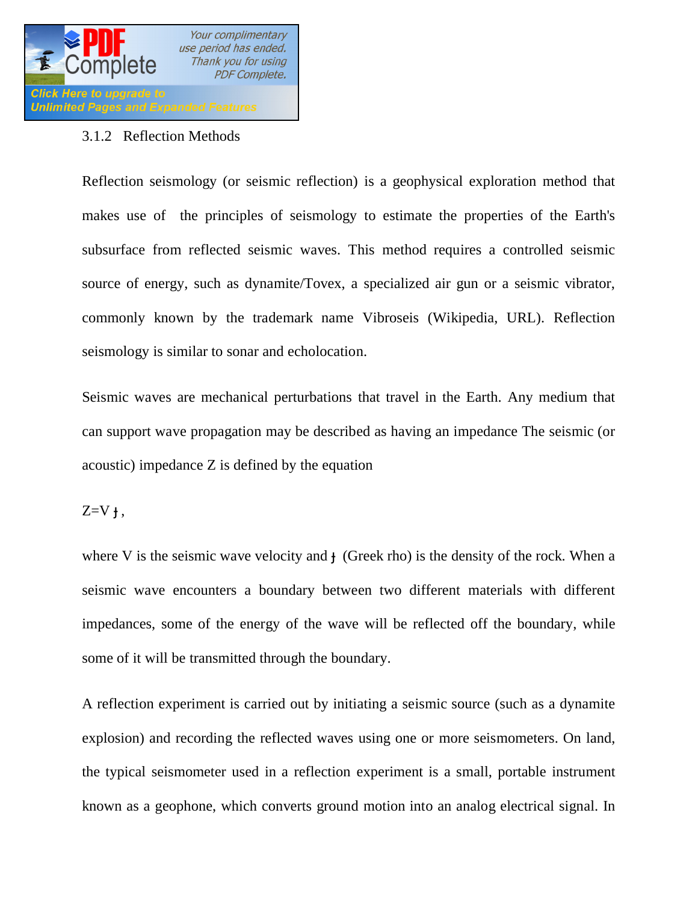### 3.1.2 Reflection Methods

Reflection seismology (or seismic reflection) is a geophysical exploration method that makes use of the principles of seismology to estimate the properties of the Earth's subsurface from reflected seismic waves. This method requires a controlled seismic source of energy, such as dynamite/Tovex, a specialized air gun or a seismic vibrator, commonly known by the trademark name Vibroseis (Wikipedia, URL). Reflection seismology is similar to sonar and echolocation.

Seismic waves are mechanical perturbations that travel in the Earth. Any medium that can support wave propagation may be described as having an impedance The seismic (or acoustic) impedance Z is defined by the equation

$Z=V\rho$,

where V is the seismic wave velocity and $\rho$ (Greek rho) is the density of the rock. When a seismic wave encounters a boundary between two different materials with different impedances, some of the energy of the wave will be reflected off the boundary, while some of it will be transmitted through the boundary.

A reflection experiment is carried out by initiating a seismic source (such as a dynamite explosion) and recording the reflected waves using one or more seismometers. On land, the typical seismometer used in a reflection experiment is a small, portable instrument known as a geophone, which converts ground motion into an analog electrical signal. In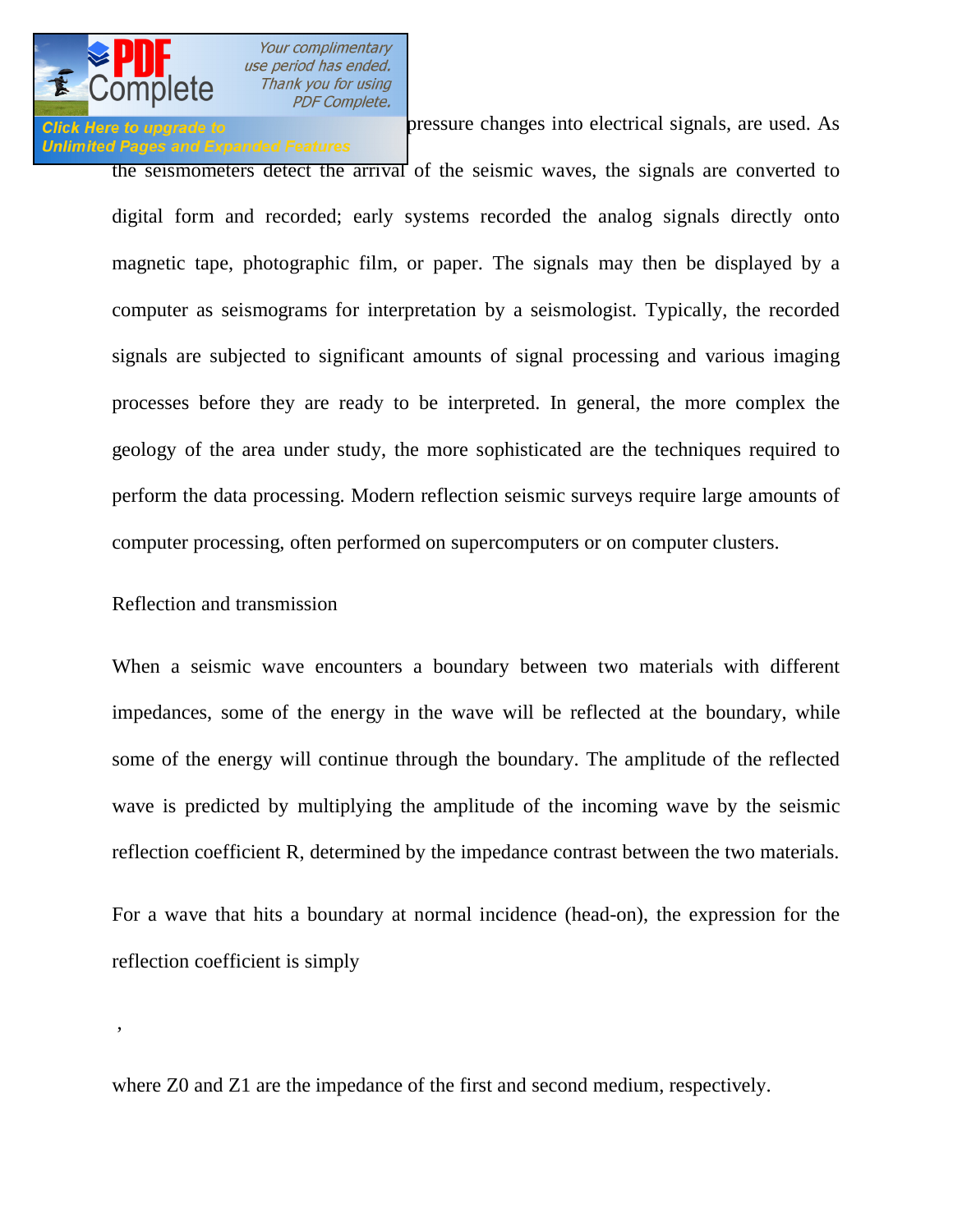pressure changes into electrical signals, are used. As the seismometers detect the arrival of the seismic waves, the signals are converted to digital form and recorded; early systems recorded the analog signals directly onto magnetic tape, photographic film, or paper. The signals may then be displayed by a computer as seismograms for interpretation by a seismologist. Typically, the recorded signals are subjected to significant amounts of signal processing and various imaging processes before they are ready to be interpreted. In general, the more complex the geology of the area under study, the more sophisticated are the techniques required to perform the data processing. Modern reflection seismic surveys require large amounts of computer processing, often performed on supercomputers or on computer clusters.

Reflection and transmission

When a seismic wave encounters a boundary between two materials with different impedances, some of the energy in the wave will be reflected at the boundary, while some of the energy will continue through the boundary. The amplitude of the reflected wave is predicted by multiplying the amplitude of the incoming wave by the seismic reflection coefficient R, determined by the impedance contrast between the two materials.

For a wave that hits a boundary at normal incidence (head-on), the expression for the reflection coefficient is simply

,

where Z0 and Z1 are the impedance of the first and second medium, respectively.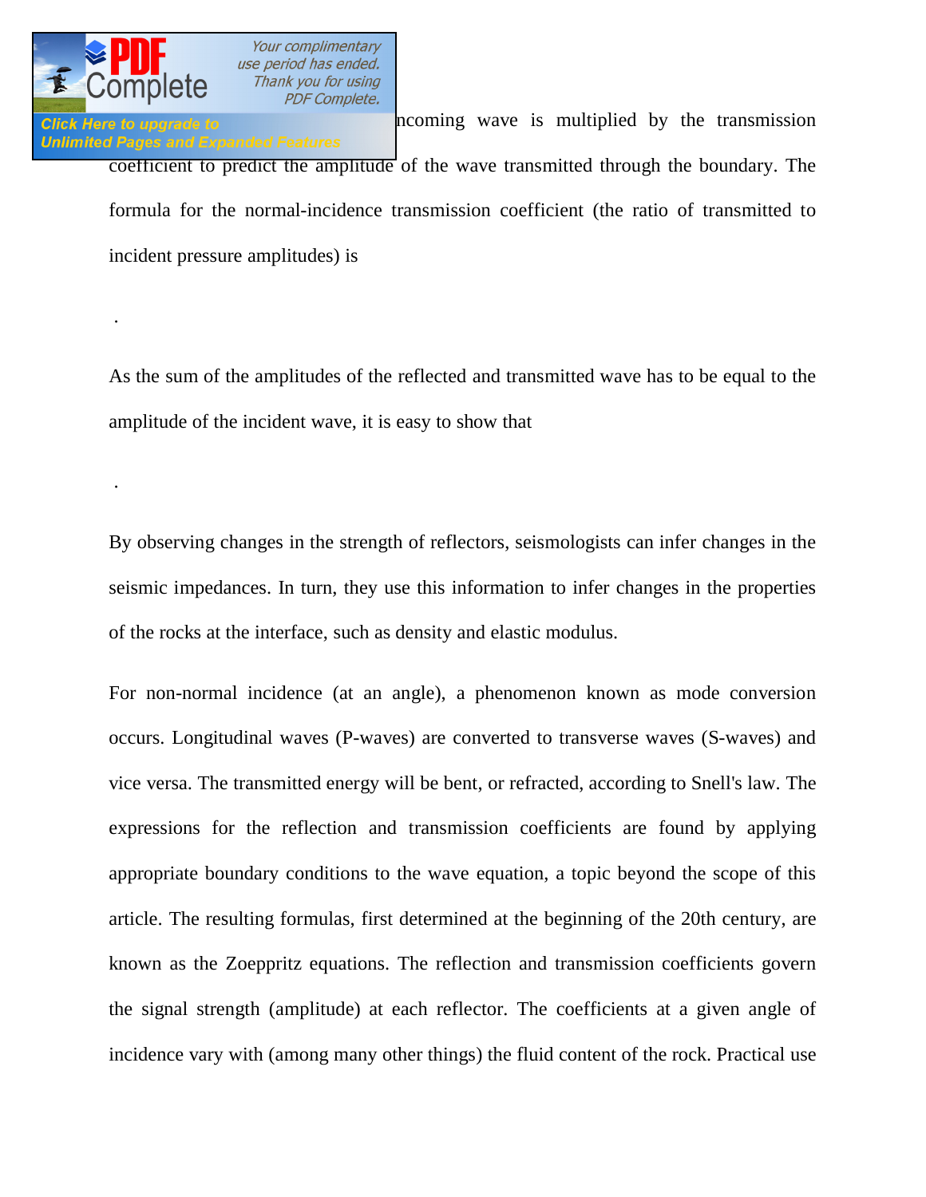ncoming wave is multiplied by the transmission coefficient to predict the amplitude of the wave transmitted through the boundary. The formula for the normal-incidence transmission coefficient (the ratio of transmitted to incident pressure amplitudes) is

.

As the sum of the amplitudes of the reflected and transmitted wave has to be equal to the amplitude of the incident wave, it is easy to show that

.

By observing changes in the strength of reflectors, seismologists can infer changes in the seismic impedances. In turn, they use this information to infer changes in the properties of the rocks at the interface, such as density and elastic modulus.

For non-normal incidence (at an angle), a phenomenon known as mode conversion occurs. Longitudinal waves (P-waves) are converted to transverse waves (S-waves) and vice versa. The transmitted energy will be bent, or refracted, according to Snell's law. The expressions for the reflection and transmission coefficients are found by applying appropriate boundary conditions to the wave equation, a topic beyond the scope of this article. The resulting formulas, first determined at the beginning of the 20th century, are known as the Zoeppritz equations. The reflection and transmission coefficients govern the signal strength (amplitude) at each reflector. The coefficients at a given angle of incidence vary with (among many other things) the fluid content of the rock. Practical use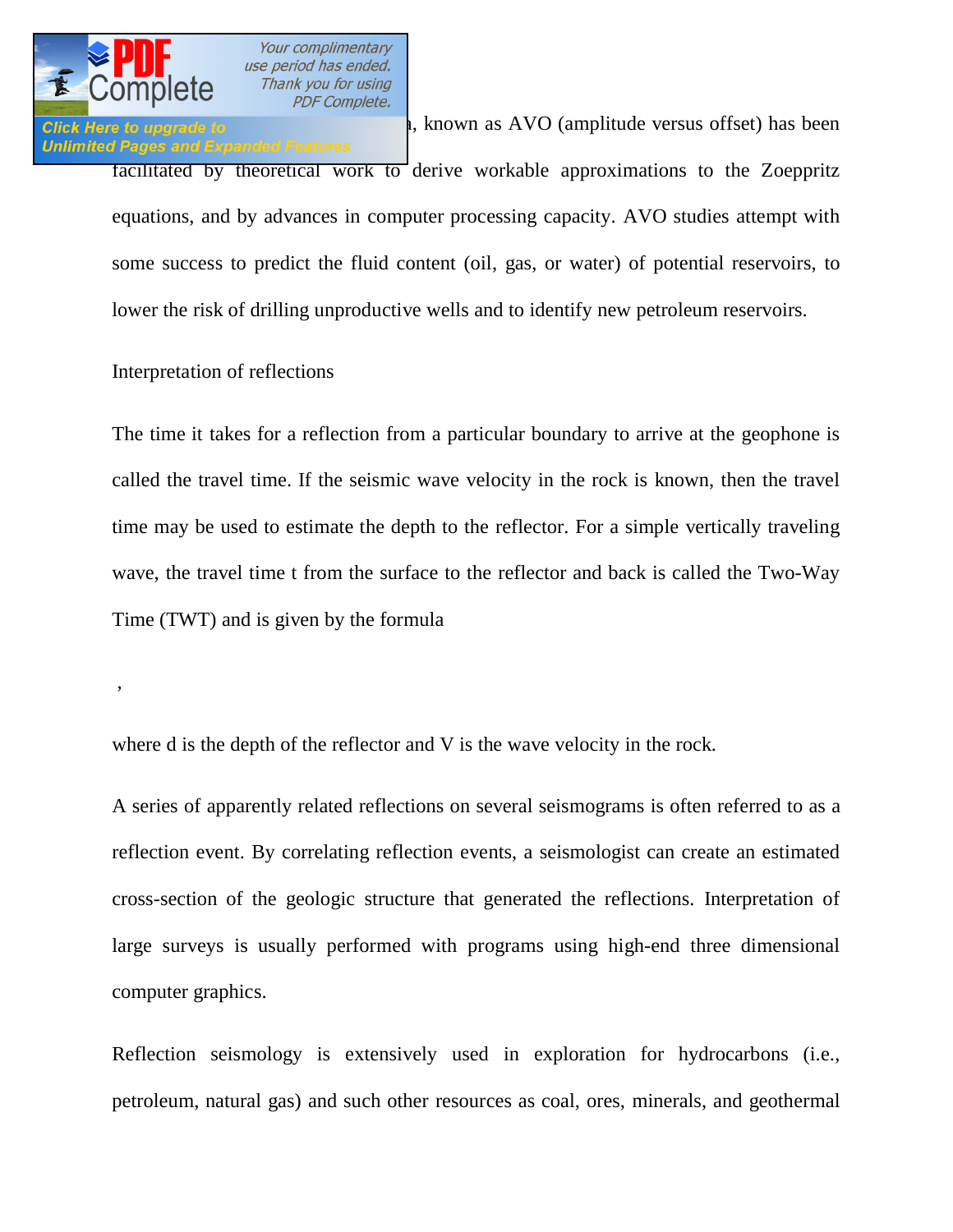known as AVO (amplitude versus offset) has been facilitated by theoretical work to derive workable approximations to the Zoeppritz equations, and by advances in computer processing capacity. AVO studies attempt with some success to predict the fluid content (oil, gas, or water) of potential reservoirs, to lower the risk of drilling unproductive wells and to identify new petroleum reservoirs.

Interpretation of reflections

The time it takes for a reflection from a particular boundary to arrive at the geophone is called the travel time. If the seismic wave velocity in the rock is known, then the travel time may be used to estimate the depth to the reflector. For a simple vertically traveling wave, the travel time t from the surface to the reflector and back is called the Two-Way Time (TWT) and is given by the formula

,

where d is the depth of the reflector and V is the wave velocity in the rock.

A series of apparently related reflections on several seismograms is often referred to as a reflection event. By correlating reflection events, a seismologist can create an estimated cross-section of the geologic structure that generated the reflections. Interpretation of large surveys is usually performed with programs using high-end three dimensional computer graphics.

Reflection seismology is extensively used in exploration for hydrocarbons (i.e., petroleum, natural gas) and such other resources as coal, ores, minerals, and geothermal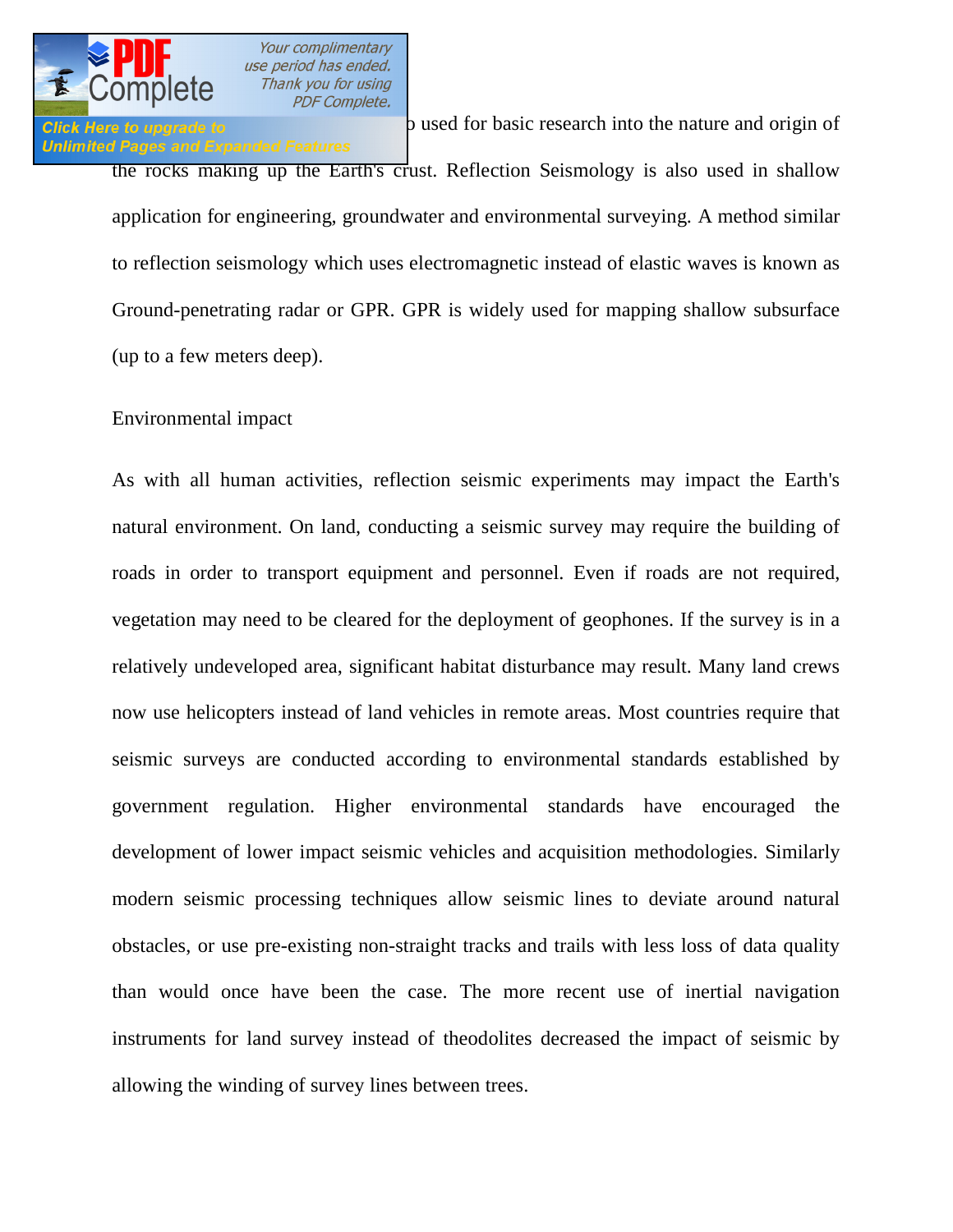o used for basic research into the nature and origin of the rocks making up the Earth's crust. Reflection Seismology is also used in shallow application for engineering, groundwater and environmental surveying. A method similar to reflection seismology which uses electromagnetic instead of elastic waves is known as Ground-penetrating radar or GPR. GPR is widely used for mapping shallow subsurface (up to a few meters deep).

## Environmental impact

As with all human activities, reflection seismic experiments may impact the Earth's natural environment. On land, conducting a seismic survey may require the building of roads in order to transport equipment and personnel. Even if roads are not required, vegetation may need to be cleared for the deployment of geophones. If the survey is in a relatively undeveloped area, significant habitat disturbance may result. Many land crews now use helicopters instead of land vehicles in remote areas. Most countries require that seismic surveys are conducted according to environmental standards established by government regulation. Higher environmental standards have encouraged the development of lower impact seismic vehicles and acquisition methodologies. Similarly modern seismic processing techniques allow seismic lines to deviate around natural obstacles, or use pre-existing non-straight tracks and trails with less loss of data quality than would once have been the case. The more recent use of inertial navigation instruments for land survey instead of theodolites decreased the impact of seismic by allowing the winding of survey lines between trees.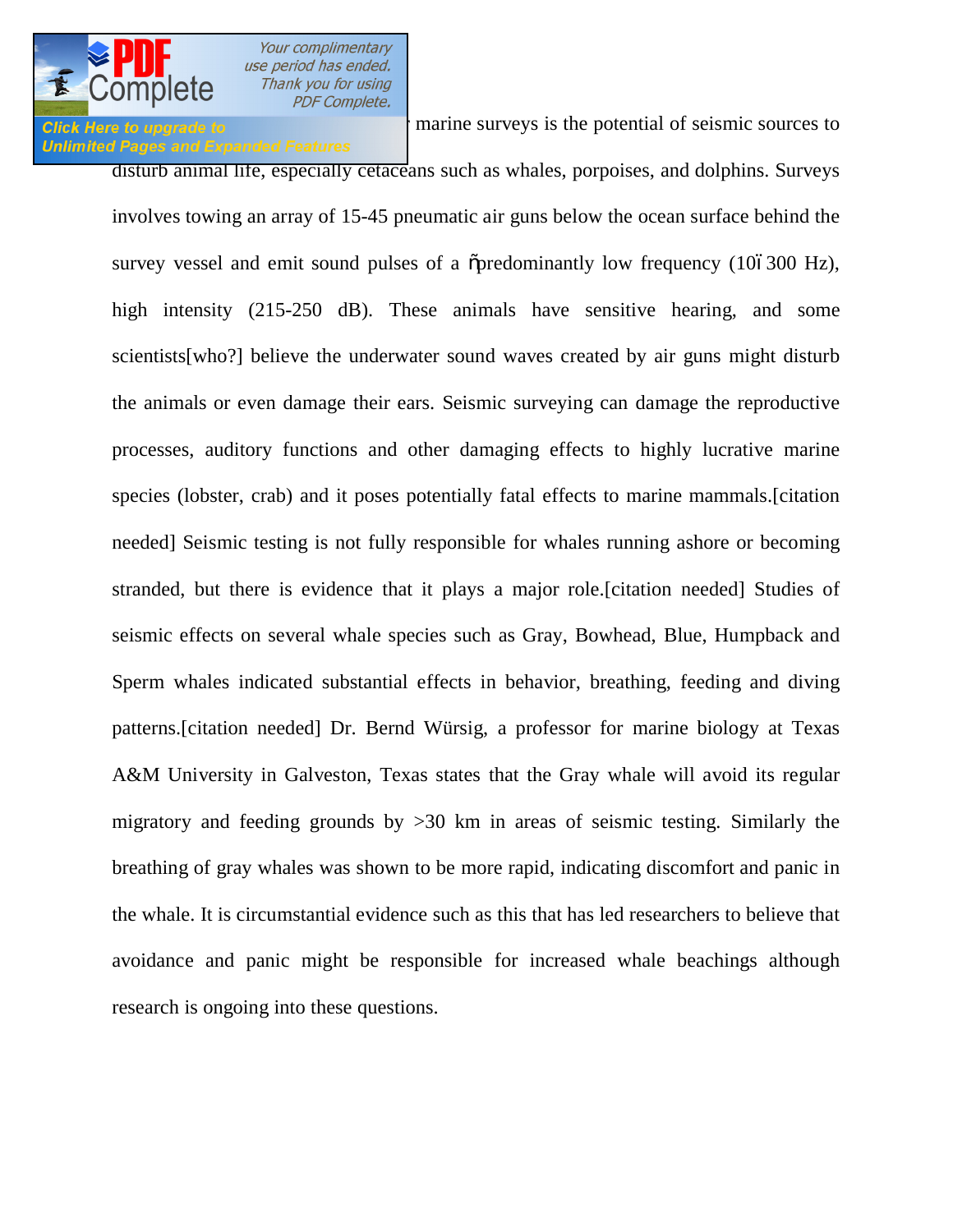marine surveys is the potential of seismic sources to disturb animal life, especially cetaceans such as whales, porpoises, and dolphins. Surveys involves towing an array of 15-45 pneumatic air guns below the ocean surface behind the survey vessel and emit sound pulses of a "predominantly low frequency (10–300 Hz), high intensity (215-250 dB). These animals have sensitive hearing, and some scientists[who?] believe the underwater sound waves created by air guns might disturb the animals or even damage their ears. Seismic surveying can damage the reproductive processes, auditory functions and other damaging effects to highly lucrative marine species (lobster, crab) and it poses potentially fatal effects to marine mammals.[citation needed] Seismic testing is not fully responsible for whales running ashore or becoming stranded, but there is evidence that it plays a major role.[citation needed] Studies of seismic effects on several whale species such as Gray, Bowhead, Blue, Humpback and Sperm whales indicated substantial effects in behavior, breathing, feeding and diving patterns.[citation needed] Dr. Bernd Würsig, a professor for marine biology at Texas A&M University in Galveston, Texas states that the Gray whale will avoid its regular migratory and feeding grounds by >30 km in areas of seismic testing. Similarly the breathing of gray whales was shown to be more rapid, indicating discomfort and panic in the whale. It is circumstantial evidence such as this that has led researchers to believe that avoidance and panic might be responsible for increased whale beachings although research is ongoing into these questions.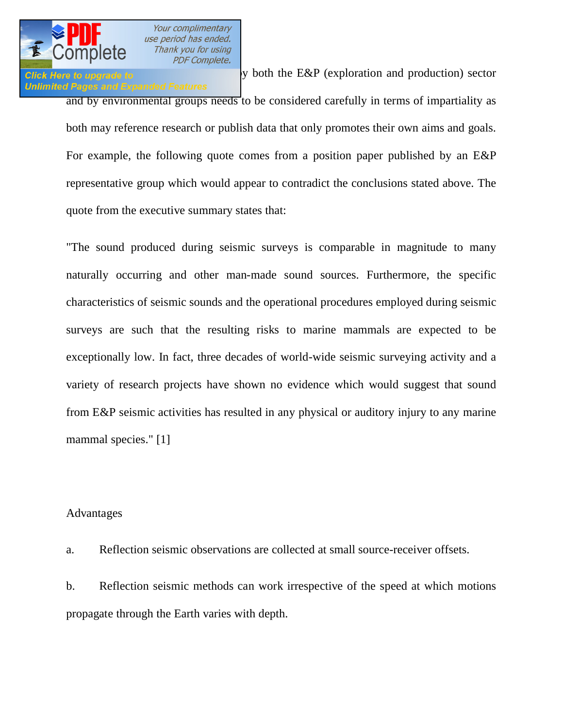y both the E&P (exploration and production) sector and by environmental groups needs to be considered carefully in terms of impartiality as both may reference research or publish data that only promotes their own aims and goals. For example, the following quote comes from a position paper published by an E&P representative group which would appear to contradict the conclusions stated above. The quote from the executive summary states that:

"The sound produced during seismic surveys is comparable in magnitude to many naturally occurring and other man-made sound sources. Furthermore, the specific characteristics of seismic sounds and the operational procedures employed during seismic surveys are such that the resulting risks to marine mammals are expected to be exceptionally low. In fact, three decades of world-wide seismic surveying activity and a variety of research projects have shown no evidence which would suggest that sound from E&P seismic activities has resulted in any physical or auditory injury to any marine mammal species." [1]

Advantages

a. Reflection seismic observations are collected at small source-receiver offsets.

b. Reflection seismic methods can work irrespective of the speed at which motions propagate through the Earth varies with depth.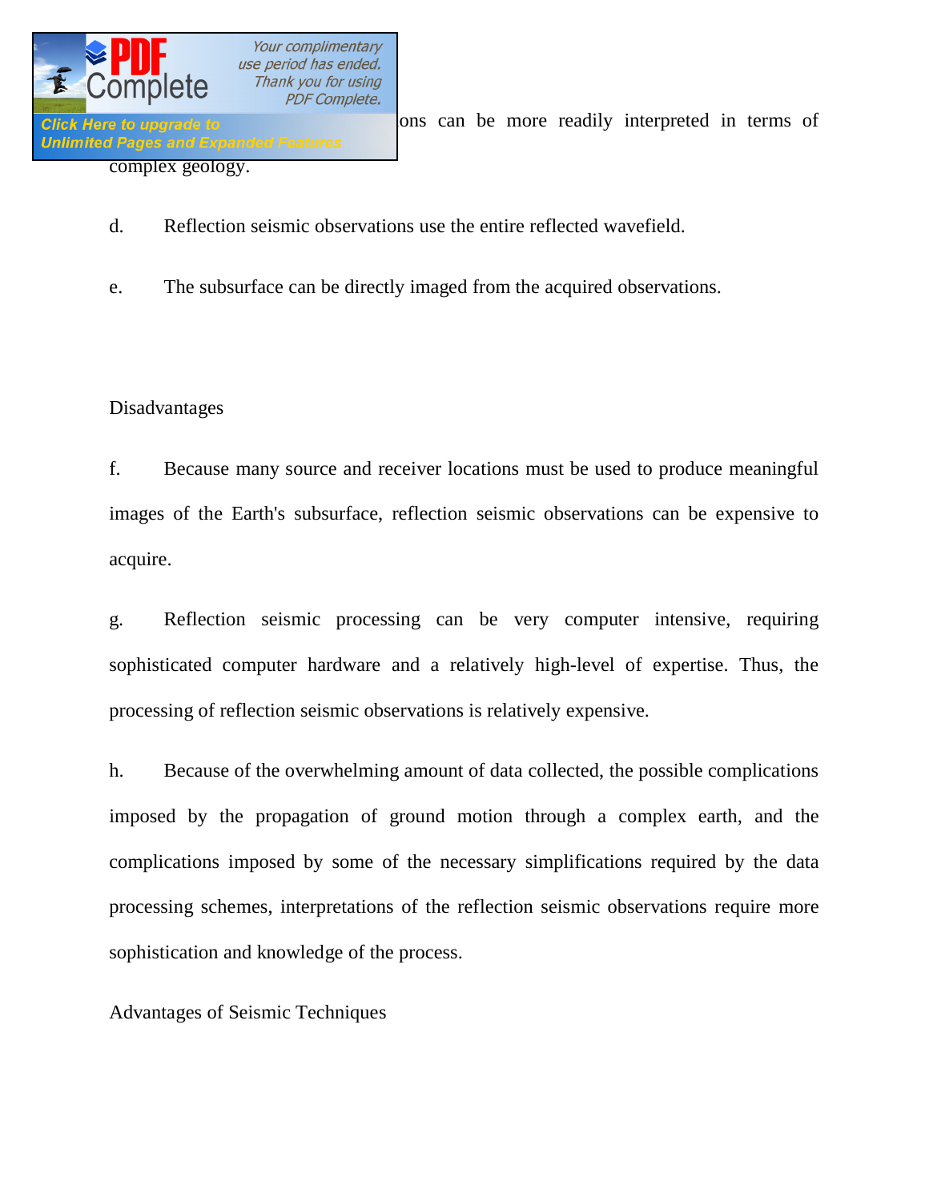ons can be more readily interpreted in terms of complex geology.

d. Reflection seismic observations use the entire reflected wavefield.

e. The subsurface can be directly imaged from the acquired observations.

Disadvantages

f. Because many source and receiver locations must be used to produce meaningful images of the Earth's subsurface, reflection seismic observations can be expensive to acquire.

g. Reflection seismic processing can be very computer intensive, requiring sophisticated computer hardware and a relatively high-level of expertise. Thus, the processing of reflection seismic observations is relatively expensive.

h. Because of the overwhelming amount of data collected, the possible complications imposed by the propagation of ground motion through a complex earth, and the complications imposed by some of the necessary simplifications required by the data processing schemes, interpretations of the reflection seismic observations require more sophistication and knowledge of the process.

Advantages of Seismic Techniques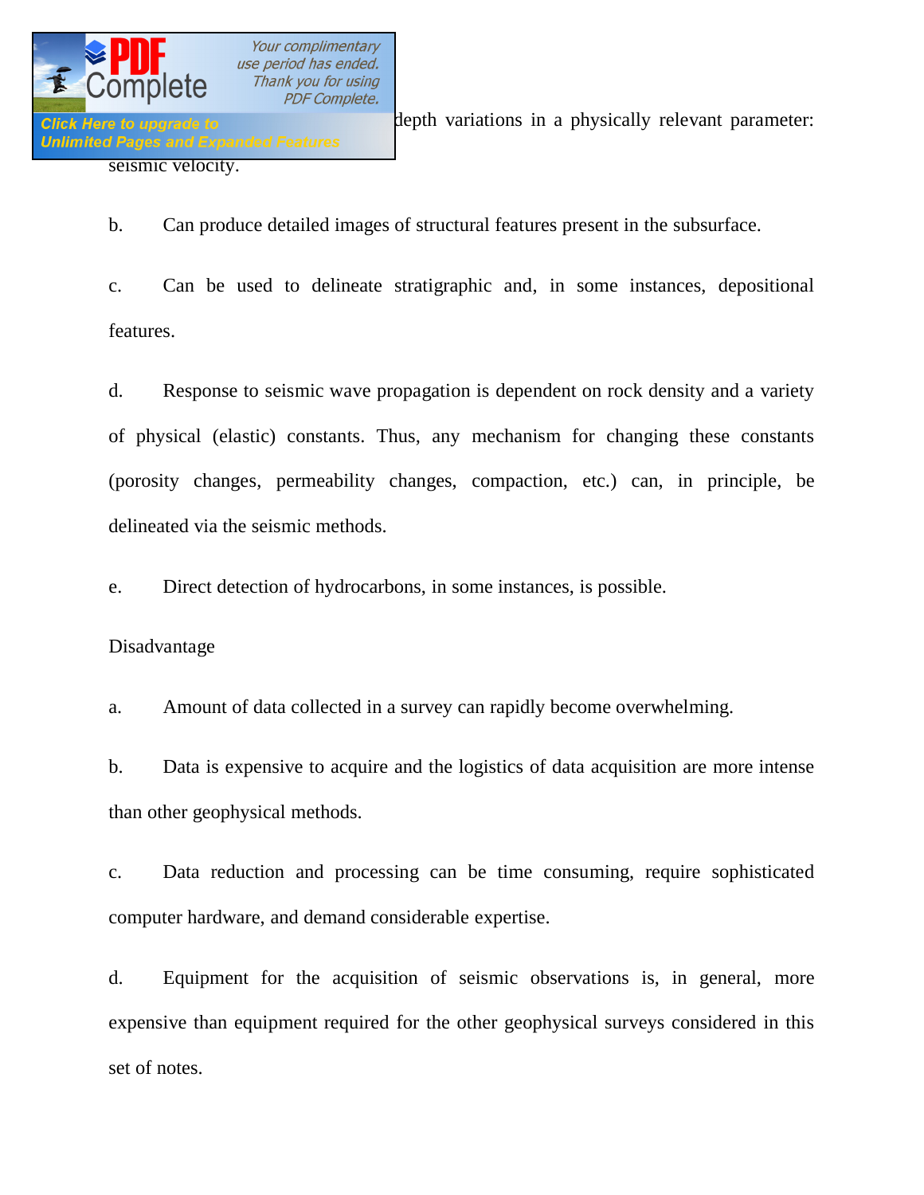depth variations in a physically relevant parameter: seismic velocity.

b. Can produce detailed images of structural features present in the subsurface.

c. Can be used to delineate stratigraphic and, in some instances, depositional features.

d. Response to seismic wave propagation is dependent on rock density and a variety of physical (elastic) constants. Thus, any mechanism for changing these constants (porosity changes, permeability changes, compaction, etc.) can, in principle, be delineated via the seismic methods.

e. Direct detection of hydrocarbons, in some instances, is possible.

Disadvantage

a. Amount of data collected in a survey can rapidly become overwhelming.

b. Data is expensive to acquire and the logistics of data acquisition are more intense than other geophysical methods.

c. Data reduction and processing can be time consuming, require sophisticated computer hardware, and demand considerable expertise.

d. Equipment for the acquisition of seismic observations is, in general, more expensive than equipment required for the other geophysical surveys considered in this set of notes.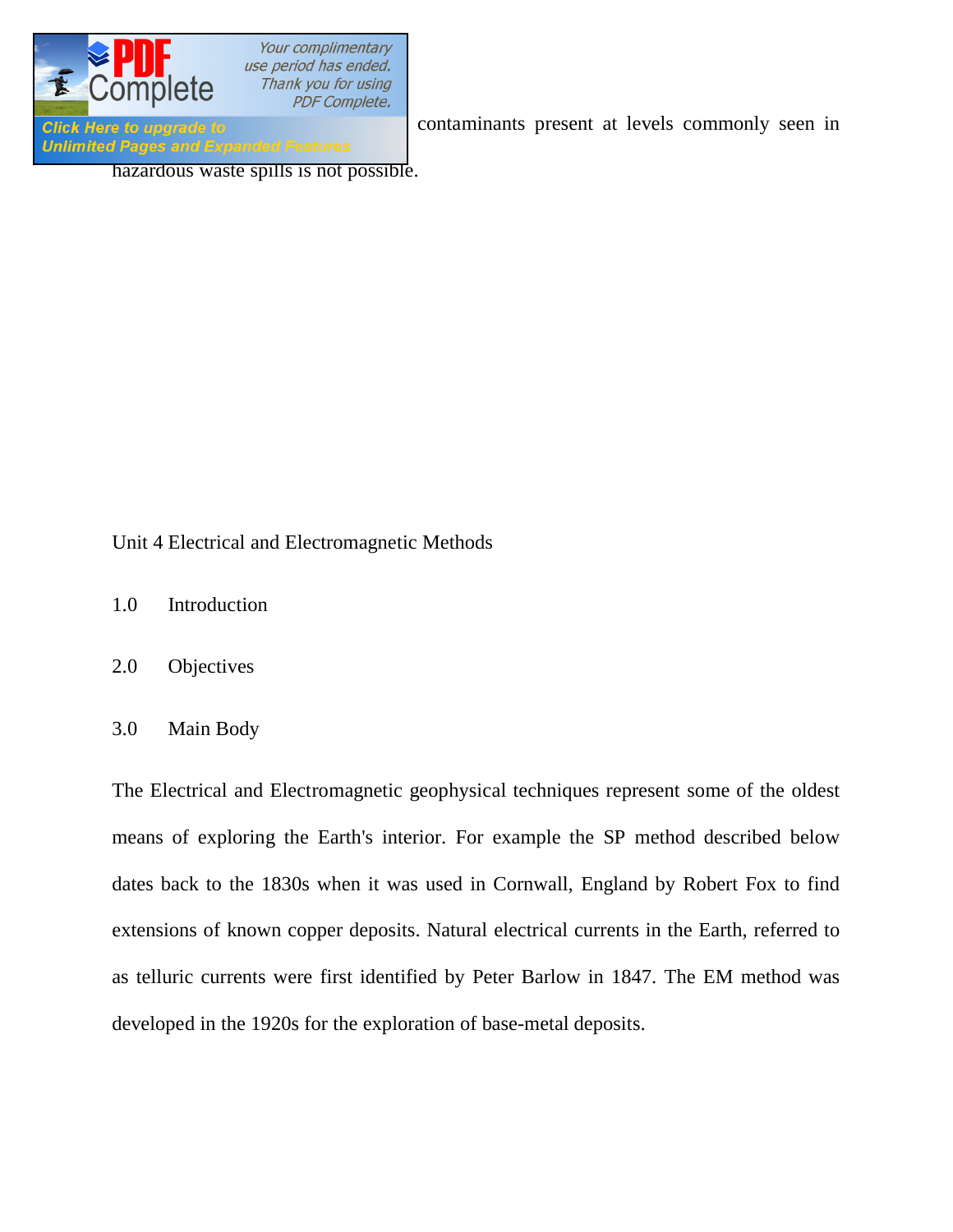contaminants present at levels commonly seen in hazardous waste spills is not possible.

## Unit 4 Electrical and Electromagnetic Methods

1.0 Introduction

2.0 Objectives

3.0 Main Body

The Electrical and Electromagnetic geophysical techniques represent some of the oldest means of exploring the Earth's interior. For example the SP method described below dates back to the 1830s when it was used in Cornwall, England by Robert Fox to find extensions of known copper deposits. Natural electrical currents in the Earth, referred to as telluric currents were first identified by Peter Barlow in 1847. The EM method was developed in the 1920s for the exploration of base-metal deposits.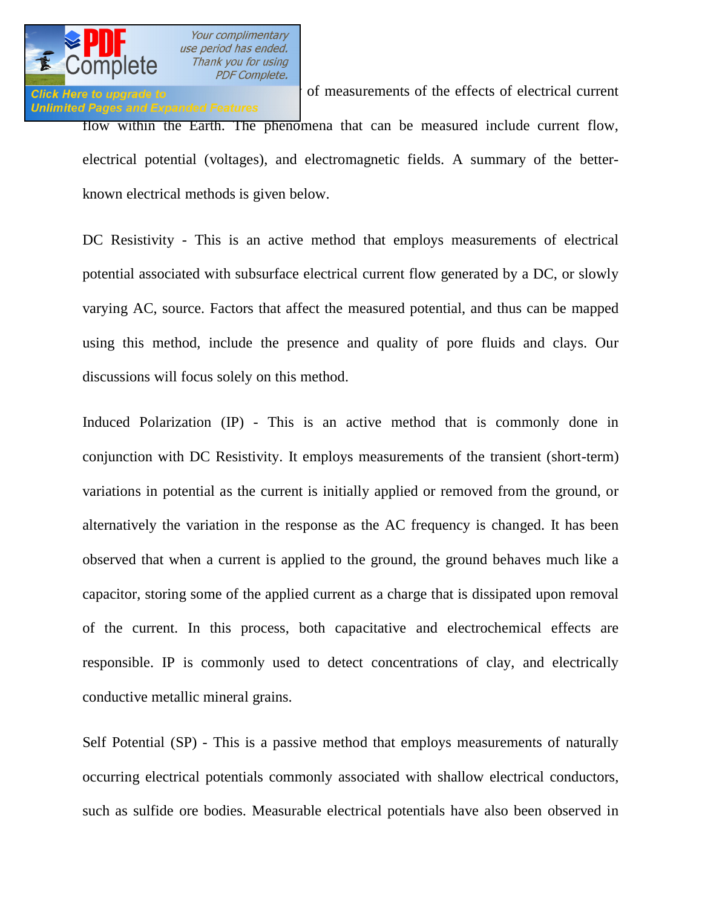of measurements of the effects of electrical current flow within the Earth. The phenomena that can be measured include current flow, electrical potential (voltages), and electromagnetic fields. A summary of the better-known electrical methods is given below.

DC Resistivity - This is an active method that employs measurements of electrical potential associated with subsurface electrical current flow generated by a DC, or slowly varying AC, source. Factors that affect the measured potential, and thus can be mapped using this method, include the presence and quality of pore fluids and clays. Our discussions will focus solely on this method.

Induced Polarization (IP) - This is an active method that is commonly done in conjunction with DC Resistivity. It employs measurements of the transient (short-term) variations in potential as the current is initially applied or removed from the ground, or alternatively the variation in the response as the AC frequency is changed. It has been observed that when a current is applied to the ground, the ground behaves much like a capacitor, storing some of the applied current as a charge that is dissipated upon removal of the current. In this process, both capacitative and electrochemical effects are responsible. IP is commonly used to detect concentrations of clay, and electrically conductive metallic mineral grains.

Self Potential (SP) - This is a passive method that employs measurements of naturally occurring electrical potentials commonly associated with shallow electrical conductors, such as sulfide ore bodies. Measurable electrical potentials have also been observed in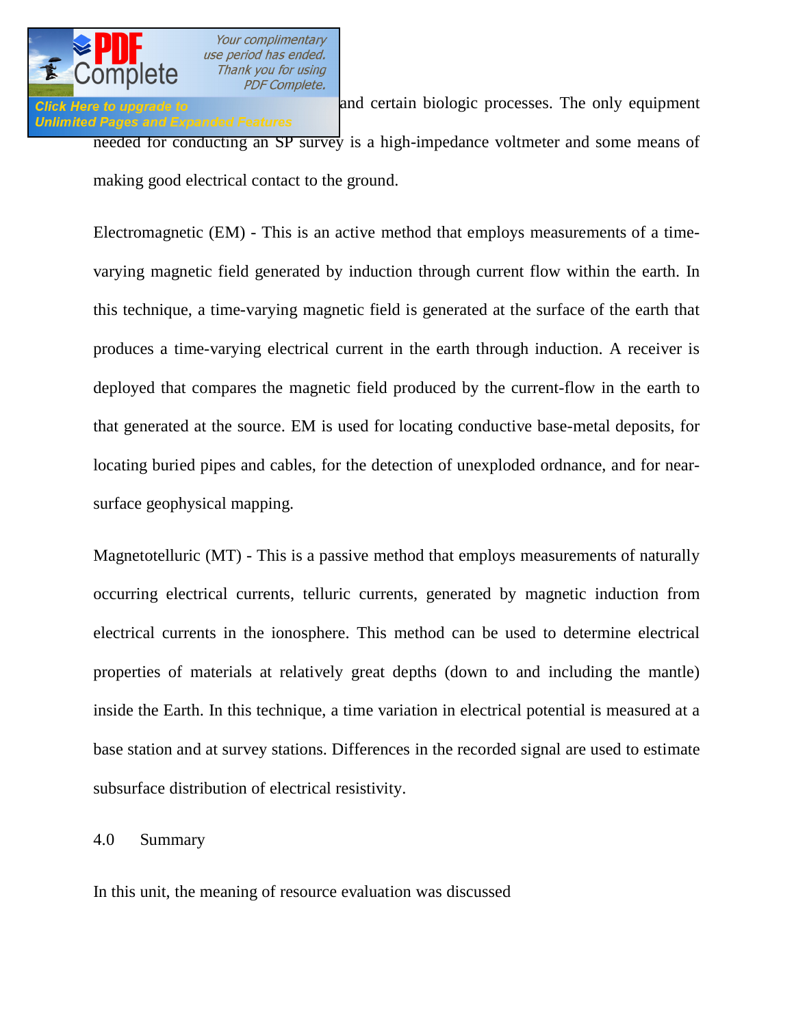and certain biologic processes. The only equipment needed for conducting an SP survey is a high-impedance voltmeter and some means of making good electrical contact to the ground.

Electromagnetic (EM) - This is an active method that employs measurements of a time-varying magnetic field generated by induction through current flow within the earth. In this technique, a time-varying magnetic field is generated at the surface of the earth that produces a time-varying electrical current in the earth through induction. A receiver is deployed that compares the magnetic field produced by the current-flow in the earth to that generated at the source. EM is used for locating conductive base-metal deposits, for locating buried pipes and cables, for the detection of unexploded ordnance, and for near-surface geophysical mapping.

Magnetotelluric (MT) - This is a passive method that employs measurements of naturally occurring electrical currents, telluric currents, generated by magnetic induction from electrical currents in the ionosphere. This method can be used to determine electrical properties of materials at relatively great depths (down to and including the mantle) inside the Earth. In this technique, a time variation in electrical potential is measured at a base station and at survey stations. Differences in the recorded signal are used to estimate subsurface distribution of electrical resistivity.

## 4.0 Summary

In this unit, the meaning of resource evaluation was discussed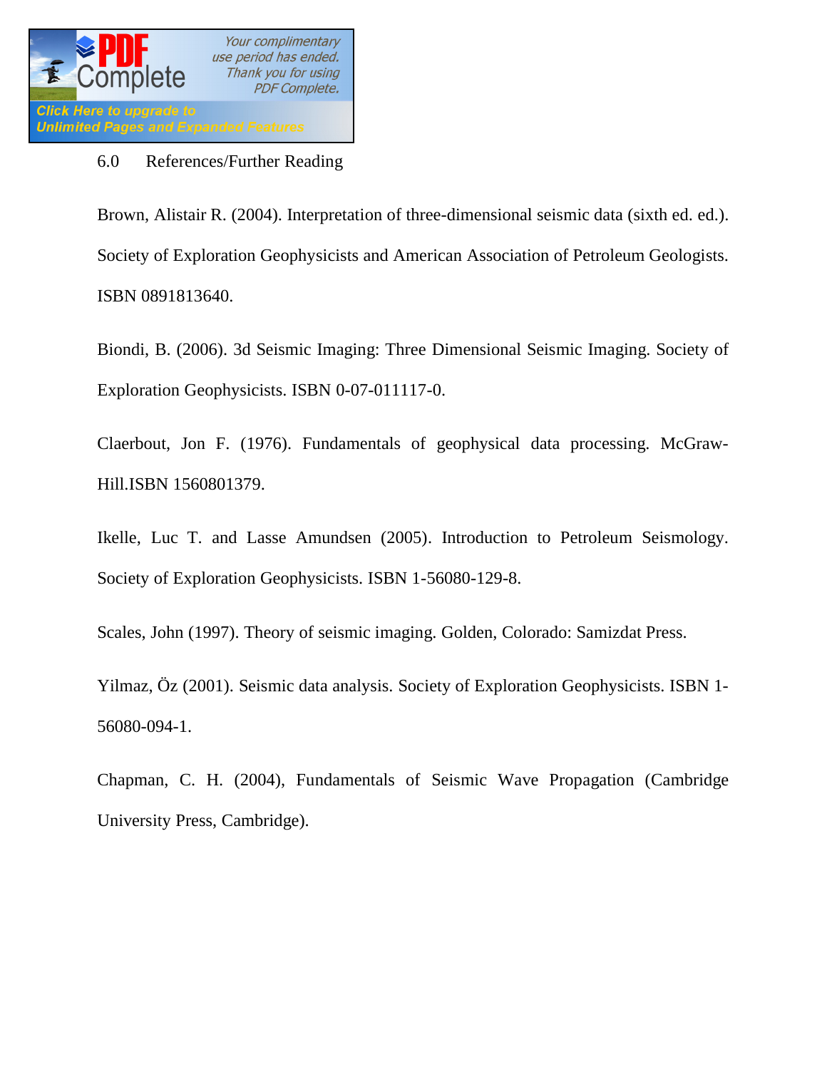## 6.0 References/Further Reading

Brown, Alistair R. (2004). Interpretation of three-dimensional seismic data (sixth ed. ed.). Society of Exploration Geophysicists and American Association of Petroleum Geologists. ISBN 0891813640.

Biondi, B. (2006). 3d Seismic Imaging: Three Dimensional Seismic Imaging. Society of Exploration Geophysicists. ISBN 0-07-011117-0.

Claerbout, Jon F. (1976). Fundamentals of geophysical data processing. McGraw-Hill.ISBN 1560801379.

Ikelle, Luc T. and Lasse Amundsen (2005). Introduction to Petroleum Seismology. Society of Exploration Geophysicists. ISBN 1-56080-129-8.

Scales, John (1997). Theory of seismic imaging. Golden, Colorado: Samizdat Press.

Yilmaz, Öz (2001). Seismic data analysis. Society of Exploration Geophysicists. ISBN 1-56080-094-1.

Chapman, C. H. (2004), Fundamentals of Seismic Wave Propagation (Cambridge University Press, Cambridge).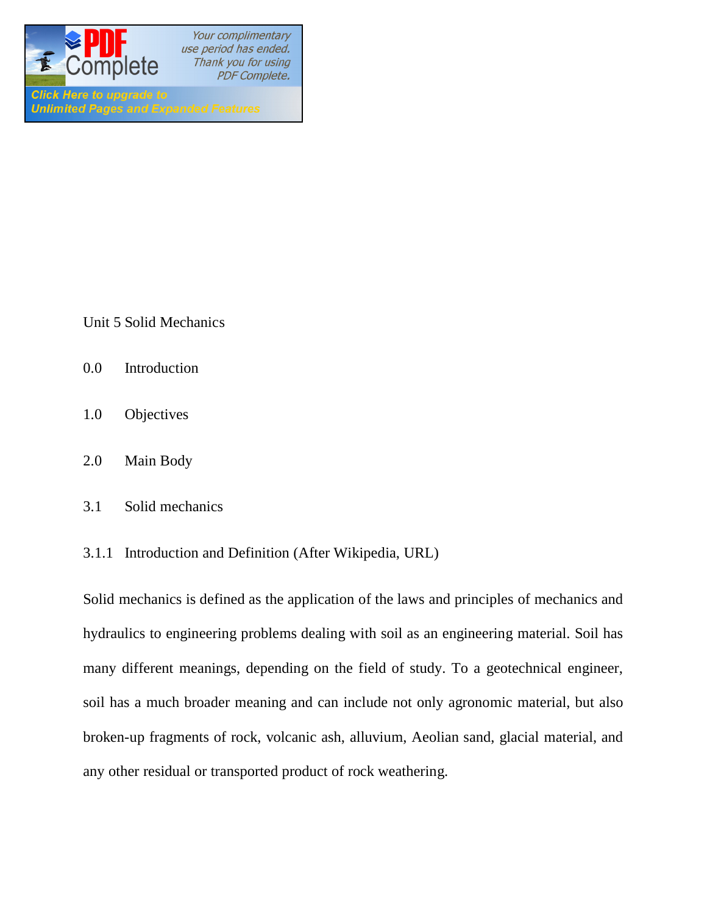# Unit 5 Solid Mechanics

0.0 Introduction

1.0 Objectives

2.0 Main Body

## 3.1 Solid mechanics

### 3.1.1 Introduction and Definition (After Wikipedia, URL)

Solid mechanics is defined as the application of the laws and principles of mechanics and hydraulics to engineering problems dealing with soil as an engineering material. Soil has many different meanings, depending on the field of study. To a geotechnical engineer, soil has a much broader meaning and can include not only agronomic material, but also broken-up fragments of rock, volcanic ash, alluvium, Aeolian sand, glacial material, and any other residual or transported product of rock weathering.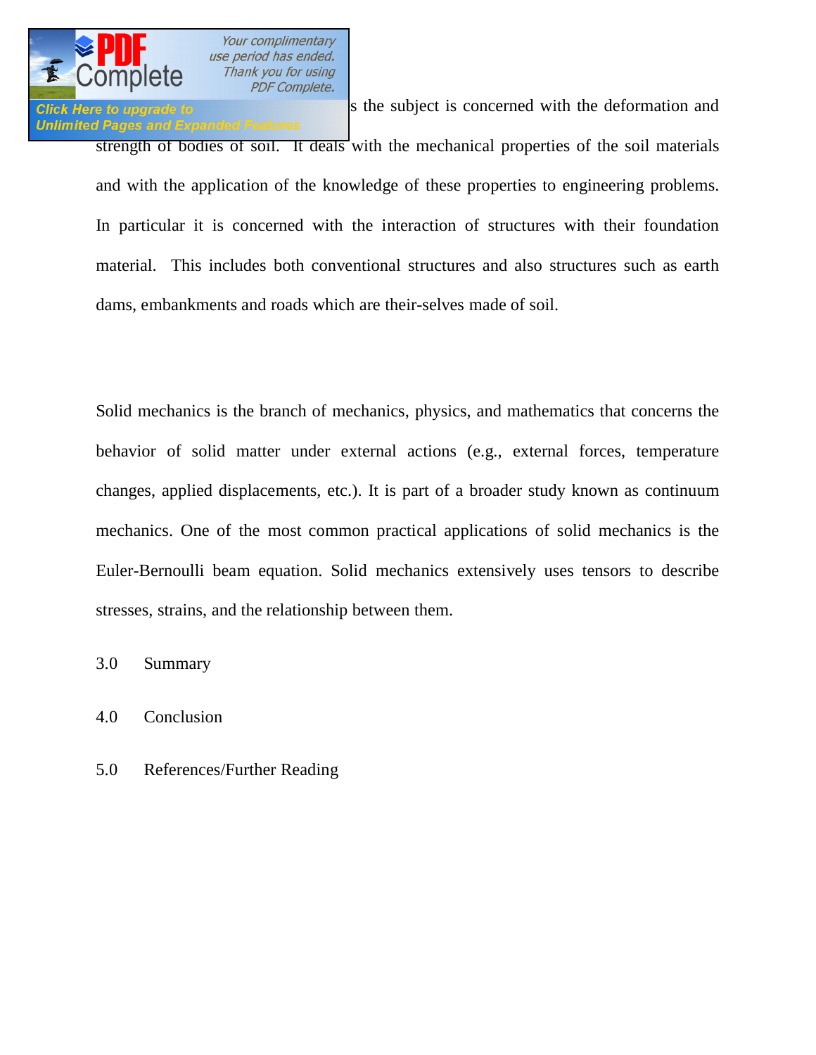s the subject is concerned with the deformation and strength of bodies of soil. It deals with the mechanical properties of the soil materials and with the application of the knowledge of these properties to engineering problems. In particular it is concerned with the interaction of structures with their foundation material. This includes both conventional structures and also structures such as earth dams, embankments and roads which are their-selves made of soil.

Solid mechanics is the branch of mechanics, physics, and mathematics that concerns the behavior of solid matter under external actions (e.g., external forces, temperature changes, applied displacements, etc.). It is part of a broader study known as continuum mechanics. One of the most common practical applications of solid mechanics is the Euler-Bernoulli beam equation. Solid mechanics extensively uses tensors to describe stresses, strains, and the relationship between them.

## 3.0 Summary

## 4.0 Conclusion

## 5.0 References/Further Reading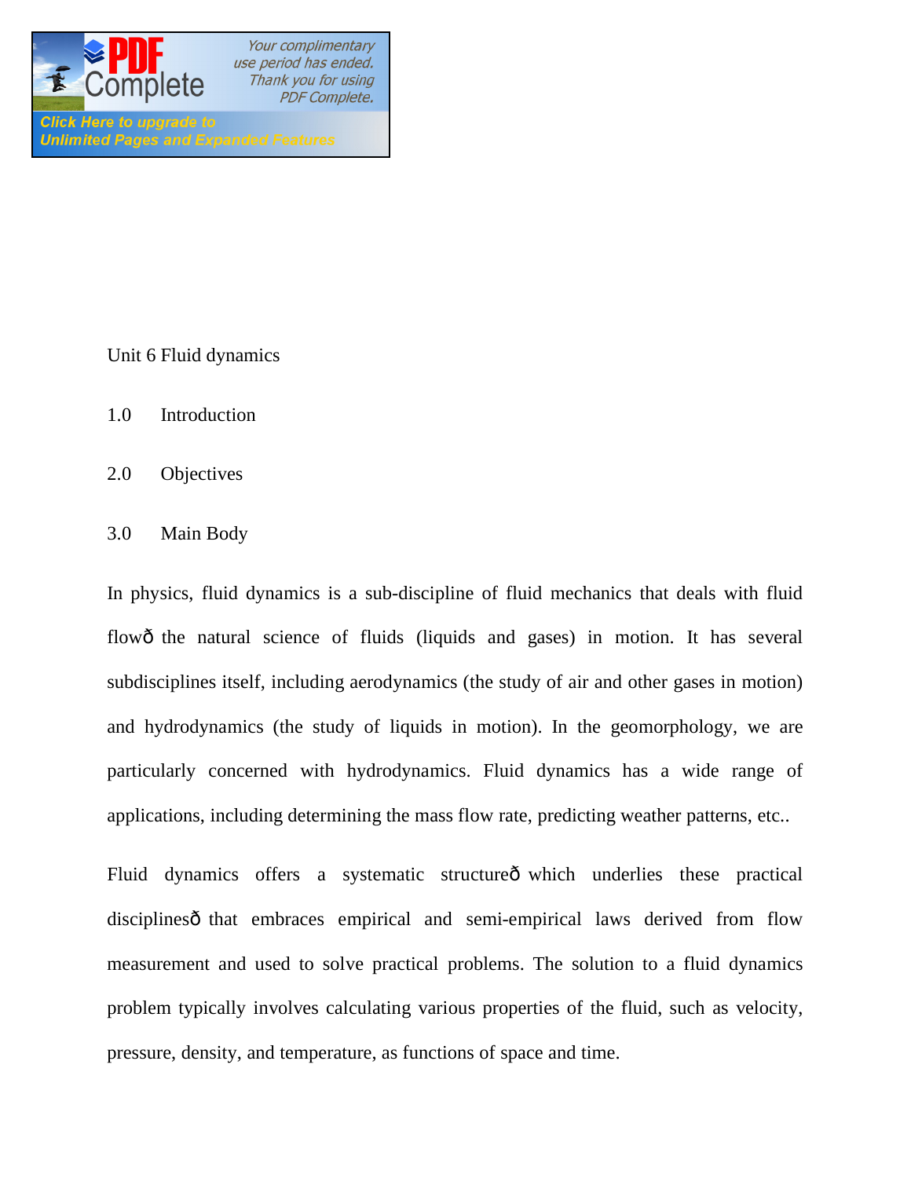Unit 6 Fluid dynamics

1.0 Introduction

2.0 Objectives

3.0 Main Body

In physics, fluid dynamics is a sub-discipline of fluid mechanics that deals with fluid flowð the natural science of fluids (liquids and gases) in motion. It has several subdisciplines itself, including aerodynamics (the study of air and other gases in motion) and hydrodynamics (the study of liquids in motion). In the geomorphology, we are particularly concerned with hydrodynamics. Fluid dynamics has a wide range of applications, including determining the mass flow rate, predicting weather patterns, etc..

Fluid dynamics offers a systematic structureð which underlies these practical disciplinesð that embraces empirical and semi-empirical laws derived from flow measurement and used to solve practical problems. The solution to a fluid dynamics problem typically involves calculating various properties of the fluid, such as velocity, pressure, density, and temperature, as functions of space and time.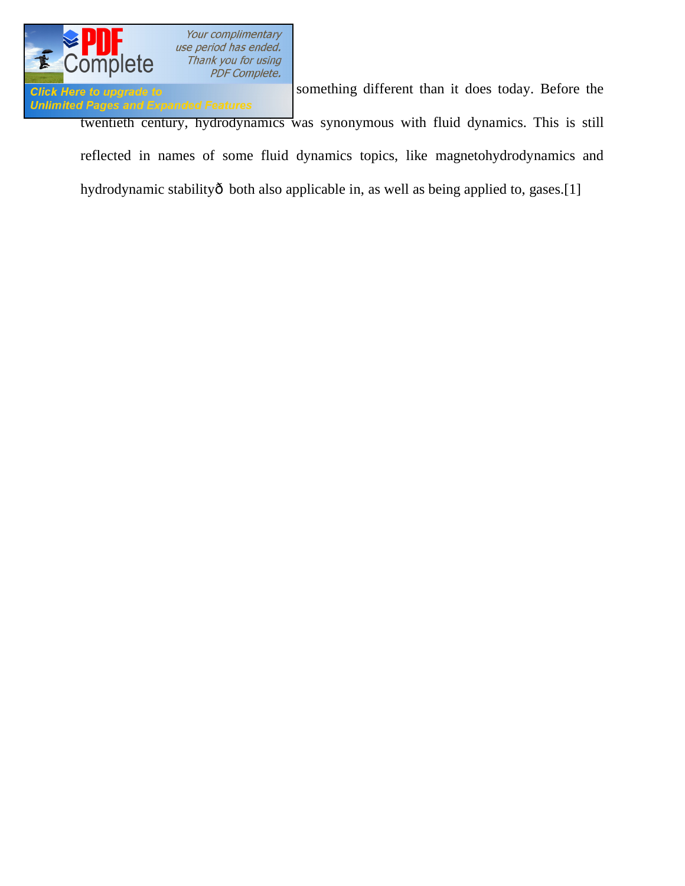something different than it does today. Before the twentieth century, hydrodynamics was synonymous with fluid dynamics. This is still reflected in names of some fluid dynamics topics, like magnetohydrodynamics and hydrodynamic stabilityð both also applicable in, as well as being applied to, gases.[1]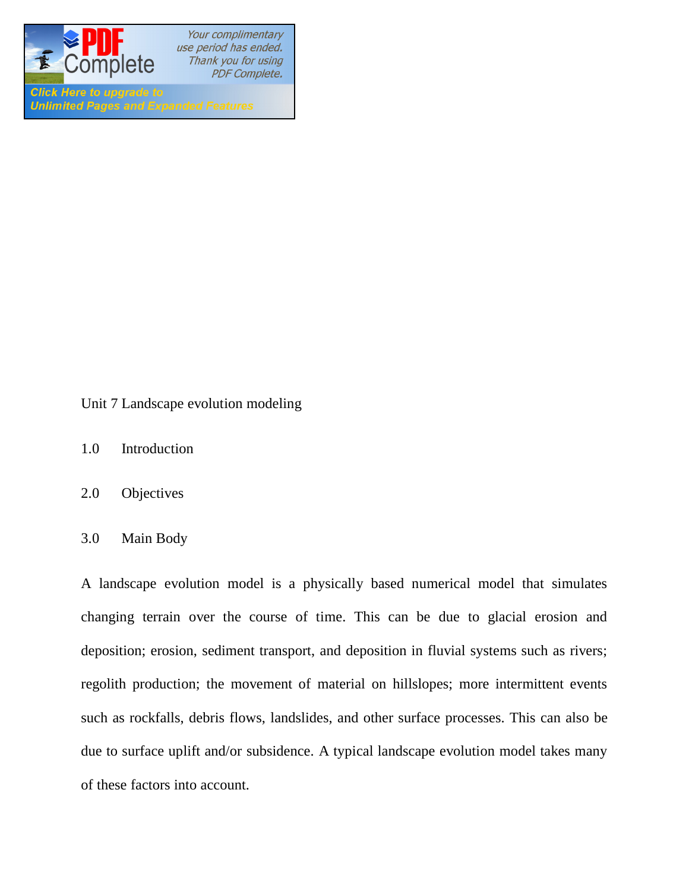# Unit 7 Landscape evolution modeling

1.0 Introduction

2.0 Objectives

3.0 Main Body

A landscape evolution model is a physically based numerical model that simulates changing terrain over the course of time. This can be due to glacial erosion and deposition; erosion, sediment transport, and deposition in fluvial systems such as rivers; regolith production; the movement of material on hillslopes; more intermittent events such as rockfalls, debris flows, landslides, and other surface processes. This can also be due to surface uplift and/or subsidence. A typical landscape evolution model takes many of these factors into account.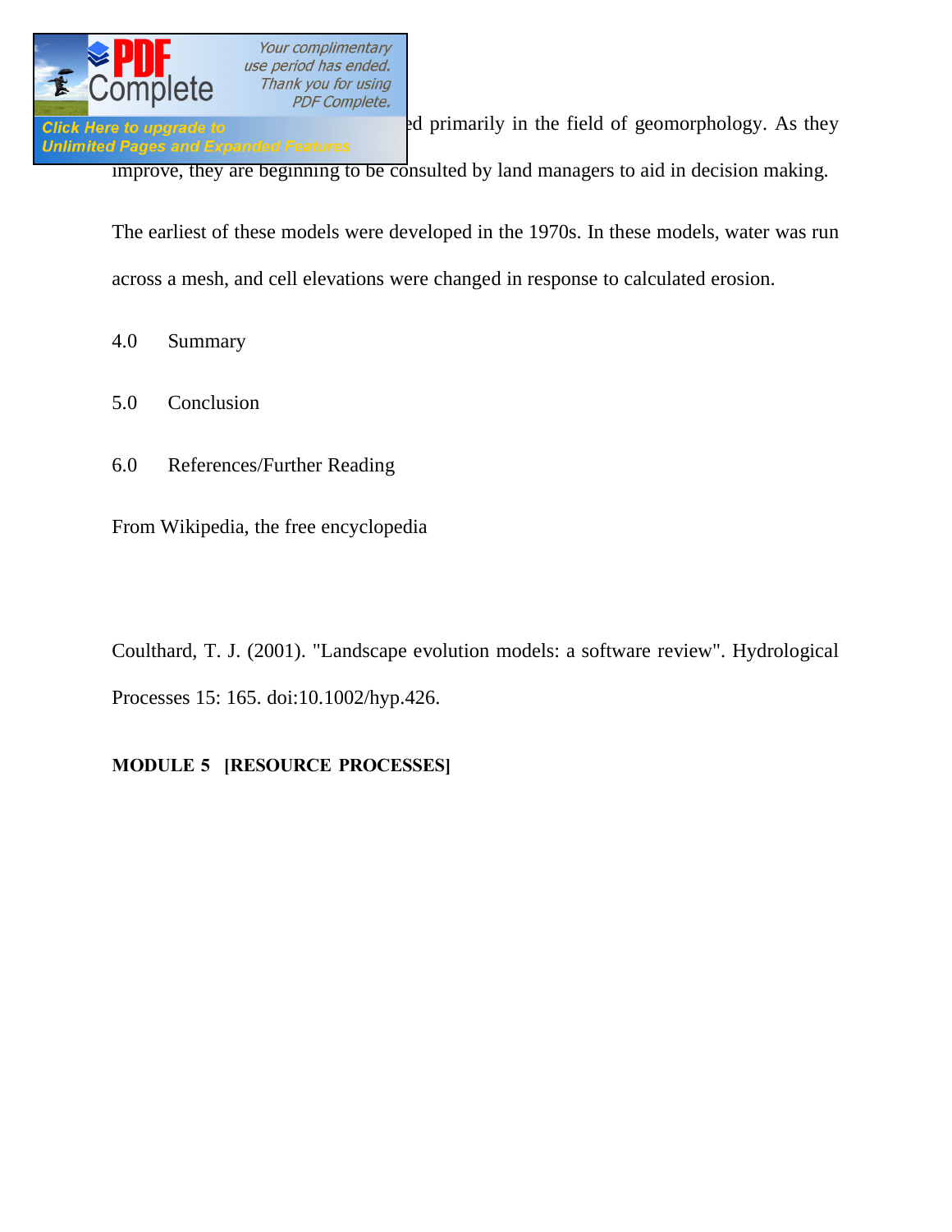ed primarily in the field of geomorphology. As they improve, they are beginning to be consulted by land managers to aid in decision making.

The earliest of these models were developed in the 1970s. In these models, water was run across a mesh, and cell elevations were changed in response to calculated erosion.

4.0 Summary

5.0 Conclusion

6.0 References/Further Reading

From Wikipedia, the free encyclopedia

Coulthard, T. J. (2001). "Landscape evolution models: a software review". Hydrological Processes 15: 165. doi:10.1002/hyp.426.

**MODULE 5 [RESOURCE PROCESSES]**